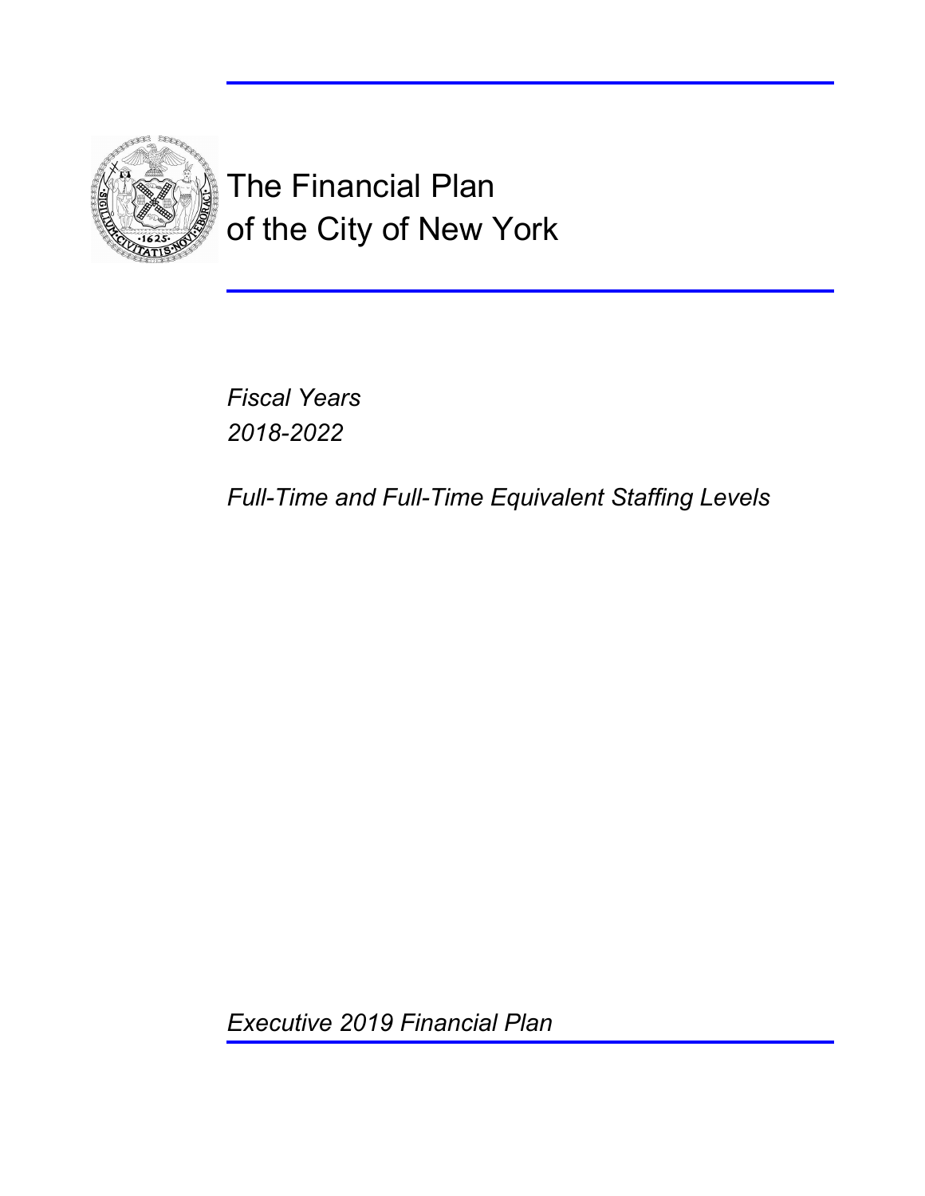# The Financial Plan of the City of New York

*Fiscal Years*
*2018-2022*

*Full-Time and Full-Time Equivalent Staffing Levels*

*Executive 2019 Financial Plan*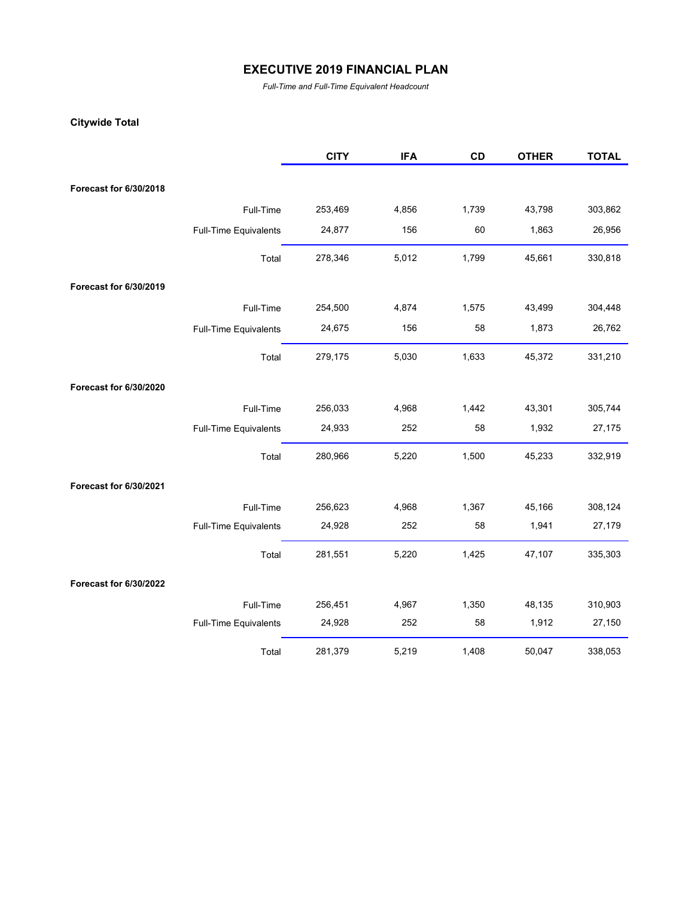# EXECUTIVE 2019 FINANCIAL PLAN

*Full-Time and Full-Time Equivalent Headcount*

**Citywide Total**

| | | CITY | IFA | CD | OTHER | TOTAL |
|---|---|---|---|---|---|---|
| **Forecast for 6/30/2018** | | | | | | |
| | Full-Time | 253,469 | 4,856 | 1,739 | 43,798 | 303,862 |
| | Full-Time Equivalents | 24,877 | 156 | 60 | 1,863 | 26,956 |
| | Total | 278,346 | 5,012 | 1,799 | 45,661 | 330,818 |
| **Forecast for 6/30/2019** | | | | | | |
| | Full-Time | 254,500 | 4,874 | 1,575 | 43,499 | 304,448 |
| | Full-Time Equivalents | 24,675 | 156 | 58 | 1,873 | 26,762 |
| | Total | 279,175 | 5,030 | 1,633 | 45,372 | 331,210 |
| **Forecast for 6/30/2020** | | | | | | |
| | Full-Time | 256,033 | 4,968 | 1,442 | 43,301 | 305,744 |
| | Full-Time Equivalents | 24,933 | 252 | 58 | 1,932 | 27,175 |
| | Total | 280,966 | 5,220 | 1,500 | 45,233 | 332,919 |
| **Forecast for 6/30/2021** | | | | | | |
| | Full-Time | 256,623 | 4,968 | 1,367 | 45,166 | 308,124 |
| | Full-Time Equivalents | 24,928 | 252 | 58 | 1,941 | 27,179 |
| | Total | 281,551 | 5,220 | 1,425 | 47,107 | 335,303 |
| **Forecast for 6/30/2022** | | | | | | |
| | Full-Time | 256,451 | 4,967 | 1,350 | 48,135 | 310,903 |
| | Full-Time Equivalents | 24,928 | 252 | 58 | 1,912 | 27,150 |
| | Total | 281,379 | 5,219 | 1,408 | 50,047 | 338,053 |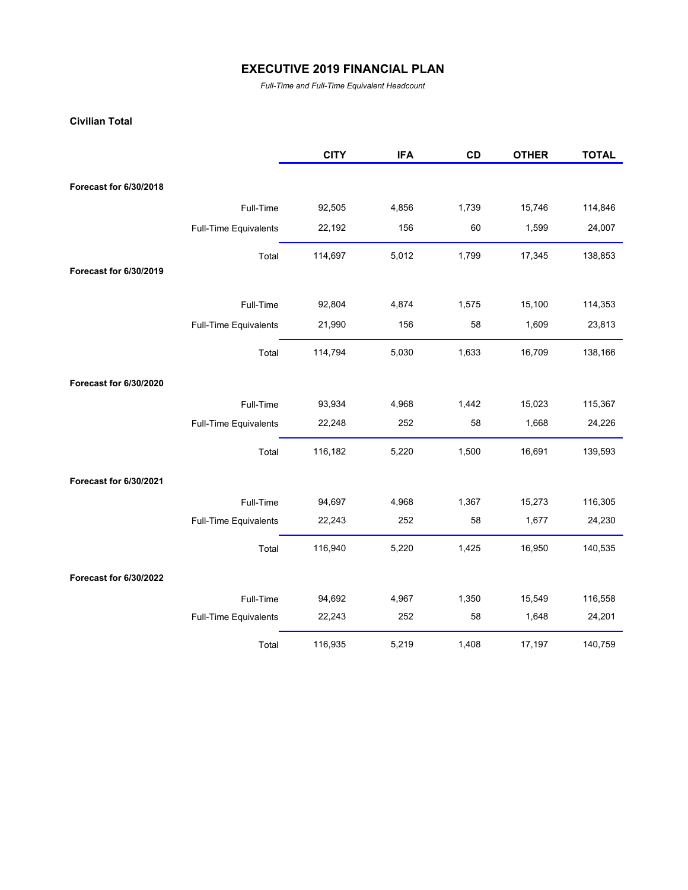# EXECUTIVE 2019 FINANCIAL PLAN

*Full-Time and Full-Time Equivalent Headcount*

**Civilian Total**

| | | CITY | IFA | CD | OTHER | TOTAL |
|---|---|---|---|---|---|---|
| **Forecast for 6/30/2018** | | | | | | |
| | Full-Time | 92,505 | 4,856 | 1,739 | 15,746 | 114,846 |
| | Full-Time Equivalents | 22,192 | 156 | 60 | 1,599 | 24,007 |
| | Total | 114,697 | 5,012 | 1,799 | 17,345 | 138,853 |
| **Forecast for 6/30/2019** | | | | | | |
| | Full-Time | 92,804 | 4,874 | 1,575 | 15,100 | 114,353 |
| | Full-Time Equivalents | 21,990 | 156 | 58 | 1,609 | 23,813 |
| | Total | 114,794 | 5,030 | 1,633 | 16,709 | 138,166 |
| **Forecast for 6/30/2020** | | | | | | |
| | Full-Time | 93,934 | 4,968 | 1,442 | 15,023 | 115,367 |
| | Full-Time Equivalents | 22,248 | 252 | 58 | 1,668 | 24,226 |
| | Total | 116,182 | 5,220 | 1,500 | 16,691 | 139,593 |
| **Forecast for 6/30/2021** | | | | | | |
| | Full-Time | 94,697 | 4,968 | 1,367 | 15,273 | 116,305 |
| | Full-Time Equivalents | 22,243 | 252 | 58 | 1,677 | 24,230 |
| | Total | 116,940 | 5,220 | 1,425 | 16,950 | 140,535 |
| **Forecast for 6/30/2022** | | | | | | |
| | Full-Time | 94,692 | 4,967 | 1,350 | 15,549 | 116,558 |
| | Full-Time Equivalents | 22,243 | 252 | 58 | 1,648 | 24,201 |
| | Total | 116,935 | 5,219 | 1,408 | 17,197 | 140,759 |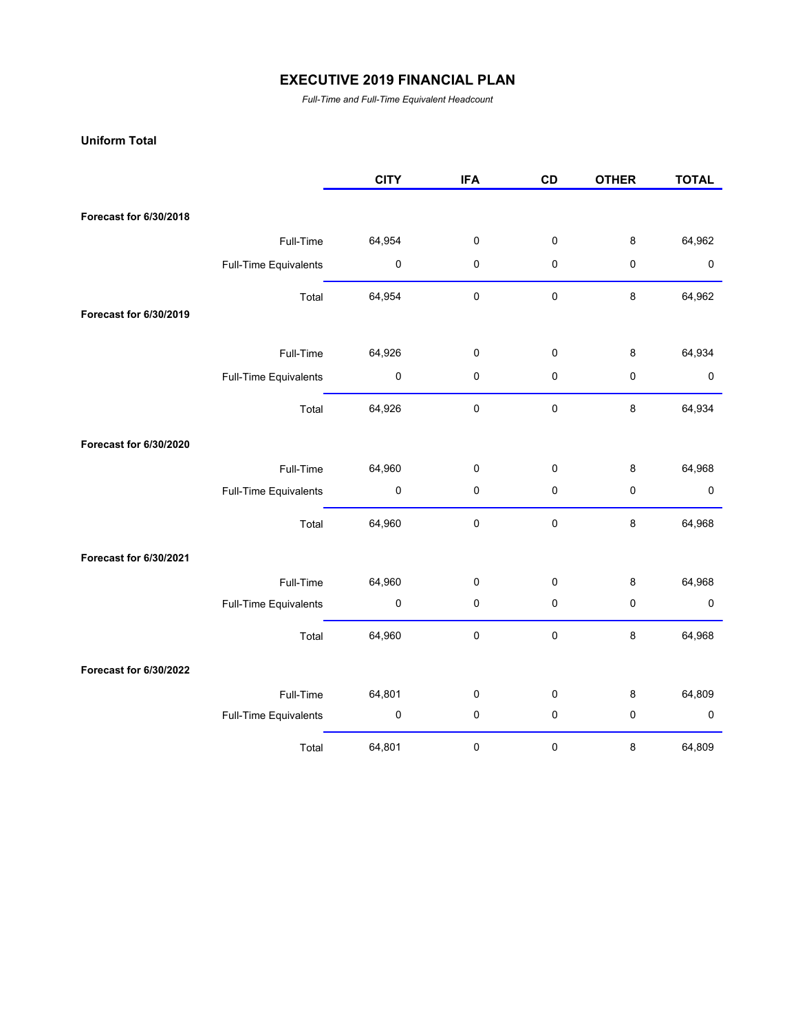# EXECUTIVE 2019 FINANCIAL PLAN

*Full-Time and Full-Time Equivalent Headcount*

**Uniform Total**

| | | CITY | IFA | CD | OTHER | TOTAL |
|---|---|---|---|---|---|---|
| **Forecast for 6/30/2018** | | | | | | |
| | Full-Time | 64,954 | 0 | 0 | 8 | 64,962 |
| | Full-Time Equivalents | 0 | 0 | 0 | 0 | 0 |
| | Total | 64,954 | 0 | 0 | 8 | 64,962 |
| **Forecast for 6/30/2019** | | | | | | |
| | Full-Time | 64,926 | 0 | 0 | 8 | 64,934 |
| | Full-Time Equivalents | 0 | 0 | 0 | 0 | 0 |
| | Total | 64,926 | 0 | 0 | 8 | 64,934 |
| **Forecast for 6/30/2020** | | | | | | |
| | Full-Time | 64,960 | 0 | 0 | 8 | 64,968 |
| | Full-Time Equivalents | 0 | 0 | 0 | 0 | 0 |
| | Total | 64,960 | 0 | 0 | 8 | 64,968 |
| **Forecast for 6/30/2021** | | | | | | |
| | Full-Time | 64,960 | 0 | 0 | 8 | 64,968 |
| | Full-Time Equivalents | 0 | 0 | 0 | 0 | 0 |
| | Total | 64,960 | 0 | 0 | 8 | 64,968 |
| **Forecast for 6/30/2022** | | | | | | |
| | Full-Time | 64,801 | 0 | 0 | 8 | 64,809 |
| | Full-Time Equivalents | 0 | 0 | 0 | 0 | 0 |
| | Total | 64,801 | 0 | 0 | 8 | 64,809 |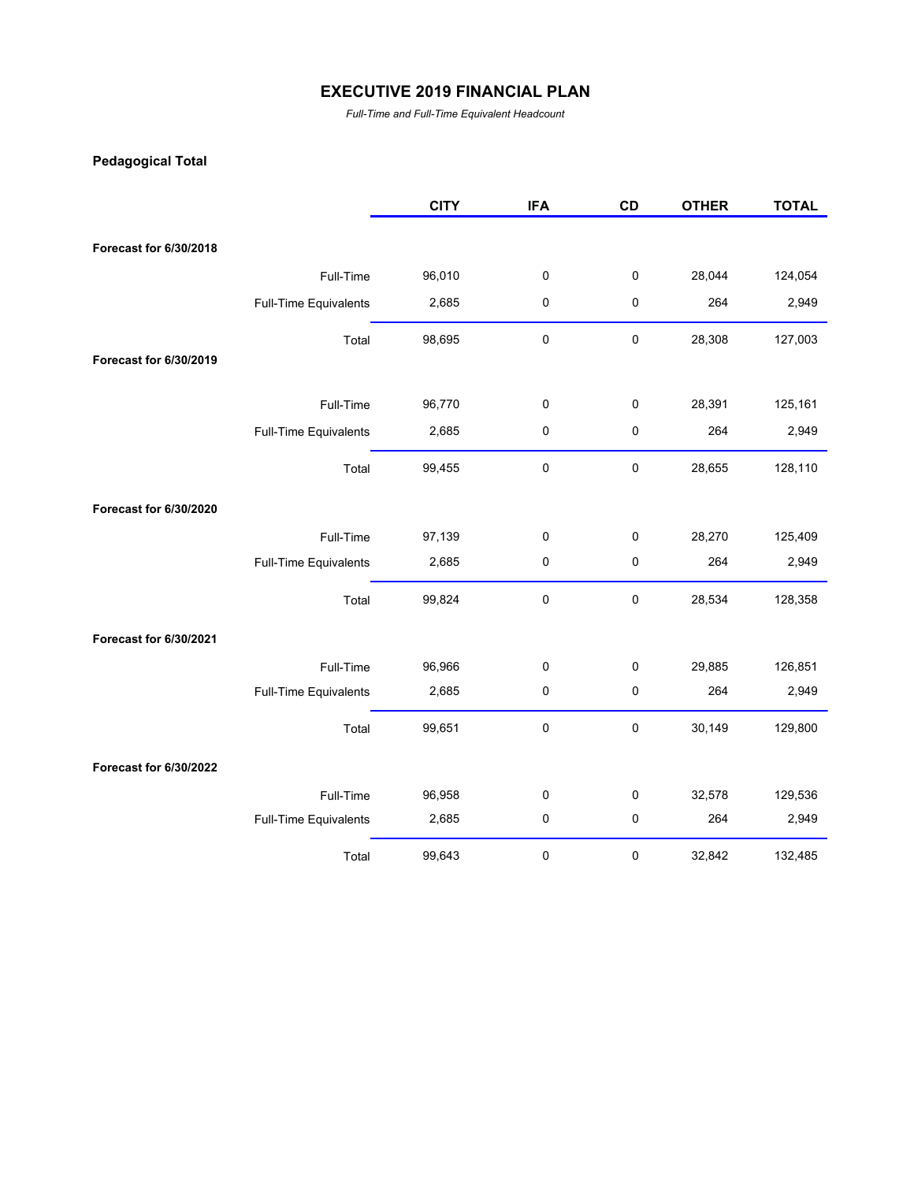# EXECUTIVE 2019 FINANCIAL PLAN

*Full-Time and Full-Time Equivalent Headcount*

## Pedagogical Total

| | | CITY | IFA | CD | OTHER | TOTAL |
|---|---|---|---|---|---|---|
| **Forecast for 6/30/2018** | | | | | | |
| | Full-Time | 96,010 | 0 | 0 | 28,044 | 124,054 |
| | Full-Time Equivalents | 2,685 | 0 | 0 | 264 | 2,949 |
| | Total | 98,695 | 0 | 0 | 28,308 | 127,003 |
| **Forecast for 6/30/2019** | | | | | | |
| | Full-Time | 96,770 | 0 | 0 | 28,391 | 125,161 |
| | Full-Time Equivalents | 2,685 | 0 | 0 | 264 | 2,949 |
| | Total | 99,455 | 0 | 0 | 28,655 | 128,110 |
| **Forecast for 6/30/2020** | | | | | | |
| | Full-Time | 97,139 | 0 | 0 | 28,270 | 125,409 |
| | Full-Time Equivalents | 2,685 | 0 | 0 | 264 | 2,949 |
| | Total | 99,824 | 0 | 0 | 28,534 | 128,358 |
| **Forecast for 6/30/2021** | | | | | | |
| | Full-Time | 96,966 | 0 | 0 | 29,885 | 126,851 |
| | Full-Time Equivalents | 2,685 | 0 | 0 | 264 | 2,949 |
| | Total | 99,651 | 0 | 0 | 30,149 | 129,800 |
| **Forecast for 6/30/2022** | | | | | | |
| | Full-Time | 96,958 | 0 | 0 | 32,578 | 129,536 |
| | Full-Time Equivalents | 2,685 | 0 | 0 | 264 | 2,949 |
| | Total | 99,643 | 0 | 0 | 32,842 | 132,485 |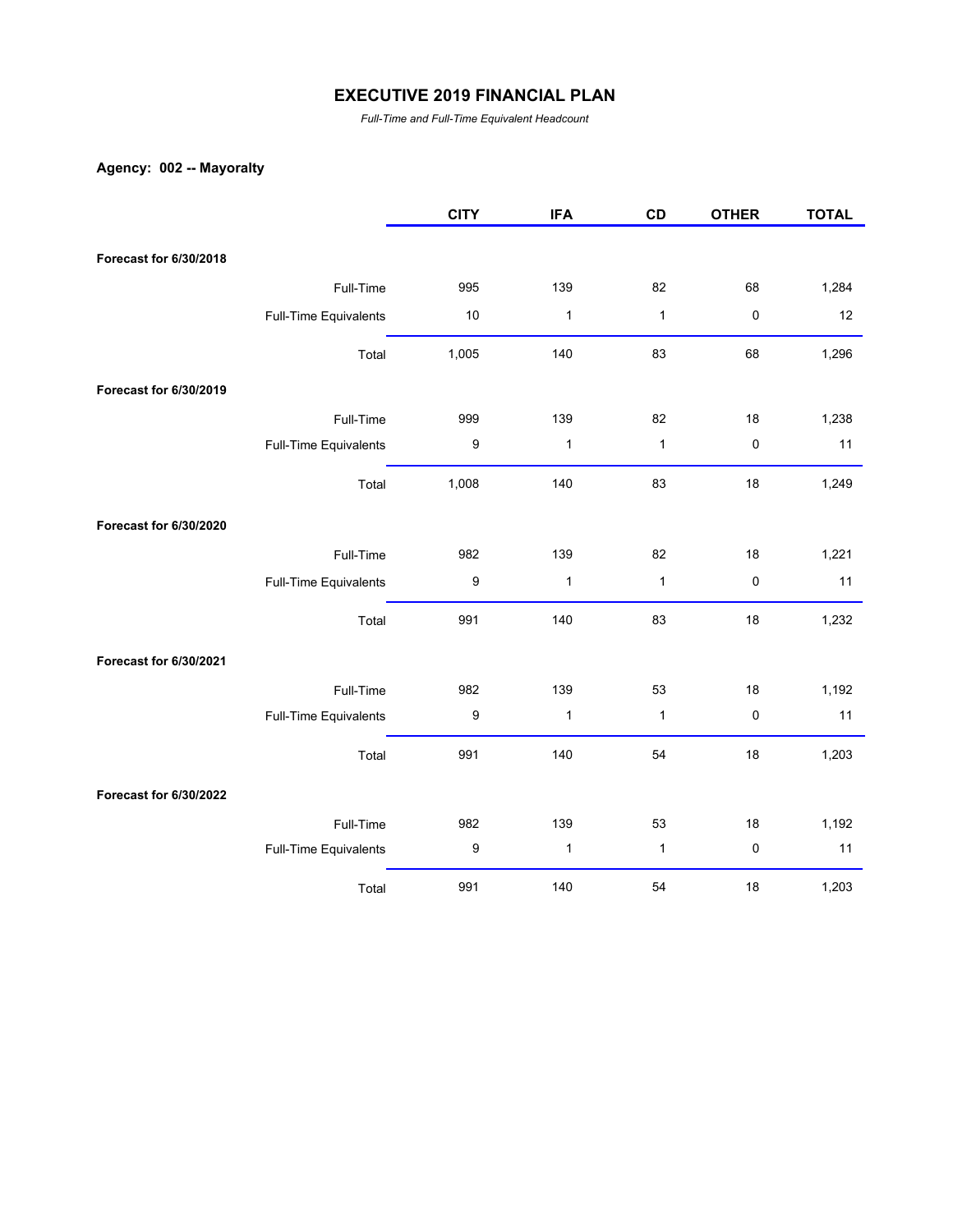# EXECUTIVE 2019 FINANCIAL PLAN

*Full-Time and Full-Time Equivalent Headcount*

**Agency: 002 -- Mayoralty**

| | | CITY | IFA | CD | OTHER | TOTAL |
|---|---|---|---|---|---|---|
| **Forecast for 6/30/2018** | | | | | | |
| | Full-Time | 995 | 139 | 82 | 68 | 1,284 |
| | Full-Time Equivalents | 10 | 1 | 1 | 0 | 12 |
| | Total | 1,005 | 140 | 83 | 68 | 1,296 |
| **Forecast for 6/30/2019** | | | | | | |
| | Full-Time | 999 | 139 | 82 | 18 | 1,238 |
| | Full-Time Equivalents | 9 | 1 | 1 | 0 | 11 |
| | Total | 1,008 | 140 | 83 | 18 | 1,249 |
| **Forecast for 6/30/2020** | | | | | | |
| | Full-Time | 982 | 139 | 82 | 18 | 1,221 |
| | Full-Time Equivalents | 9 | 1 | 1 | 0 | 11 |
| | Total | 991 | 140 | 83 | 18 | 1,232 |
| **Forecast for 6/30/2021** | | | | | | |
| | Full-Time | 982 | 139 | 53 | 18 | 1,192 |
| | Full-Time Equivalents | 9 | 1 | 1 | 0 | 11 |
| | Total | 991 | 140 | 54 | 18 | 1,203 |
| **Forecast for 6/30/2022** | | | | | | |
| | Full-Time | 982 | 139 | 53 | 18 | 1,192 |
| | Full-Time Equivalents | 9 | 1 | 1 | 0 | 11 |
| | Total | 991 | 140 | 54 | 18 | 1,203 |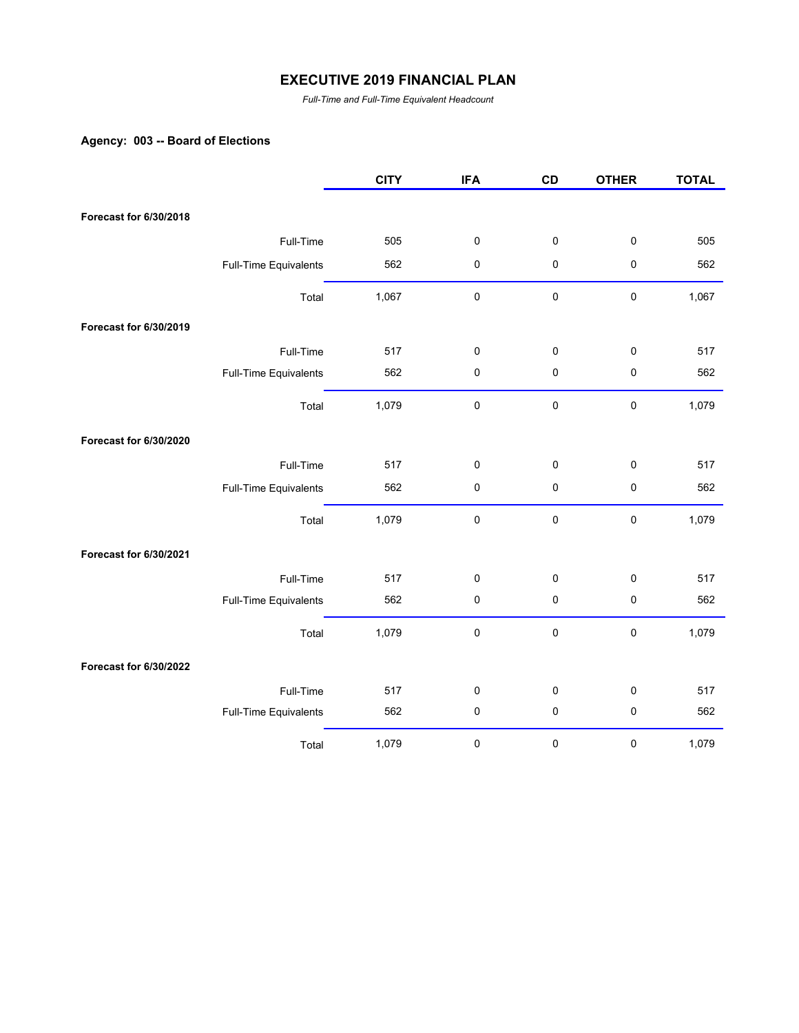# EXECUTIVE 2019 FINANCIAL PLAN

*Full-Time and Full-Time Equivalent Headcount*

**Agency: 003 -- Board of Elections**

| | | CITY | IFA | CD | OTHER | TOTAL |
|---|---|---|---|---|---|---|
| **Forecast for 6/30/2018** | | | | | | |
| | Full-Time | 505 | 0 | 0 | 0 | 505 |
| | Full-Time Equivalents | 562 | 0 | 0 | 0 | 562 |
| | Total | 1,067 | 0 | 0 | 0 | 1,067 |
| **Forecast for 6/30/2019** | | | | | | |
| | Full-Time | 517 | 0 | 0 | 0 | 517 |
| | Full-Time Equivalents | 562 | 0 | 0 | 0 | 562 |
| | Total | 1,079 | 0 | 0 | 0 | 1,079 |
| **Forecast for 6/30/2020** | | | | | | |
| | Full-Time | 517 | 0 | 0 | 0 | 517 |
| | Full-Time Equivalents | 562 | 0 | 0 | 0 | 562 |
| | Total | 1,079 | 0 | 0 | 0 | 1,079 |
| **Forecast for 6/30/2021** | | | | | | |
| | Full-Time | 517 | 0 | 0 | 0 | 517 |
| | Full-Time Equivalents | 562 | 0 | 0 | 0 | 562 |
| | Total | 1,079 | 0 | 0 | 0 | 1,079 |
| **Forecast for 6/30/2022** | | | | | | |
| | Full-Time | 517 | 0 | 0 | 0 | 517 |
| | Full-Time Equivalents | 562 | 0 | 0 | 0 | 562 |
| | Total | 1,079 | 0 | 0 | 0 | 1,079 |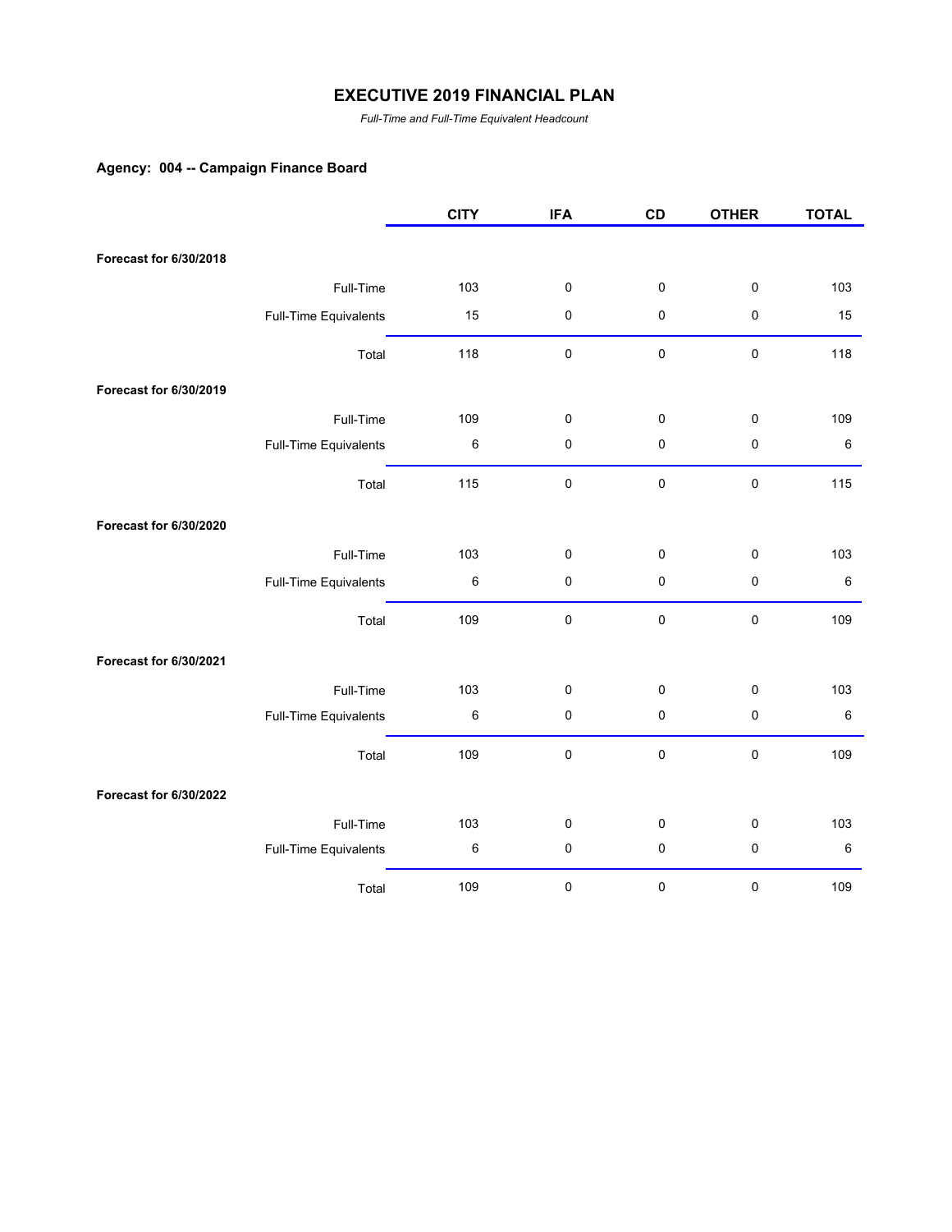# EXECUTIVE 2019 FINANCIAL PLAN

*Full-Time and Full-Time Equivalent Headcount*

### Agency: 004 -- Campaign Finance Board

| | | CITY | IFA | CD | OTHER | TOTAL |
|---|---|---|---|---|---|---|
| **Forecast for 6/30/2018** | | | | | | |
| | Full-Time | 103 | 0 | 0 | 0 | 103 |
| | Full-Time Equivalents | 15 | 0 | 0 | 0 | 15 |
| | Total | 118 | 0 | 0 | 0 | 118 |
| **Forecast for 6/30/2019** | | | | | | |
| | Full-Time | 109 | 0 | 0 | 0 | 109 |
| | Full-Time Equivalents | 6 | 0 | 0 | 0 | 6 |
| | Total | 115 | 0 | 0 | 0 | 115 |
| **Forecast for 6/30/2020** | | | | | | |
| | Full-Time | 103 | 0 | 0 | 0 | 103 |
| | Full-Time Equivalents | 6 | 0 | 0 | 0 | 6 |
| | Total | 109 | 0 | 0 | 0 | 109 |
| **Forecast for 6/30/2021** | | | | | | |
| | Full-Time | 103 | 0 | 0 | 0 | 103 |
| | Full-Time Equivalents | 6 | 0 | 0 | 0 | 6 |
| | Total | 109 | 0 | 0 | 0 | 109 |
| **Forecast for 6/30/2022** | | | | | | |
| | Full-Time | 103 | 0 | 0 | 0 | 103 |
| | Full-Time Equivalents | 6 | 0 | 0 | 0 | 6 |
| | Total | 109 | 0 | 0 | 0 | 109 |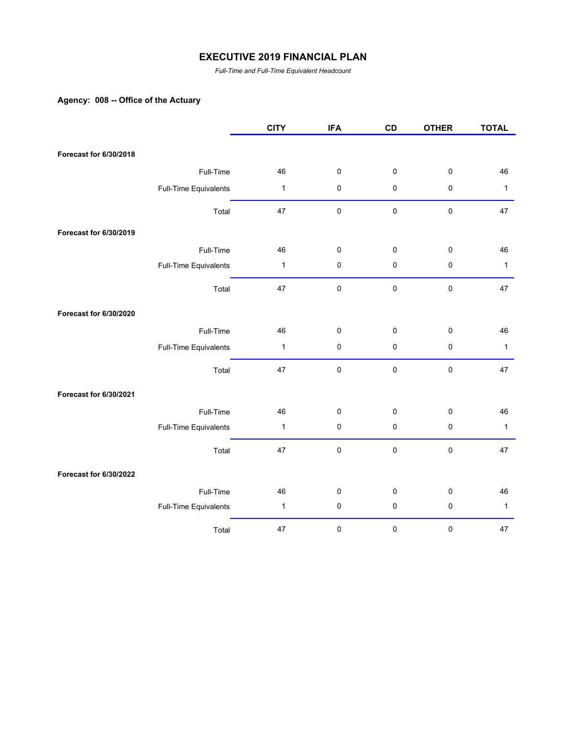# EXECUTIVE 2019 FINANCIAL PLAN

*Full-Time and Full-Time Equivalent Headcount*

**Agency: 008 -- Office of the Actuary**

| | | CITY | IFA | CD | OTHER | TOTAL |
|---|---|---|---|---|---|---|
| **Forecast for 6/30/2018** | | | | | | |
| | Full-Time | 46 | 0 | 0 | 0 | 46 |
| | Full-Time Equivalents | 1 | 0 | 0 | 0 | 1 |
| | Total | 47 | 0 | 0 | 0 | 47 |
| **Forecast for 6/30/2019** | | | | | | |
| | Full-Time | 46 | 0 | 0 | 0 | 46 |
| | Full-Time Equivalents | 1 | 0 | 0 | 0 | 1 |
| | Total | 47 | 0 | 0 | 0 | 47 |
| **Forecast for 6/30/2020** | | | | | | |
| | Full-Time | 46 | 0 | 0 | 0 | 46 |
| | Full-Time Equivalents | 1 | 0 | 0 | 0 | 1 |
| | Total | 47 | 0 | 0 | 0 | 47 |
| **Forecast for 6/30/2021** | | | | | | |
| | Full-Time | 46 | 0 | 0 | 0 | 46 |
| | Full-Time Equivalents | 1 | 0 | 0 | 0 | 1 |
| | Total | 47 | 0 | 0 | 0 | 47 |
| **Forecast for 6/30/2022** | | | | | | |
| | Full-Time | 46 | 0 | 0 | 0 | 46 |
| | Full-Time Equivalents | 1 | 0 | 0 | 0 | 1 |
| | Total | 47 | 0 | 0 | 0 | 47 |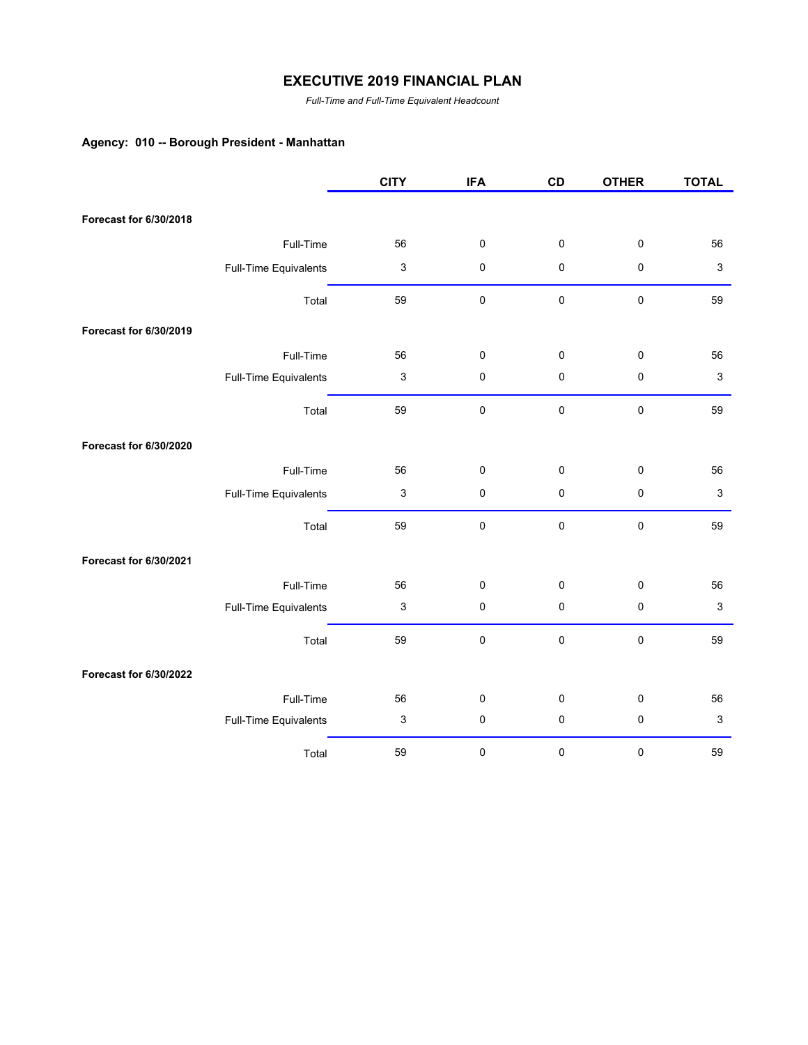# EXECUTIVE 2019 FINANCIAL PLAN

*Full-Time and Full-Time Equivalent Headcount*

## Agency: 010 -- Borough President - Manhattan

| | | CITY | IFA | CD | OTHER | TOTAL |
|---|---|---|---|---|---|---|
| **Forecast for 6/30/2018** | | | | | | |
| | Full-Time | 56 | 0 | 0 | 0 | 56 |
| | Full-Time Equivalents | 3 | 0 | 0 | 0 | 3 |
| | Total | 59 | 0 | 0 | 0 | 59 |
| **Forecast for 6/30/2019** | | | | | | |
| | Full-Time | 56 | 0 | 0 | 0 | 56 |
| | Full-Time Equivalents | 3 | 0 | 0 | 0 | 3 |
| | Total | 59 | 0 | 0 | 0 | 59 |
| **Forecast for 6/30/2020** | | | | | | |
| | Full-Time | 56 | 0 | 0 | 0 | 56 |
| | Full-Time Equivalents | 3 | 0 | 0 | 0 | 3 |
| | Total | 59 | 0 | 0 | 0 | 59 |
| **Forecast for 6/30/2021** | | | | | | |
| | Full-Time | 56 | 0 | 0 | 0 | 56 |
| | Full-Time Equivalents | 3 | 0 | 0 | 0 | 3 |
| | Total | 59 | 0 | 0 | 0 | 59 |
| **Forecast for 6/30/2022** | | | | | | |
| | Full-Time | 56 | 0 | 0 | 0 | 56 |
| | Full-Time Equivalents | 3 | 0 | 0 | 0 | 3 |
| | Total | 59 | 0 | 0 | 0 | 59 |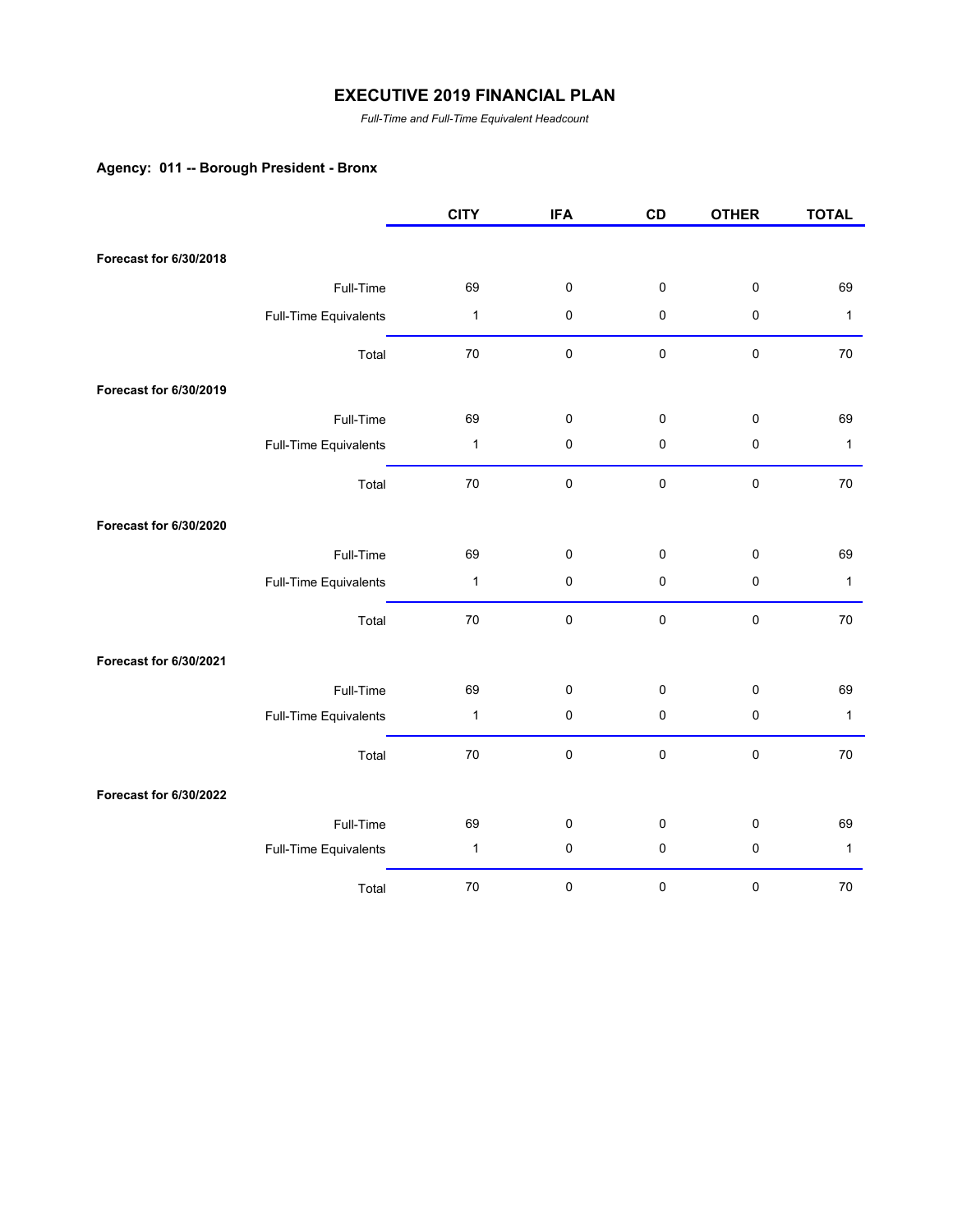# EXECUTIVE 2019 FINANCIAL PLAN

*Full-Time and Full-Time Equivalent Headcount*

### Agency: 011 -- Borough President - Bronx

| | | CITY | IFA | CD | OTHER | TOTAL |
|---|---|---|---|---|---|---|
| **Forecast for 6/30/2018** | | | | | | |
| | Full-Time | 69 | 0 | 0 | 0 | 69 |
| | Full-Time Equivalents | 1 | 0 | 0 | 0 | 1 |
| | Total | 70 | 0 | 0 | 0 | 70 |
| **Forecast for 6/30/2019** | | | | | | |
| | Full-Time | 69 | 0 | 0 | 0 | 69 |
| | Full-Time Equivalents | 1 | 0 | 0 | 0 | 1 |
| | Total | 70 | 0 | 0 | 0 | 70 |
| **Forecast for 6/30/2020** | | | | | | |
| | Full-Time | 69 | 0 | 0 | 0 | 69 |
| | Full-Time Equivalents | 1 | 0 | 0 | 0 | 1 |
| | Total | 70 | 0 | 0 | 0 | 70 |
| **Forecast for 6/30/2021** | | | | | | |
| | Full-Time | 69 | 0 | 0 | 0 | 69 |
| | Full-Time Equivalents | 1 | 0 | 0 | 0 | 1 |
| | Total | 70 | 0 | 0 | 0 | 70 |
| **Forecast for 6/30/2022** | | | | | | |
| | Full-Time | 69 | 0 | 0 | 0 | 69 |
| | Full-Time Equivalents | 1 | 0 | 0 | 0 | 1 |
| | Total | 70 | 0 | 0 | 0 | 70 |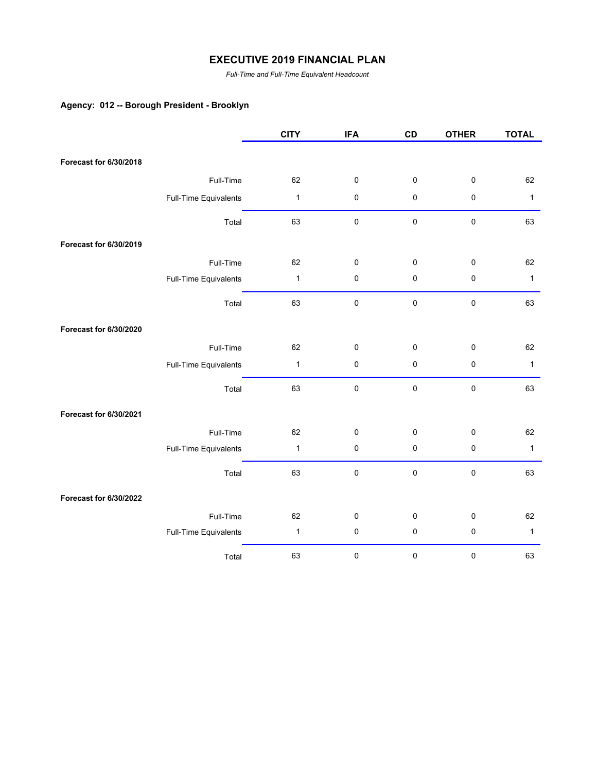# EXECUTIVE 2019 FINANCIAL PLAN

*Full-Time and Full-Time Equivalent Headcount*

## Agency: 012 -- Borough President - Brooklyn

| | | CITY | IFA | CD | OTHER | TOTAL |
|---|---|---|---|---|---|---|
| **Forecast for 6/30/2018** | | | | | | |
| | Full-Time | 62 | 0 | 0 | 0 | 62 |
| | Full-Time Equivalents | 1 | 0 | 0 | 0 | 1 |
| | Total | 63 | 0 | 0 | 0 | 63 |
| **Forecast for 6/30/2019** | | | | | | |
| | Full-Time | 62 | 0 | 0 | 0 | 62 |
| | Full-Time Equivalents | 1 | 0 | 0 | 0 | 1 |
| | Total | 63 | 0 | 0 | 0 | 63 |
| **Forecast for 6/30/2020** | | | | | | |
| | Full-Time | 62 | 0 | 0 | 0 | 62 |
| | Full-Time Equivalents | 1 | 0 | 0 | 0 | 1 |
| | Total | 63 | 0 | 0 | 0 | 63 |
| **Forecast for 6/30/2021** | | | | | | |
| | Full-Time | 62 | 0 | 0 | 0 | 62 |
| | Full-Time Equivalents | 1 | 0 | 0 | 0 | 1 |
| | Total | 63 | 0 | 0 | 0 | 63 |
| **Forecast for 6/30/2022** | | | | | | |
| | Full-Time | 62 | 0 | 0 | 0 | 62 |
| | Full-Time Equivalents | 1 | 0 | 0 | 0 | 1 |
| | Total | 63 | 0 | 0 | 0 | 63 |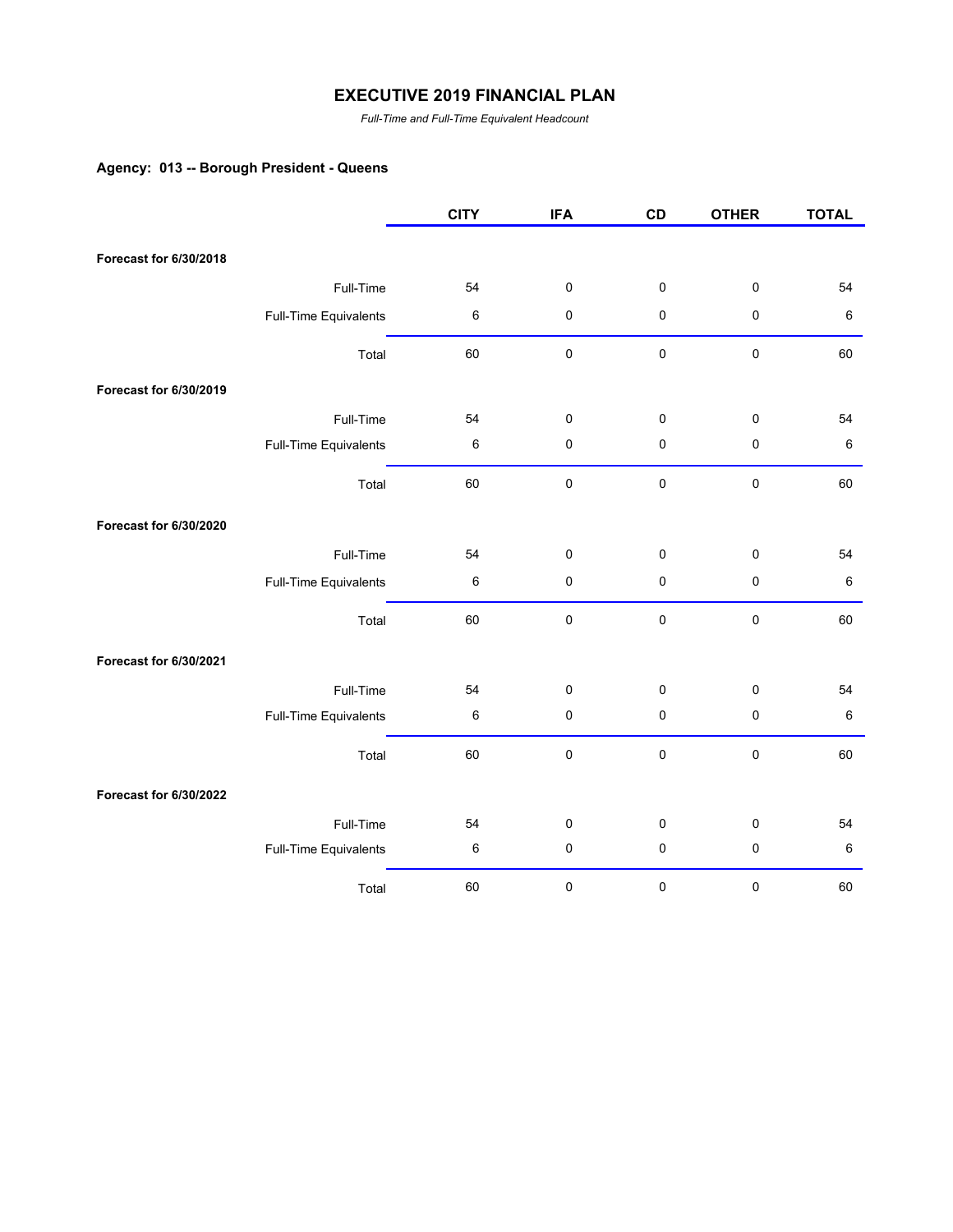# EXECUTIVE 2019 FINANCIAL PLAN

*Full-Time and Full-Time Equivalent Headcount*

### Agency: 013 -- Borough President - Queens

| | | CITY | IFA | CD | OTHER | TOTAL |
|---|---|---|---|---|---|---|
| **Forecast for 6/30/2018** | | | | | | |
| | Full-Time | 54 | 0 | 0 | 0 | 54 |
| | Full-Time Equivalents | 6 | 0 | 0 | 0 | 6 |
| | Total | 60 | 0 | 0 | 0 | 60 |
| **Forecast for 6/30/2019** | | | | | | |
| | Full-Time | 54 | 0 | 0 | 0 | 54 |
| | Full-Time Equivalents | 6 | 0 | 0 | 0 | 6 |
| | Total | 60 | 0 | 0 | 0 | 60 |
| **Forecast for 6/30/2020** | | | | | | |
| | Full-Time | 54 | 0 | 0 | 0 | 54 |
| | Full-Time Equivalents | 6 | 0 | 0 | 0 | 6 |
| | Total | 60 | 0 | 0 | 0 | 60 |
| **Forecast for 6/30/2021** | | | | | | |
| | Full-Time | 54 | 0 | 0 | 0 | 54 |
| | Full-Time Equivalents | 6 | 0 | 0 | 0 | 6 |
| | Total | 60 | 0 | 0 | 0 | 60 |
| **Forecast for 6/30/2022** | | | | | | |
| | Full-Time | 54 | 0 | 0 | 0 | 54 |
| | Full-Time Equivalents | 6 | 0 | 0 | 0 | 6 |
| | Total | 60 | 0 | 0 | 0 | 60 |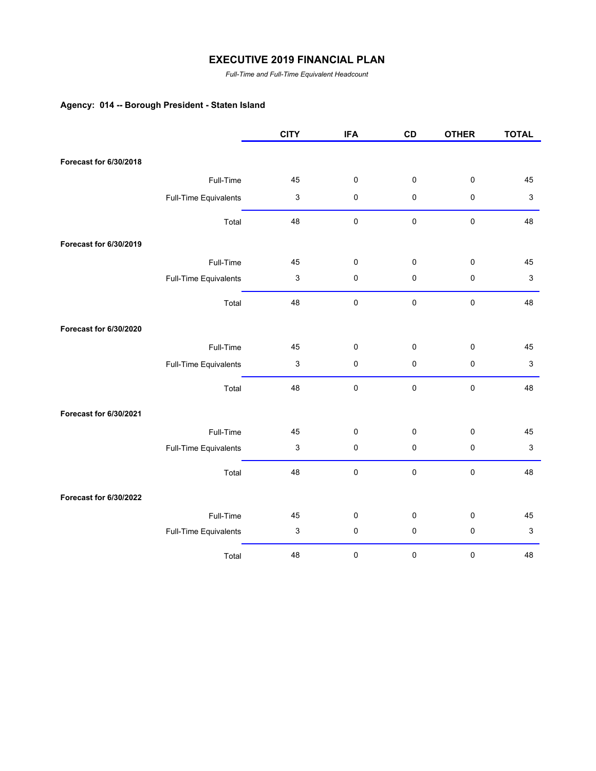# EXECUTIVE 2019 FINANCIAL PLAN

*Full-Time and Full-Time Equivalent Headcount*

## Agency: 014 -- Borough President - Staten Island

| | | CITY | IFA | CD | OTHER | TOTAL |
|---|---|---|---|---|---|---|
| **Forecast for 6/30/2018** | | | | | | |
| | Full-Time | 45 | 0 | 0 | 0 | 45 |
| | Full-Time Equivalents | 3 | 0 | 0 | 0 | 3 |
| | Total | 48 | 0 | 0 | 0 | 48 |
| **Forecast for 6/30/2019** | | | | | | |
| | Full-Time | 45 | 0 | 0 | 0 | 45 |
| | Full-Time Equivalents | 3 | 0 | 0 | 0 | 3 |
| | Total | 48 | 0 | 0 | 0 | 48 |
| **Forecast for 6/30/2020** | | | | | | |
| | Full-Time | 45 | 0 | 0 | 0 | 45 |
| | Full-Time Equivalents | 3 | 0 | 0 | 0 | 3 |
| | Total | 48 | 0 | 0 | 0 | 48 |
| **Forecast for 6/30/2021** | | | | | | |
| | Full-Time | 45 | 0 | 0 | 0 | 45 |
| | Full-Time Equivalents | 3 | 0 | 0 | 0 | 3 |
| | Total | 48 | 0 | 0 | 0 | 48 |
| **Forecast for 6/30/2022** | | | | | | |
| | Full-Time | 45 | 0 | 0 | 0 | 45 |
| | Full-Time Equivalents | 3 | 0 | 0 | 0 | 3 |
| | Total | 48 | 0 | 0 | 0 | 48 |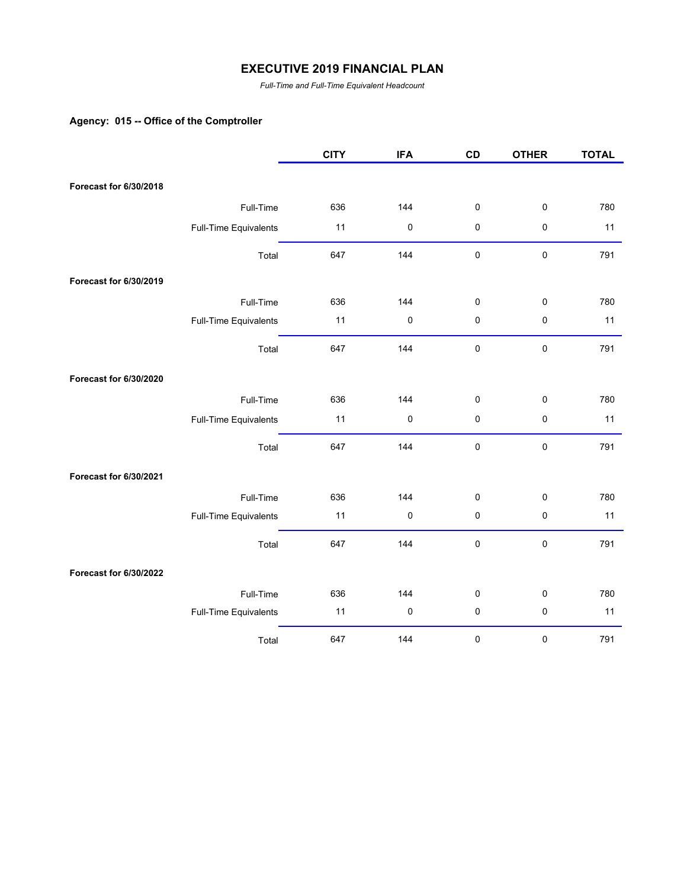# EXECUTIVE 2019 FINANCIAL PLAN

*Full-Time and Full-Time Equivalent Headcount*

**Agency: 015 -- Office of the Comptroller**

| | | CITY | IFA | CD | OTHER | TOTAL |
|---|---|---|---|---|---|---|
| **Forecast for 6/30/2018** | | | | | | |
| | Full-Time | 636 | 144 | 0 | 0 | 780 |
| | Full-Time Equivalents | 11 | 0 | 0 | 0 | 11 |
| | Total | 647 | 144 | 0 | 0 | 791 |
| **Forecast for 6/30/2019** | | | | | | |
| | Full-Time | 636 | 144 | 0 | 0 | 780 |
| | Full-Time Equivalents | 11 | 0 | 0 | 0 | 11 |
| | Total | 647 | 144 | 0 | 0 | 791 |
| **Forecast for 6/30/2020** | | | | | | |
| | Full-Time | 636 | 144 | 0 | 0 | 780 |
| | Full-Time Equivalents | 11 | 0 | 0 | 0 | 11 |
| | Total | 647 | 144 | 0 | 0 | 791 |
| **Forecast for 6/30/2021** | | | | | | |
| | Full-Time | 636 | 144 | 0 | 0 | 780 |
| | Full-Time Equivalents | 11 | 0 | 0 | 0 | 11 |
| | Total | 647 | 144 | 0 | 0 | 791 |
| **Forecast for 6/30/2022** | | | | | | |
| | Full-Time | 636 | 144 | 0 | 0 | 780 |
| | Full-Time Equivalents | 11 | 0 | 0 | 0 | 11 |
| | Total | 647 | 144 | 0 | 0 | 791 |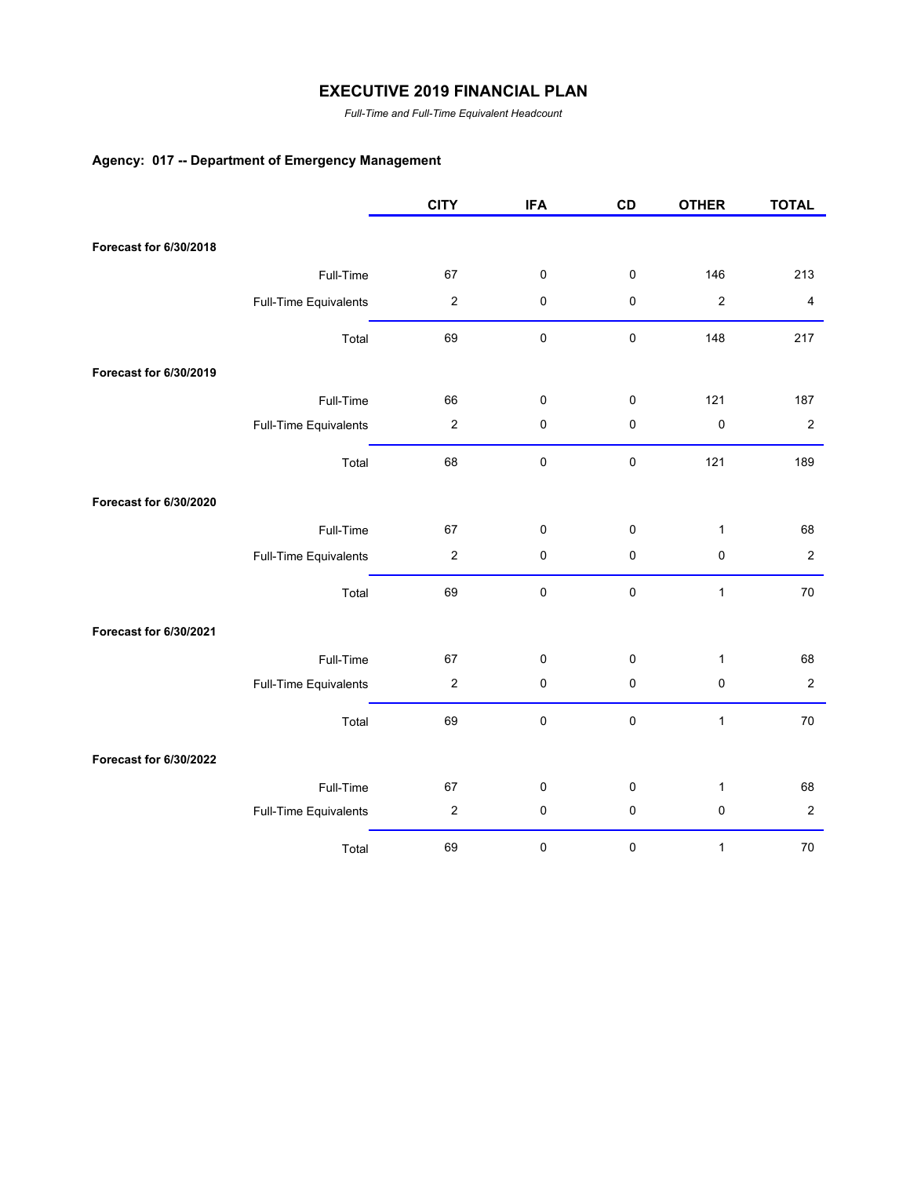# EXECUTIVE 2019 FINANCIAL PLAN

*Full-Time and Full-Time Equivalent Headcount*

### Agency: 017 -- Department of Emergency Management

| | | CITY | IFA | CD | OTHER | TOTAL |
|---|---|---|---|---|---|---|
| **Forecast for 6/30/2018** | | | | | | |
| | Full-Time | 67 | 0 | 0 | 146 | 213 |
| | Full-Time Equivalents | 2 | 0 | 0 | 2 | 4 |
| | Total | 69 | 0 | 0 | 148 | 217 |
| **Forecast for 6/30/2019** | | | | | | |
| | Full-Time | 66 | 0 | 0 | 121 | 187 |
| | Full-Time Equivalents | 2 | 0 | 0 | 0 | 2 |
| | Total | 68 | 0 | 0 | 121 | 189 |
| **Forecast for 6/30/2020** | | | | | | |
| | Full-Time | 67 | 0 | 0 | 1 | 68 |
| | Full-Time Equivalents | 2 | 0 | 0 | 0 | 2 |
| | Total | 69 | 0 | 0 | 1 | 70 |
| **Forecast for 6/30/2021** | | | | | | |
| | Full-Time | 67 | 0 | 0 | 1 | 68 |
| | Full-Time Equivalents | 2 | 0 | 0 | 0 | 2 |
| | Total | 69 | 0 | 0 | 1 | 70 |
| **Forecast for 6/30/2022** | | | | | | |
| | Full-Time | 67 | 0 | 0 | 1 | 68 |
| | Full-Time Equivalents | 2 | 0 | 0 | 0 | 2 |
| | Total | 69 | 0 | 0 | 1 | 70 |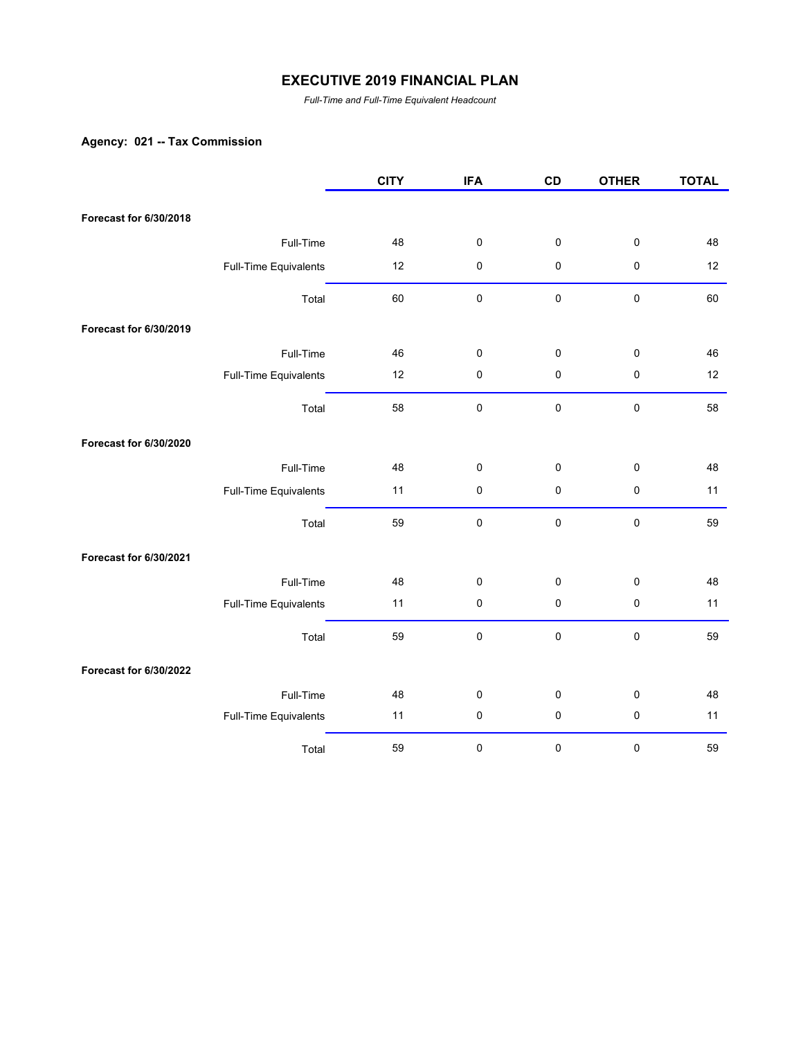# EXECUTIVE 2019 FINANCIAL PLAN

*Full-Time and Full-Time Equivalent Headcount*

**Agency: 021 -- Tax Commission**

| | | CITY | IFA | CD | OTHER | TOTAL |
|---|---|---|---|---|---|---|
| **Forecast for 6/30/2018** | | | | | | |
| | Full-Time | 48 | 0 | 0 | 0 | 48 |
| | Full-Time Equivalents | 12 | 0 | 0 | 0 | 12 |
| | Total | 60 | 0 | 0 | 0 | 60 |
| **Forecast for 6/30/2019** | | | | | | |
| | Full-Time | 46 | 0 | 0 | 0 | 46 |
| | Full-Time Equivalents | 12 | 0 | 0 | 0 | 12 |
| | Total | 58 | 0 | 0 | 0 | 58 |
| **Forecast for 6/30/2020** | | | | | | |
| | Full-Time | 48 | 0 | 0 | 0 | 48 |
| | Full-Time Equivalents | 11 | 0 | 0 | 0 | 11 |
| | Total | 59 | 0 | 0 | 0 | 59 |
| **Forecast for 6/30/2021** | | | | | | |
| | Full-Time | 48 | 0 | 0 | 0 | 48 |
| | Full-Time Equivalents | 11 | 0 | 0 | 0 | 11 |
| | Total | 59 | 0 | 0 | 0 | 59 |
| **Forecast for 6/30/2022** | | | | | | |
| | Full-Time | 48 | 0 | 0 | 0 | 48 |
| | Full-Time Equivalents | 11 | 0 | 0 | 0 | 11 |
| | Total | 59 | 0 | 0 | 0 | 59 |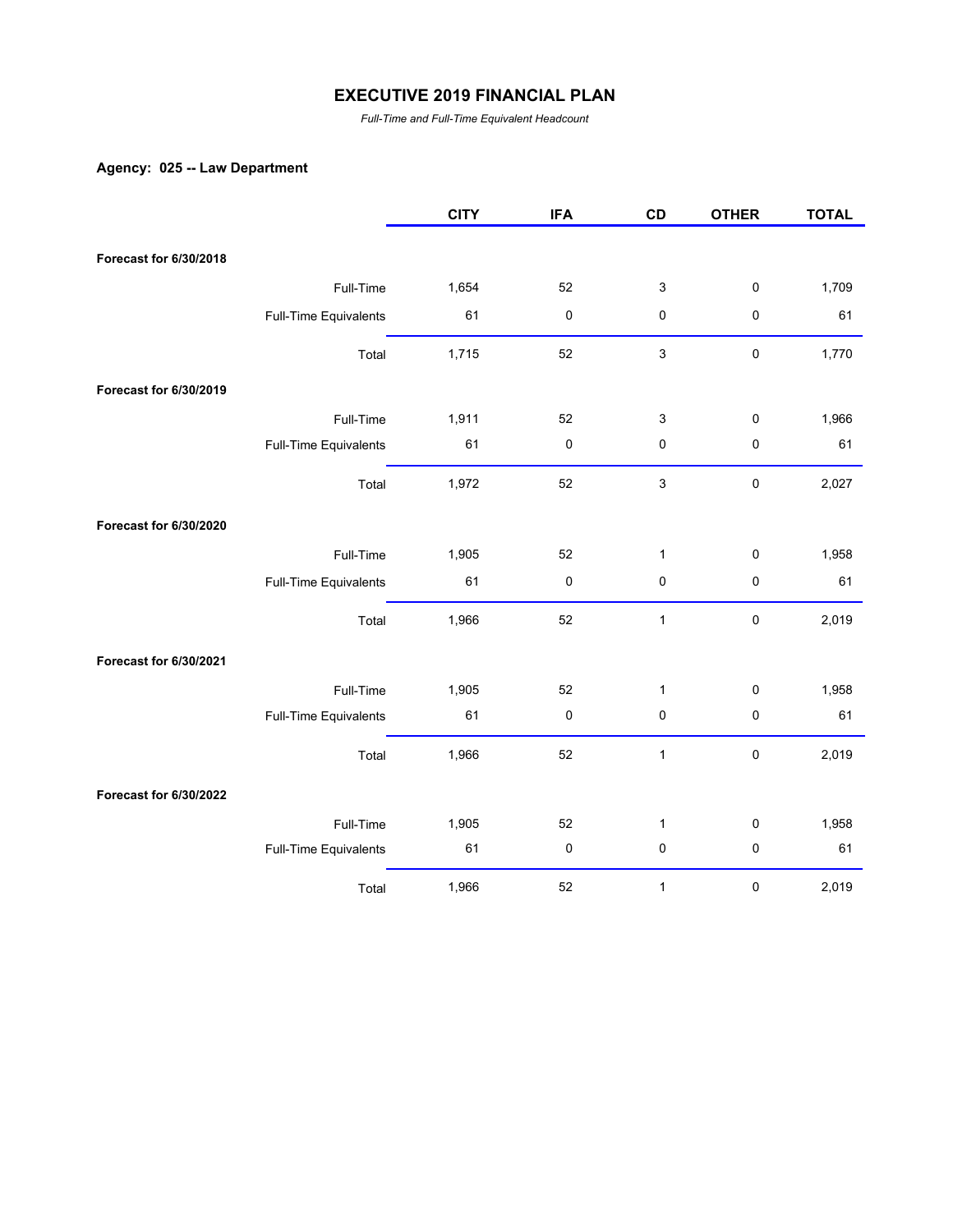# EXECUTIVE 2019 FINANCIAL PLAN

*Full-Time and Full-Time Equivalent Headcount*

**Agency: 025 -- Law Department**

| | | CITY | IFA | CD | OTHER | TOTAL |
|---|---|---|---|---|---|---|
| **Forecast for 6/30/2018** | | | | | | |
| | Full-Time | 1,654 | 52 | 3 | 0 | 1,709 |
| | Full-Time Equivalents | 61 | 0 | 0 | 0 | 61 |
| | Total | 1,715 | 52 | 3 | 0 | 1,770 |
| **Forecast for 6/30/2019** | | | | | | |
| | Full-Time | 1,911 | 52 | 3 | 0 | 1,966 |
| | Full-Time Equivalents | 61 | 0 | 0 | 0 | 61 |
| | Total | 1,972 | 52 | 3 | 0 | 2,027 |
| **Forecast for 6/30/2020** | | | | | | |
| | Full-Time | 1,905 | 52 | 1 | 0 | 1,958 |
| | Full-Time Equivalents | 61 | 0 | 0 | 0 | 61 |
| | Total | 1,966 | 52 | 1 | 0 | 2,019 |
| **Forecast for 6/30/2021** | | | | | | |
| | Full-Time | 1,905 | 52 | 1 | 0 | 1,958 |
| | Full-Time Equivalents | 61 | 0 | 0 | 0 | 61 |
| | Total | 1,966 | 52 | 1 | 0 | 2,019 |
| **Forecast for 6/30/2022** | | | | | | |
| | Full-Time | 1,905 | 52 | 1 | 0 | 1,958 |
| | Full-Time Equivalents | 61 | 0 | 0 | 0 | 61 |
| | Total | 1,966 | 52 | 1 | 0 | 2,019 |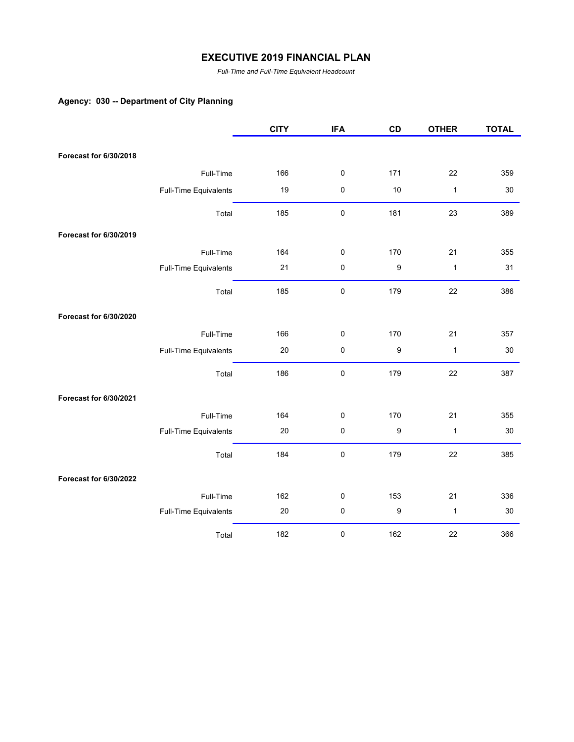# EXECUTIVE 2019 FINANCIAL PLAN

*Full-Time and Full-Time Equivalent Headcount*

## Agency: 030 -- Department of City Planning

| | | CITY | IFA | CD | OTHER | TOTAL |
|---|---|---|---|---|---|---|
| **Forecast for 6/30/2018** | | | | | | |
| | Full-Time | 166 | 0 | 171 | 22 | 359 |
| | Full-Time Equivalents | 19 | 0 | 10 | 1 | 30 |
| | Total | 185 | 0 | 181 | 23 | 389 |
| **Forecast for 6/30/2019** | | | | | | |
| | Full-Time | 164 | 0 | 170 | 21 | 355 |
| | Full-Time Equivalents | 21 | 0 | 9 | 1 | 31 |
| | Total | 185 | 0 | 179 | 22 | 386 |
| **Forecast for 6/30/2020** | | | | | | |
| | Full-Time | 166 | 0 | 170 | 21 | 357 |
| | Full-Time Equivalents | 20 | 0 | 9 | 1 | 30 |
| | Total | 186 | 0 | 179 | 22 | 387 |
| **Forecast for 6/30/2021** | | | | | | |
| | Full-Time | 164 | 0 | 170 | 21 | 355 |
| | Full-Time Equivalents | 20 | 0 | 9 | 1 | 30 |
| | Total | 184 | 0 | 179 | 22 | 385 |
| **Forecast for 6/30/2022** | | | | | | |
| | Full-Time | 162 | 0 | 153 | 21 | 336 |
| | Full-Time Equivalents | 20 | 0 | 9 | 1 | 30 |
| | Total | 182 | 0 | 162 | 22 | 366 |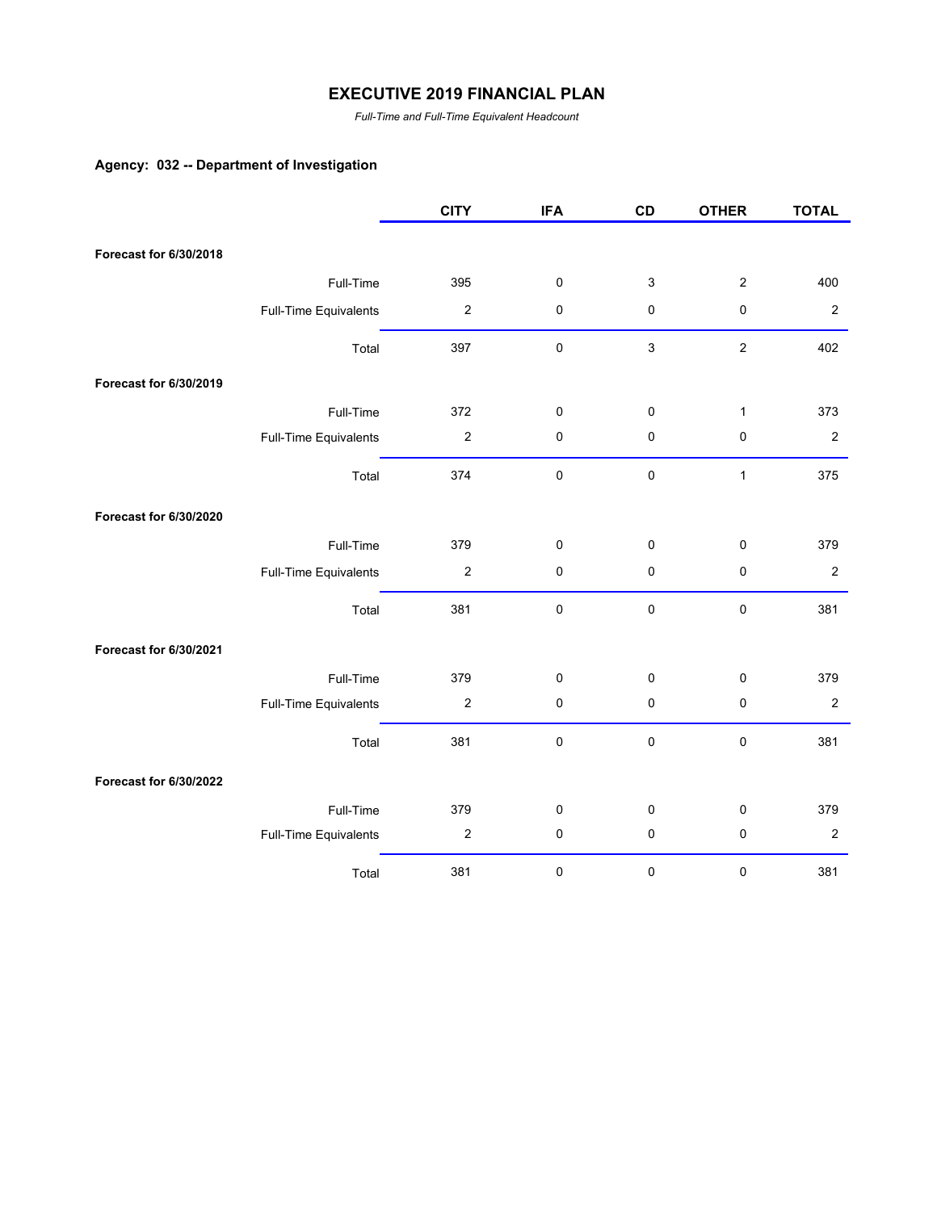# EXECUTIVE 2019 FINANCIAL PLAN

*Full-Time and Full-Time Equivalent Headcount*

**Agency: 032 -- Department of Investigation**

| | | CITY | IFA | CD | OTHER | TOTAL |
|---|---|---|---|---|---|---|
| **Forecast for 6/30/2018** | | | | | | |
| | Full-Time | 395 | 0 | 3 | 2 | 400 |
| | Full-Time Equivalents | 2 | 0 | 0 | 0 | 2 |
| | Total | 397 | 0 | 3 | 2 | 402 |
| **Forecast for 6/30/2019** | | | | | | |
| | Full-Time | 372 | 0 | 0 | 1 | 373 |
| | Full-Time Equivalents | 2 | 0 | 0 | 0 | 2 |
| | Total | 374 | 0 | 0 | 1 | 375 |
| **Forecast for 6/30/2020** | | | | | | |
| | Full-Time | 379 | 0 | 0 | 0 | 379 |
| | Full-Time Equivalents | 2 | 0 | 0 | 0 | 2 |
| | Total | 381 | 0 | 0 | 0 | 381 |
| **Forecast for 6/30/2021** | | | | | | |
| | Full-Time | 379 | 0 | 0 | 0 | 379 |
| | Full-Time Equivalents | 2 | 0 | 0 | 0 | 2 |
| | Total | 381 | 0 | 0 | 0 | 381 |
| **Forecast for 6/30/2022** | | | | | | |
| | Full-Time | 379 | 0 | 0 | 0 | 379 |
| | Full-Time Equivalents | 2 | 0 | 0 | 0 | 2 |
| | Total | 381 | 0 | 0 | 0 | 381 |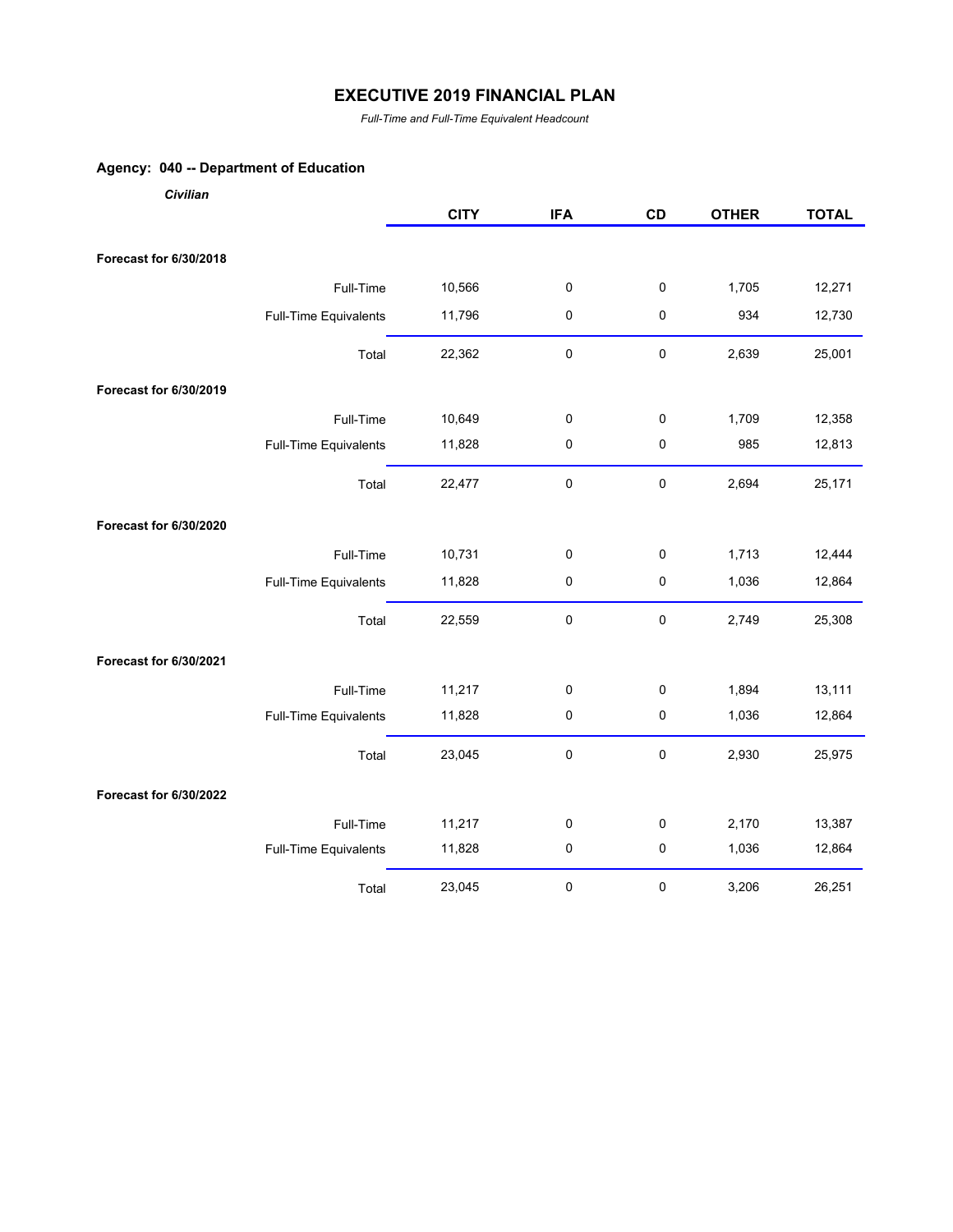# EXECUTIVE 2019 FINANCIAL PLAN

*Full-Time and Full-Time Equivalent Headcount*

## Agency: 040 -- Department of Education

*Civilian*

| | | CITY | IFA | CD | OTHER | TOTAL |
|---|---|---|---|---|---|---|
| **Forecast for 6/30/2018** | | | | | | |
| | Full-Time | 10,566 | 0 | 0 | 1,705 | 12,271 |
| | Full-Time Equivalents | 11,796 | 0 | 0 | 934 | 12,730 |
| | Total | 22,362 | 0 | 0 | 2,639 | 25,001 |
| **Forecast for 6/30/2019** | | | | | | |
| | Full-Time | 10,649 | 0 | 0 | 1,709 | 12,358 |
| | Full-Time Equivalents | 11,828 | 0 | 0 | 985 | 12,813 |
| | Total | 22,477 | 0 | 0 | 2,694 | 25,171 |
| **Forecast for 6/30/2020** | | | | | | |
| | Full-Time | 10,731 | 0 | 0 | 1,713 | 12,444 |
| | Full-Time Equivalents | 11,828 | 0 | 0 | 1,036 | 12,864 |
| | Total | 22,559 | 0 | 0 | 2,749 | 25,308 |
| **Forecast for 6/30/2021** | | | | | | |
| | Full-Time | 11,217 | 0 | 0 | 1,894 | 13,111 |
| | Full-Time Equivalents | 11,828 | 0 | 0 | 1,036 | 12,864 |
| | Total | 23,045 | 0 | 0 | 2,930 | 25,975 |
| **Forecast for 6/30/2022** | | | | | | |
| | Full-Time | 11,217 | 0 | 0 | 2,170 | 13,387 |
| | Full-Time Equivalents | 11,828 | 0 | 0 | 1,036 | 12,864 |
| | Total | 23,045 | 0 | 0 | 3,206 | 26,251 |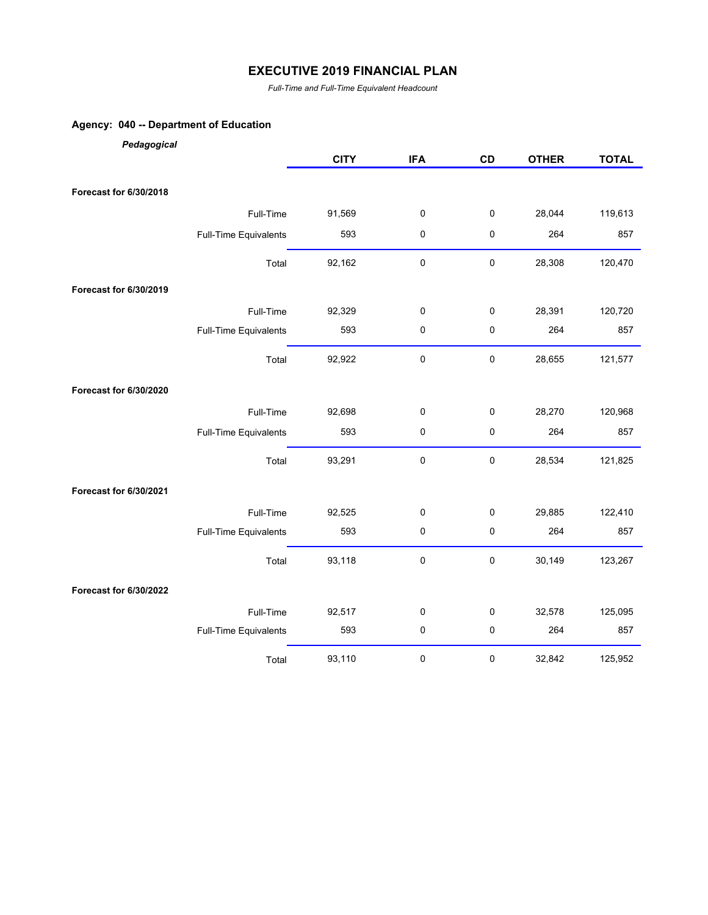# EXECUTIVE 2019 FINANCIAL PLAN

*Full-Time and Full-Time Equivalent Headcount*

## Agency: 040 -- Department of Education

***Pedagogical***

| | | CITY | IFA | CD | OTHER | TOTAL |
|---|---|---|---|---|---|---|
| **Forecast for 6/30/2018** | | | | | | |
| | Full-Time | 91,569 | 0 | 0 | 28,044 | 119,613 |
| | Full-Time Equivalents | 593 | 0 | 0 | 264 | 857 |
| | Total | 92,162 | 0 | 0 | 28,308 | 120,470 |
| **Forecast for 6/30/2019** | | | | | | |
| | Full-Time | 92,329 | 0 | 0 | 28,391 | 120,720 |
| | Full-Time Equivalents | 593 | 0 | 0 | 264 | 857 |
| | Total | 92,922 | 0 | 0 | 28,655 | 121,577 |
| **Forecast for 6/30/2020** | | | | | | |
| | Full-Time | 92,698 | 0 | 0 | 28,270 | 120,968 |
| | Full-Time Equivalents | 593 | 0 | 0 | 264 | 857 |
| | Total | 93,291 | 0 | 0 | 28,534 | 121,825 |
| **Forecast for 6/30/2021** | | | | | | |
| | Full-Time | 92,525 | 0 | 0 | 29,885 | 122,410 |
| | Full-Time Equivalents | 593 | 0 | 0 | 264 | 857 |
| | Total | 93,118 | 0 | 0 | 30,149 | 123,267 |
| **Forecast for 6/30/2022** | | | | | | |
| | Full-Time | 92,517 | 0 | 0 | 32,578 | 125,095 |
| | Full-Time Equivalents | 593 | 0 | 0 | 264 | 857 |
| | Total | 93,110 | 0 | 0 | 32,842 | 125,952 |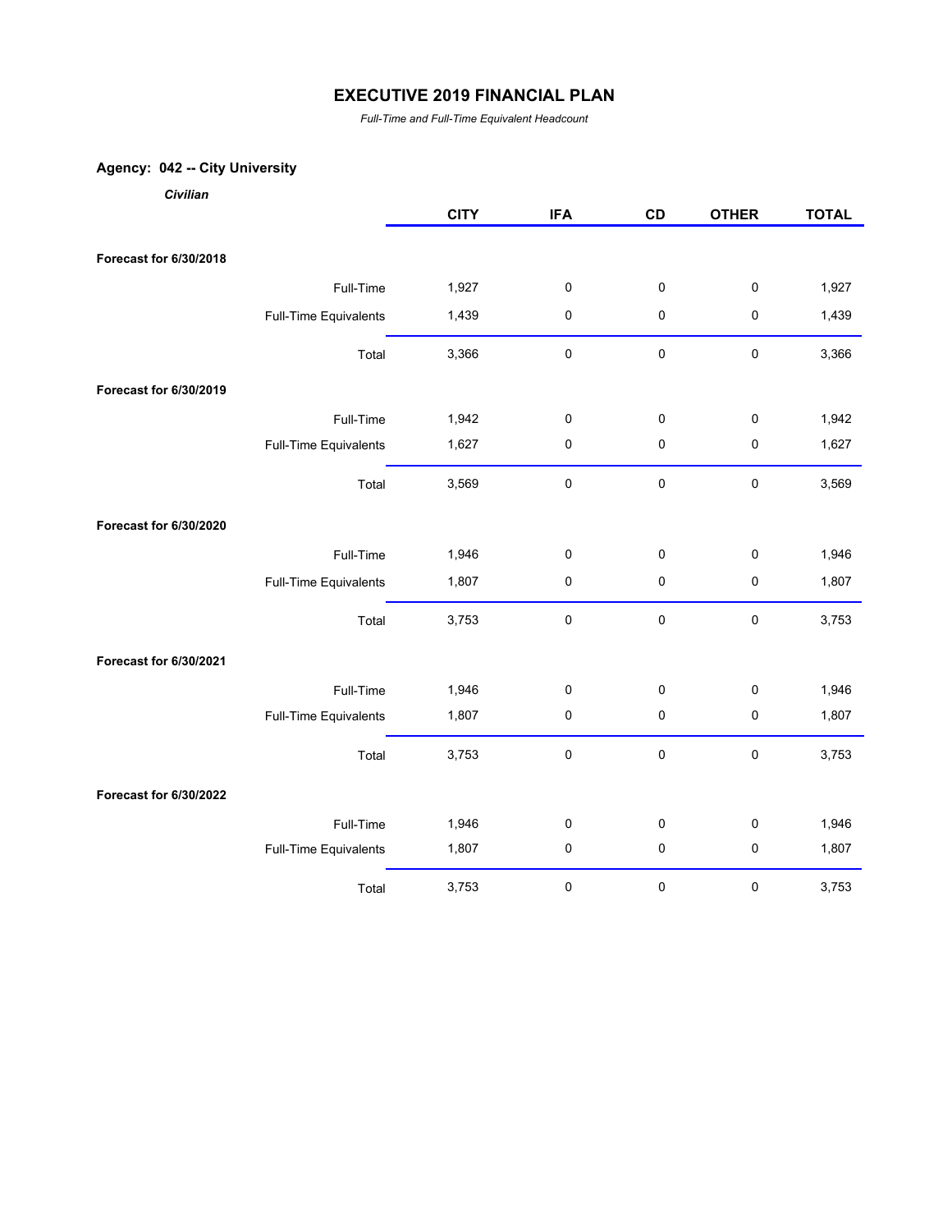# EXECUTIVE 2019 FINANCIAL PLAN

*Full-Time and Full-Time Equivalent Headcount*

## Agency: 042 -- City University

***Civilian***

| | | CITY | IFA | CD | OTHER | TOTAL |
|---|---|---|---|---|---|---|
| **Forecast for 6/30/2018** | | | | | | |
| | Full-Time | 1,927 | 0 | 0 | 0 | 1,927 |
| | Full-Time Equivalents | 1,439 | 0 | 0 | 0 | 1,439 |
| | Total | 3,366 | 0 | 0 | 0 | 3,366 |
| **Forecast for 6/30/2019** | | | | | | |
| | Full-Time | 1,942 | 0 | 0 | 0 | 1,942 |
| | Full-Time Equivalents | 1,627 | 0 | 0 | 0 | 1,627 |
| | Total | 3,569 | 0 | 0 | 0 | 3,569 |
| **Forecast for 6/30/2020** | | | | | | |
| | Full-Time | 1,946 | 0 | 0 | 0 | 1,946 |
| | Full-Time Equivalents | 1,807 | 0 | 0 | 0 | 1,807 |
| | Total | 3,753 | 0 | 0 | 0 | 3,753 |
| **Forecast for 6/30/2021** | | | | | | |
| | Full-Time | 1,946 | 0 | 0 | 0 | 1,946 |
| | Full-Time Equivalents | 1,807 | 0 | 0 | 0 | 1,807 |
| | Total | 3,753 | 0 | 0 | 0 | 3,753 |
| **Forecast for 6/30/2022** | | | | | | |
| | Full-Time | 1,946 | 0 | 0 | 0 | 1,946 |
| | Full-Time Equivalents | 1,807 | 0 | 0 | 0 | 1,807 |
| | Total | 3,753 | 0 | 0 | 0 | 3,753 |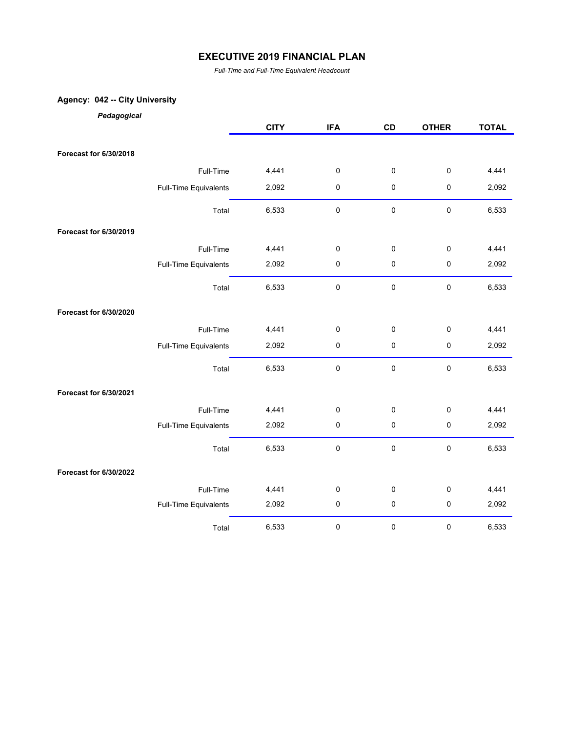# EXECUTIVE 2019 FINANCIAL PLAN

*Full-Time and Full-Time Equivalent Headcount*

## Agency: 042 -- City University

***Pedagogical***

| | | CITY | IFA | CD | OTHER | TOTAL |
|---|---|---|---|---|---|---|
| **Forecast for 6/30/2018** | | | | | | |
| | Full-Time | 4,441 | 0 | 0 | 0 | 4,441 |
| | Full-Time Equivalents | 2,092 | 0 | 0 | 0 | 2,092 |
| | Total | 6,533 | 0 | 0 | 0 | 6,533 |
| **Forecast for 6/30/2019** | | | | | | |
| | Full-Time | 4,441 | 0 | 0 | 0 | 4,441 |
| | Full-Time Equivalents | 2,092 | 0 | 0 | 0 | 2,092 |
| | Total | 6,533 | 0 | 0 | 0 | 6,533 |
| **Forecast for 6/30/2020** | | | | | | |
| | Full-Time | 4,441 | 0 | 0 | 0 | 4,441 |
| | Full-Time Equivalents | 2,092 | 0 | 0 | 0 | 2,092 |
| | Total | 6,533 | 0 | 0 | 0 | 6,533 |
| **Forecast for 6/30/2021** | | | | | | |
| | Full-Time | 4,441 | 0 | 0 | 0 | 4,441 |
| | Full-Time Equivalents | 2,092 | 0 | 0 | 0 | 2,092 |
| | Total | 6,533 | 0 | 0 | 0 | 6,533 |
| **Forecast for 6/30/2022** | | | | | | |
| | Full-Time | 4,441 | 0 | 0 | 0 | 4,441 |
| | Full-Time Equivalents | 2,092 | 0 | 0 | 0 | 2,092 |
| | Total | 6,533 | 0 | 0 | 0 | 6,533 |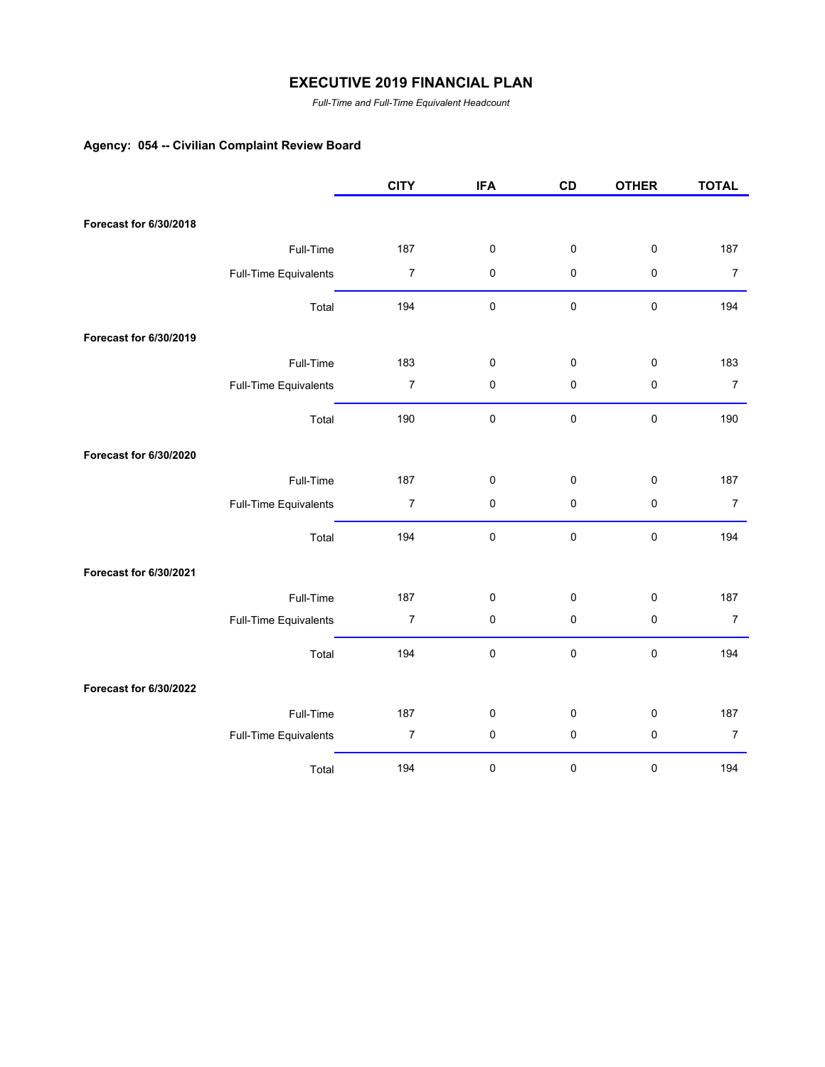# EXECUTIVE 2019 FINANCIAL PLAN

*Full-Time and Full-Time Equivalent Headcount*

## Agency: 054 -- Civilian Complaint Review Board

| | | CITY | IFA | CD | OTHER | TOTAL |
|---|---|---|---|---|---|---|
| **Forecast for 6/30/2018** | | | | | | |
| | Full-Time | 187 | 0 | 0 | 0 | 187 |
| | Full-Time Equivalents | 7 | 0 | 0 | 0 | 7 |
| | Total | 194 | 0 | 0 | 0 | 194 |
| **Forecast for 6/30/2019** | | | | | | |
| | Full-Time | 183 | 0 | 0 | 0 | 183 |
| | Full-Time Equivalents | 7 | 0 | 0 | 0 | 7 |
| | Total | 190 | 0 | 0 | 0 | 190 |
| **Forecast for 6/30/2020** | | | | | | |
| | Full-Time | 187 | 0 | 0 | 0 | 187 |
| | Full-Time Equivalents | 7 | 0 | 0 | 0 | 7 |
| | Total | 194 | 0 | 0 | 0 | 194 |
| **Forecast for 6/30/2021** | | | | | | |
| | Full-Time | 187 | 0 | 0 | 0 | 187 |
| | Full-Time Equivalents | 7 | 0 | 0 | 0 | 7 |
| | Total | 194 | 0 | 0 | 0 | 194 |
| **Forecast for 6/30/2022** | | | | | | |
| | Full-Time | 187 | 0 | 0 | 0 | 187 |
| | Full-Time Equivalents | 7 | 0 | 0 | 0 | 7 |
| | Total | 194 | 0 | 0 | 0 | 194 |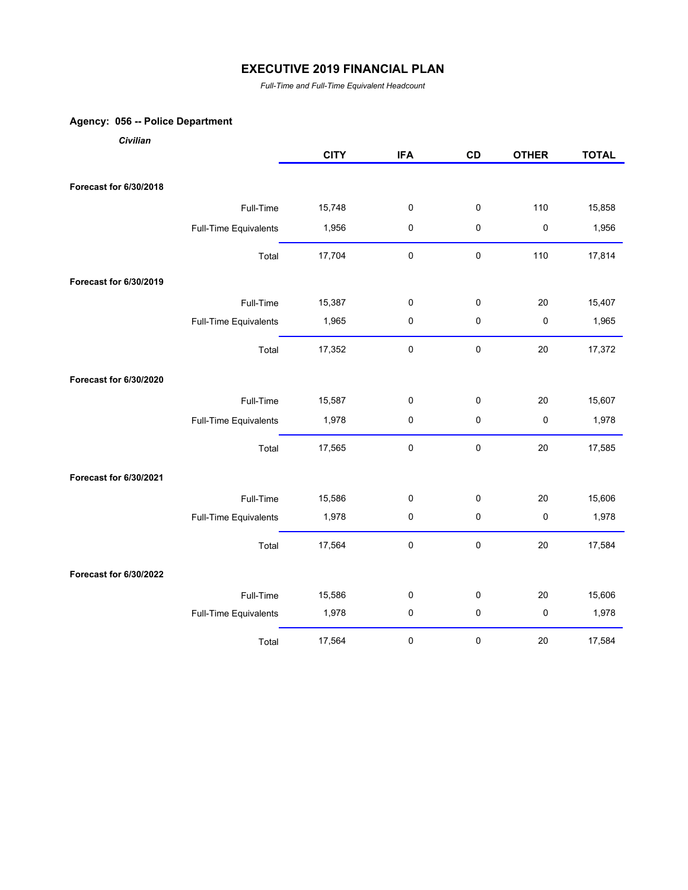# EXECUTIVE 2019 FINANCIAL PLAN

*Full-Time and Full-Time Equivalent Headcount*

## Agency: 056 -- Police Department

***Civilian***

| | | CITY | IFA | CD | OTHER | TOTAL |
|---|---|---|---|---|---|---|
| **Forecast for 6/30/2018** | | | | | | |
| | Full-Time | 15,748 | 0 | 0 | 110 | 15,858 |
| | Full-Time Equivalents | 1,956 | 0 | 0 | 0 | 1,956 |
| | Total | 17,704 | 0 | 0 | 110 | 17,814 |
| **Forecast for 6/30/2019** | | | | | | |
| | Full-Time | 15,387 | 0 | 0 | 20 | 15,407 |
| | Full-Time Equivalents | 1,965 | 0 | 0 | 0 | 1,965 |
| | Total | 17,352 | 0 | 0 | 20 | 17,372 |
| **Forecast for 6/30/2020** | | | | | | |
| | Full-Time | 15,587 | 0 | 0 | 20 | 15,607 |
| | Full-Time Equivalents | 1,978 | 0 | 0 | 0 | 1,978 |
| | Total | 17,565 | 0 | 0 | 20 | 17,585 |
| **Forecast for 6/30/2021** | | | | | | |
| | Full-Time | 15,586 | 0 | 0 | 20 | 15,606 |
| | Full-Time Equivalents | 1,978 | 0 | 0 | 0 | 1,978 |
| | Total | 17,564 | 0 | 0 | 20 | 17,584 |
| **Forecast for 6/30/2022** | | | | | | |
| | Full-Time | 15,586 | 0 | 0 | 20 | 15,606 |
| | Full-Time Equivalents | 1,978 | 0 | 0 | 0 | 1,978 |
| | Total | 17,564 | 0 | 0 | 20 | 17,584 |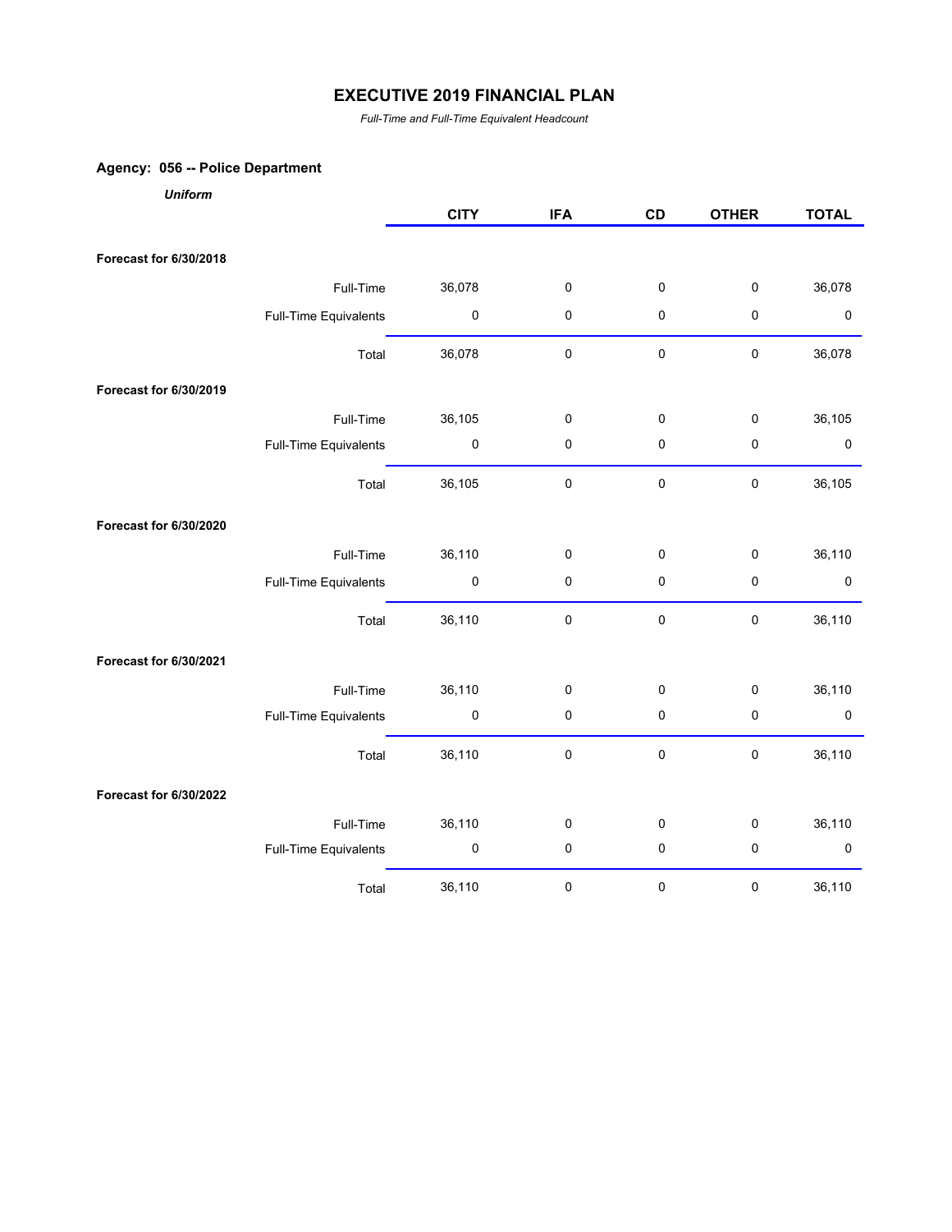# EXECUTIVE 2019 FINANCIAL PLAN

*Full-Time and Full-Time Equivalent Headcount*

## Agency: 056 -- Police Department

***Uniform***

| | | CITY | IFA | CD | OTHER | TOTAL |
|---|---|---|---|---|---|---|
| **Forecast for 6/30/2018** | | | | | | |
| | Full-Time | 36,078 | 0 | 0 | 0 | 36,078 |
| | Full-Time Equivalents | 0 | 0 | 0 | 0 | 0 |
| | Total | 36,078 | 0 | 0 | 0 | 36,078 |
| **Forecast for 6/30/2019** | | | | | | |
| | Full-Time | 36,105 | 0 | 0 | 0 | 36,105 |
| | Full-Time Equivalents | 0 | 0 | 0 | 0 | 0 |
| | Total | 36,105 | 0 | 0 | 0 | 36,105 |
| **Forecast for 6/30/2020** | | | | | | |
| | Full-Time | 36,110 | 0 | 0 | 0 | 36,110 |
| | Full-Time Equivalents | 0 | 0 | 0 | 0 | 0 |
| | Total | 36,110 | 0 | 0 | 0 | 36,110 |
| **Forecast for 6/30/2021** | | | | | | |
| | Full-Time | 36,110 | 0 | 0 | 0 | 36,110 |
| | Full-Time Equivalents | 0 | 0 | 0 | 0 | 0 |
| | Total | 36,110 | 0 | 0 | 0 | 36,110 |
| **Forecast for 6/30/2022** | | | | | | |
| | Full-Time | 36,110 | 0 | 0 | 0 | 36,110 |
| | Full-Time Equivalents | 0 | 0 | 0 | 0 | 0 |
| | Total | 36,110 | 0 | 0 | 0 | 36,110 |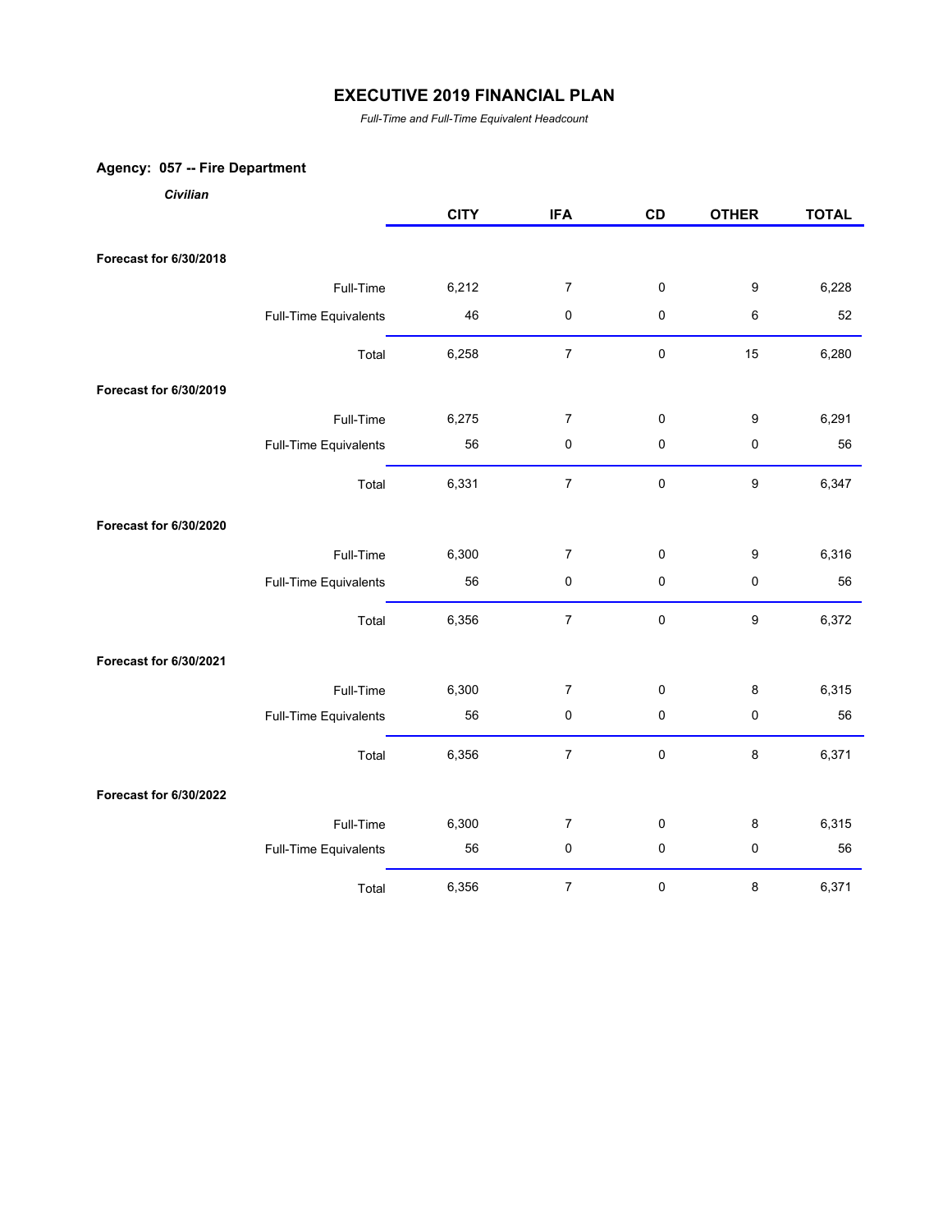# EXECUTIVE 2019 FINANCIAL PLAN

*Full-Time and Full-Time Equivalent Headcount*

## Agency: 057 -- Fire Department

***Civilian***

| | | CITY | IFA | CD | OTHER | TOTAL |
|---|---|---|---|---|---|---|
| **Forecast for 6/30/2018** | | | | | | |
| | Full-Time | 6,212 | 7 | 0 | 9 | 6,228 |
| | Full-Time Equivalents | 46 | 0 | 0 | 6 | 52 |
| | Total | 6,258 | 7 | 0 | 15 | 6,280 |
| **Forecast for 6/30/2019** | | | | | | |
| | Full-Time | 6,275 | 7 | 0 | 9 | 6,291 |
| | Full-Time Equivalents | 56 | 0 | 0 | 0 | 56 |
| | Total | 6,331 | 7 | 0 | 9 | 6,347 |
| **Forecast for 6/30/2020** | | | | | | |
| | Full-Time | 6,300 | 7 | 0 | 9 | 6,316 |
| | Full-Time Equivalents | 56 | 0 | 0 | 0 | 56 |
| | Total | 6,356 | 7 | 0 | 9 | 6,372 |
| **Forecast for 6/30/2021** | | | | | | |
| | Full-Time | 6,300 | 7 | 0 | 8 | 6,315 |
| | Full-Time Equivalents | 56 | 0 | 0 | 0 | 56 |
| | Total | 6,356 | 7 | 0 | 8 | 6,371 |
| **Forecast for 6/30/2022** | | | | | | |
| | Full-Time | 6,300 | 7 | 0 | 8 | 6,315 |
| | Full-Time Equivalents | 56 | 0 | 0 | 0 | 56 |
| | Total | 6,356 | 7 | 0 | 8 | 6,371 |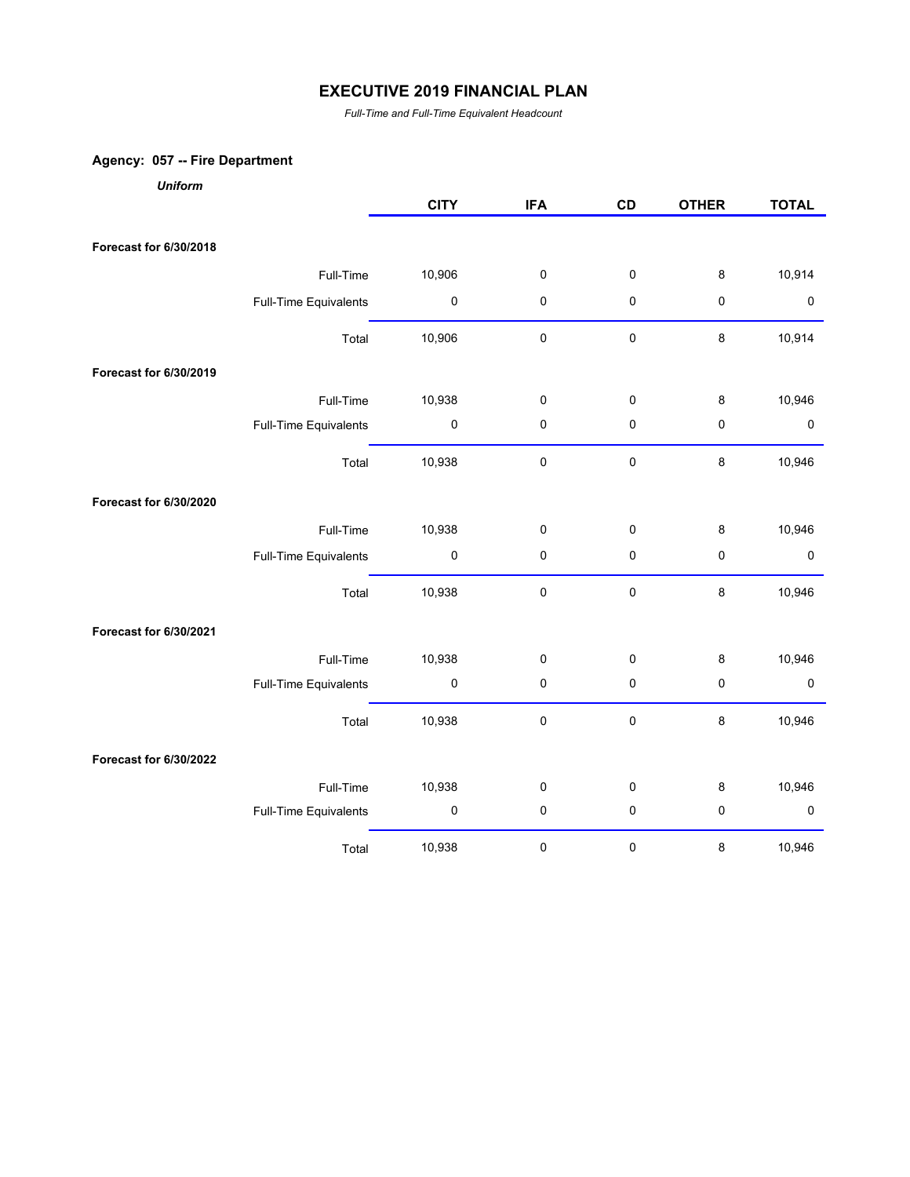# EXECUTIVE 2019 FINANCIAL PLAN

*Full-Time and Full-Time Equivalent Headcount*

## Agency: 057 -- Fire Department

***Uniform***

| | | CITY | IFA | CD | OTHER | TOTAL |
|---|---|---|---|---|---|---|
| **Forecast for 6/30/2018** | | | | | | |
| | Full-Time | 10,906 | 0 | 0 | 8 | 10,914 |
| | Full-Time Equivalents | 0 | 0 | 0 | 0 | 0 |
| | Total | 10,906 | 0 | 0 | 8 | 10,914 |
| **Forecast for 6/30/2019** | | | | | | |
| | Full-Time | 10,938 | 0 | 0 | 8 | 10,946 |
| | Full-Time Equivalents | 0 | 0 | 0 | 0 | 0 |
| | Total | 10,938 | 0 | 0 | 8 | 10,946 |
| **Forecast for 6/30/2020** | | | | | | |
| | Full-Time | 10,938 | 0 | 0 | 8 | 10,946 |
| | Full-Time Equivalents | 0 | 0 | 0 | 0 | 0 |
| | Total | 10,938 | 0 | 0 | 8 | 10,946 |
| **Forecast for 6/30/2021** | | | | | | |
| | Full-Time | 10,938 | 0 | 0 | 8 | 10,946 |
| | Full-Time Equivalents | 0 | 0 | 0 | 0 | 0 |
| | Total | 10,938 | 0 | 0 | 8 | 10,946 |
| **Forecast for 6/30/2022** | | | | | | |
| | Full-Time | 10,938 | 0 | 0 | 8 | 10,946 |
| | Full-Time Equivalents | 0 | 0 | 0 | 0 | 0 |
| | Total | 10,938 | 0 | 0 | 8 | 10,946 |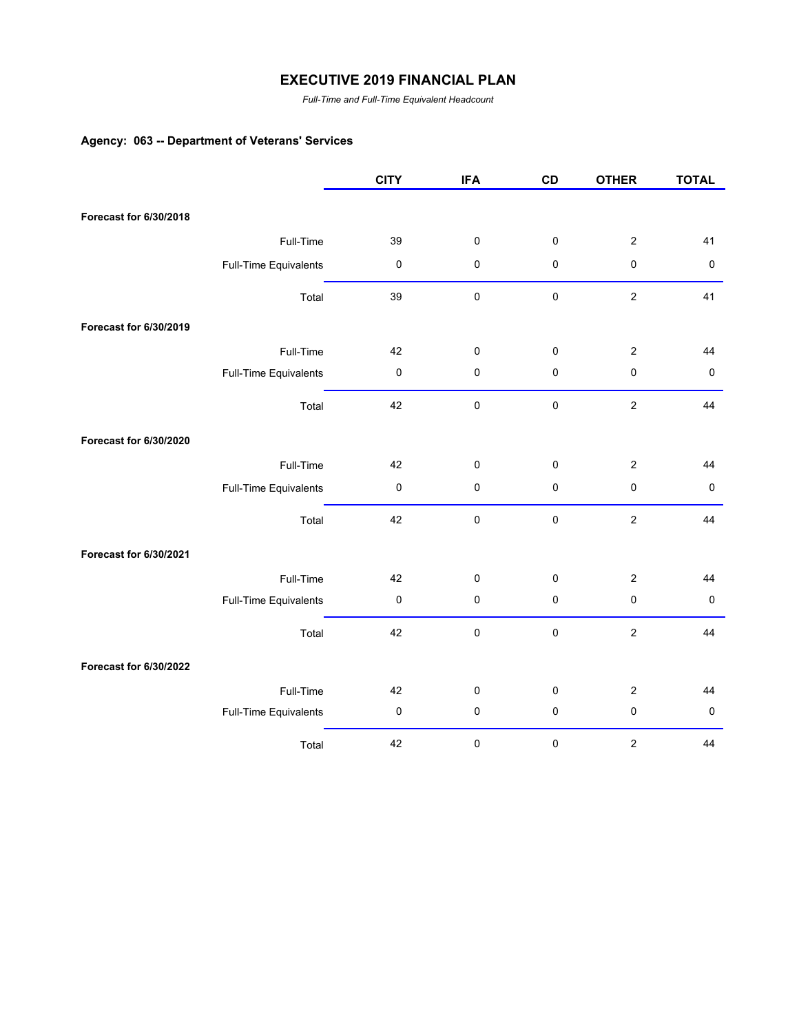# EXECUTIVE 2019 FINANCIAL PLAN

*Full-Time and Full-Time Equivalent Headcount*

**Agency: 063 -- Department of Veterans' Services**

| | | CITY | IFA | CD | OTHER | TOTAL |
|---|---|---|---|---|---|---|
| **Forecast for 6/30/2018** | | | | | | |
| | Full-Time | 39 | 0 | 0 | 2 | 41 |
| | Full-Time Equivalents | 0 | 0 | 0 | 0 | 0 |
| | Total | 39 | 0 | 0 | 2 | 41 |
| **Forecast for 6/30/2019** | | | | | | |
| | Full-Time | 42 | 0 | 0 | 2 | 44 |
| | Full-Time Equivalents | 0 | 0 | 0 | 0 | 0 |
| | Total | 42 | 0 | 0 | 2 | 44 |
| **Forecast for 6/30/2020** | | | | | | |
| | Full-Time | 42 | 0 | 0 | 2 | 44 |
| | Full-Time Equivalents | 0 | 0 | 0 | 0 | 0 |
| | Total | 42 | 0 | 0 | 2 | 44 |
| **Forecast for 6/30/2021** | | | | | | |
| | Full-Time | 42 | 0 | 0 | 2 | 44 |
| | Full-Time Equivalents | 0 | 0 | 0 | 0 | 0 |
| | Total | 42 | 0 | 0 | 2 | 44 |
| **Forecast for 6/30/2022** | | | | | | |
| | Full-Time | 42 | 0 | 0 | 2 | 44 |
| | Full-Time Equivalents | 0 | 0 | 0 | 0 | 0 |
| | Total | 42 | 0 | 0 | 2 | 44 |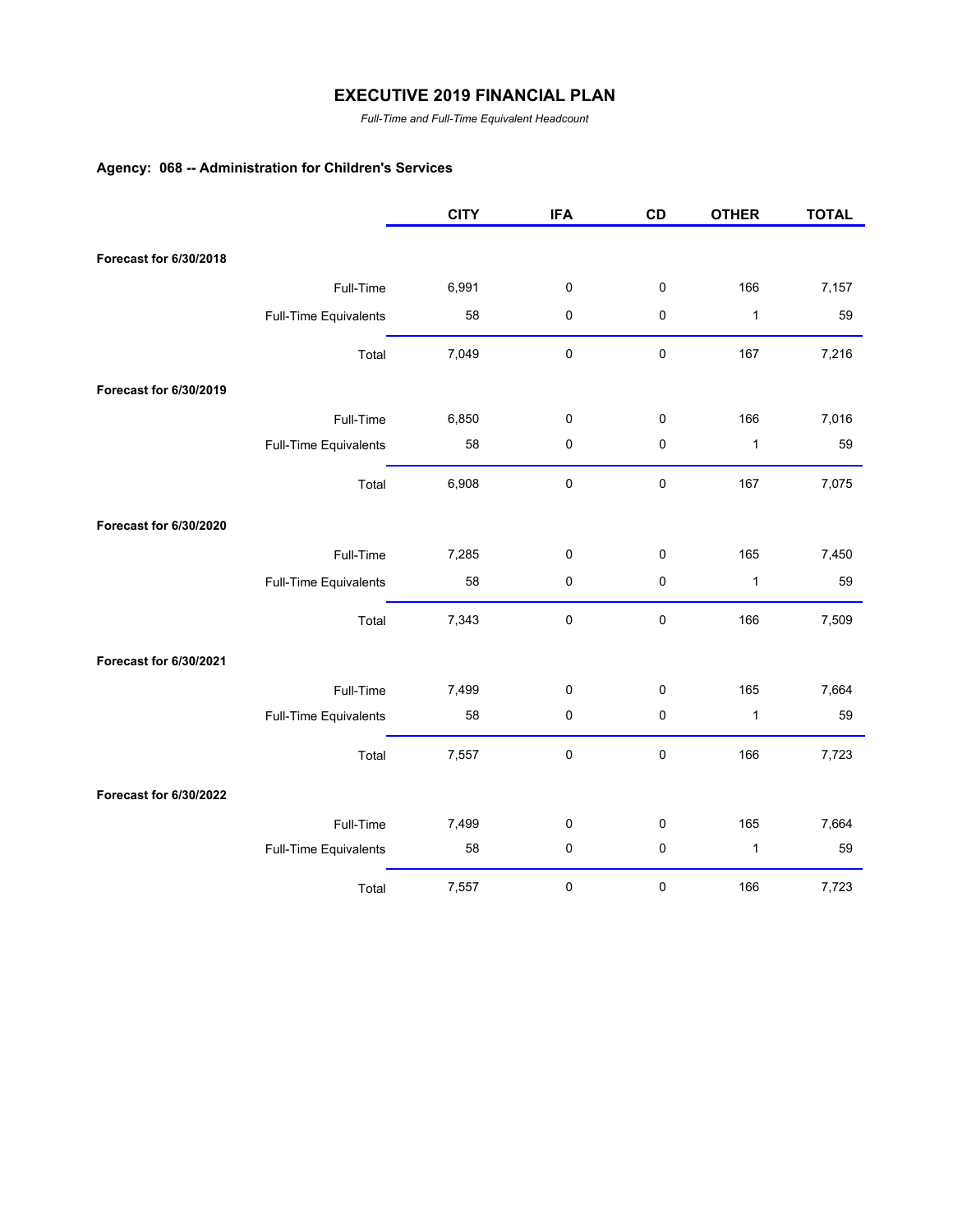# EXECUTIVE 2019 FINANCIAL PLAN

*Full-Time and Full-Time Equivalent Headcount*

## Agency: 068 -- Administration for Children's Services

| | | CITY | IFA | CD | OTHER | TOTAL |
|---|---|---|---|---|---|---|
| **Forecast for 6/30/2018** | | | | | | |
| | Full-Time | 6,991 | 0 | 0 | 166 | 7,157 |
| | Full-Time Equivalents | 58 | 0 | 0 | 1 | 59 |
| | Total | 7,049 | 0 | 0 | 167 | 7,216 |
| **Forecast for 6/30/2019** | | | | | | |
| | Full-Time | 6,850 | 0 | 0 | 166 | 7,016 |
| | Full-Time Equivalents | 58 | 0 | 0 | 1 | 59 |
| | Total | 6,908 | 0 | 0 | 167 | 7,075 |
| **Forecast for 6/30/2020** | | | | | | |
| | Full-Time | 7,285 | 0 | 0 | 165 | 7,450 |
| | Full-Time Equivalents | 58 | 0 | 0 | 1 | 59 |
| | Total | 7,343 | 0 | 0 | 166 | 7,509 |
| **Forecast for 6/30/2021** | | | | | | |
| | Full-Time | 7,499 | 0 | 0 | 165 | 7,664 |
| | Full-Time Equivalents | 58 | 0 | 0 | 1 | 59 |
| | Total | 7,557 | 0 | 0 | 166 | 7,723 |
| **Forecast for 6/30/2022** | | | | | | |
| | Full-Time | 7,499 | 0 | 0 | 165 | 7,664 |
| | Full-Time Equivalents | 58 | 0 | 0 | 1 | 59 |
| | Total | 7,557 | 0 | 0 | 166 | 7,723 |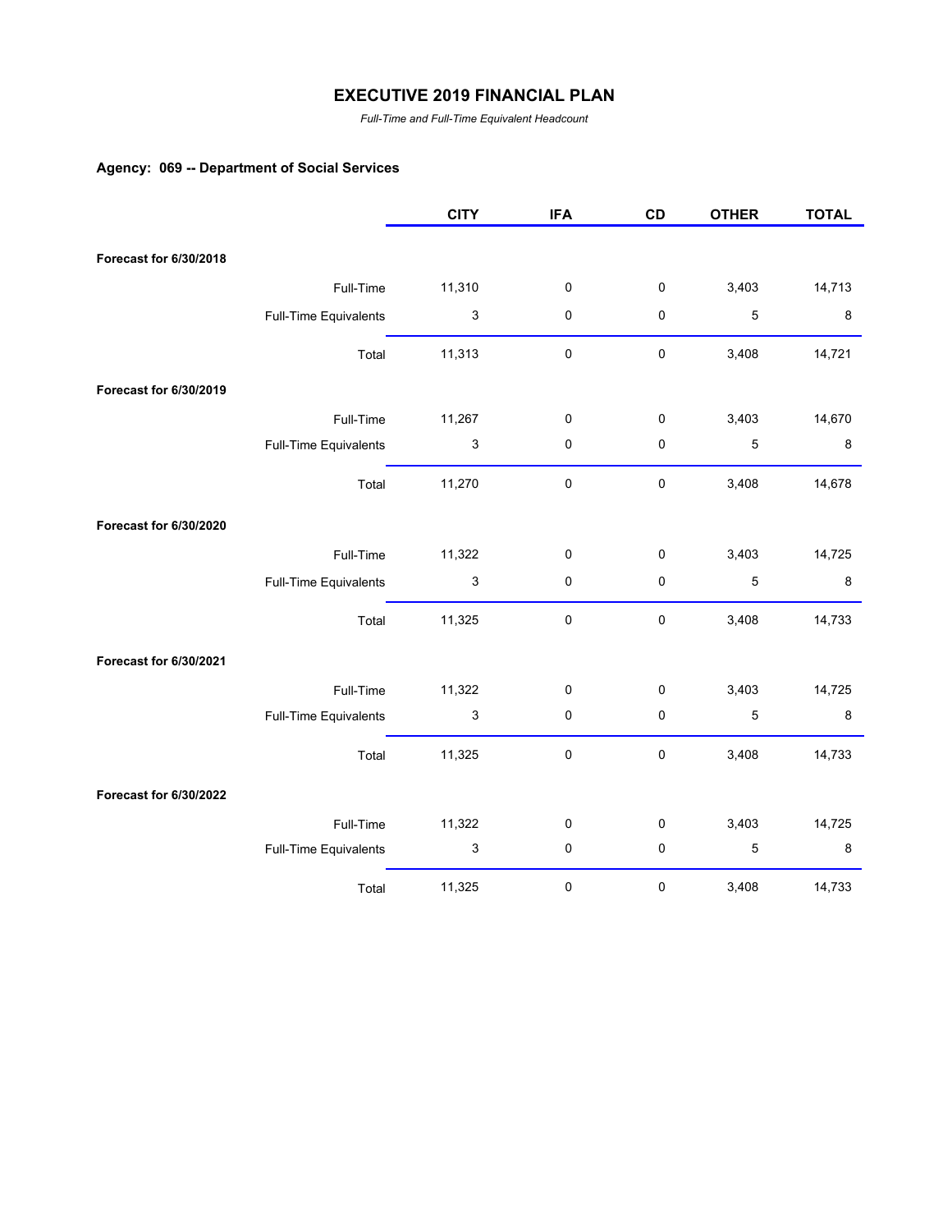# EXECUTIVE 2019 FINANCIAL PLAN

*Full-Time and Full-Time Equivalent Headcount*

### Agency: 069 -- Department of Social Services

| | | CITY | IFA | CD | OTHER | TOTAL |
|---|---|---|---|---|---|---|
| **Forecast for 6/30/2018** | | | | | | |
| | Full-Time | 11,310 | 0 | 0 | 3,403 | 14,713 |
| | Full-Time Equivalents | 3 | 0 | 0 | 5 | 8 |
| | Total | 11,313 | 0 | 0 | 3,408 | 14,721 |
| **Forecast for 6/30/2019** | | | | | | |
| | Full-Time | 11,267 | 0 | 0 | 3,403 | 14,670 |
| | Full-Time Equivalents | 3 | 0 | 0 | 5 | 8 |
| | Total | 11,270 | 0 | 0 | 3,408 | 14,678 |
| **Forecast for 6/30/2020** | | | | | | |
| | Full-Time | 11,322 | 0 | 0 | 3,403 | 14,725 |
| | Full-Time Equivalents | 3 | 0 | 0 | 5 | 8 |
| | Total | 11,325 | 0 | 0 | 3,408 | 14,733 |
| **Forecast for 6/30/2021** | | | | | | |
| | Full-Time | 11,322 | 0 | 0 | 3,403 | 14,725 |
| | Full-Time Equivalents | 3 | 0 | 0 | 5 | 8 |
| | Total | 11,325 | 0 | 0 | 3,408 | 14,733 |
| **Forecast for 6/30/2022** | | | | | | |
| | Full-Time | 11,322 | 0 | 0 | 3,403 | 14,725 |
| | Full-Time Equivalents | 3 | 0 | 0 | 5 | 8 |
| | Total | 11,325 | 0 | 0 | 3,408 | 14,733 |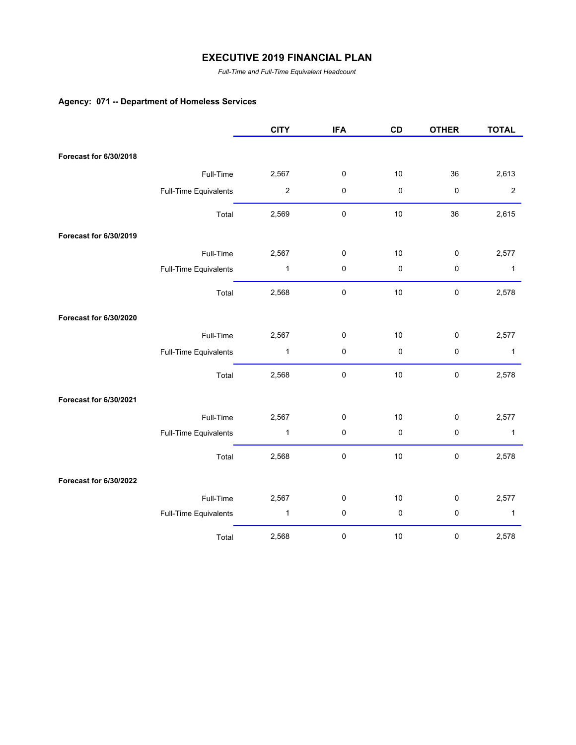# EXECUTIVE 2019 FINANCIAL PLAN

*Full-Time and Full-Time Equivalent Headcount*

### Agency: 071 -- Department of Homeless Services

| | | CITY | IFA | CD | OTHER | TOTAL |
|---|---|---|---|---|---|---|
| **Forecast for 6/30/2018** | | | | | | |
| | Full-Time | 2,567 | 0 | 10 | 36 | 2,613 |
| | Full-Time Equivalents | 2 | 0 | 0 | 0 | 2 |
| | Total | 2,569 | 0 | 10 | 36 | 2,615 |
| **Forecast for 6/30/2019** | | | | | | |
| | Full-Time | 2,567 | 0 | 10 | 0 | 2,577 |
| | Full-Time Equivalents | 1 | 0 | 0 | 0 | 1 |
| | Total | 2,568 | 0 | 10 | 0 | 2,578 |
| **Forecast for 6/30/2020** | | | | | | |
| | Full-Time | 2,567 | 0 | 10 | 0 | 2,577 |
| | Full-Time Equivalents | 1 | 0 | 0 | 0 | 1 |
| | Total | 2,568 | 0 | 10 | 0 | 2,578 |
| **Forecast for 6/30/2021** | | | | | | |
| | Full-Time | 2,567 | 0 | 10 | 0 | 2,577 |
| | Full-Time Equivalents | 1 | 0 | 0 | 0 | 1 |
| | Total | 2,568 | 0 | 10 | 0 | 2,578 |
| **Forecast for 6/30/2022** | | | | | | |
| | Full-Time | 2,567 | 0 | 10 | 0 | 2,577 |
| | Full-Time Equivalents | 1 | 0 | 0 | 0 | 1 |
| | Total | 2,568 | 0 | 10 | 0 | 2,578 |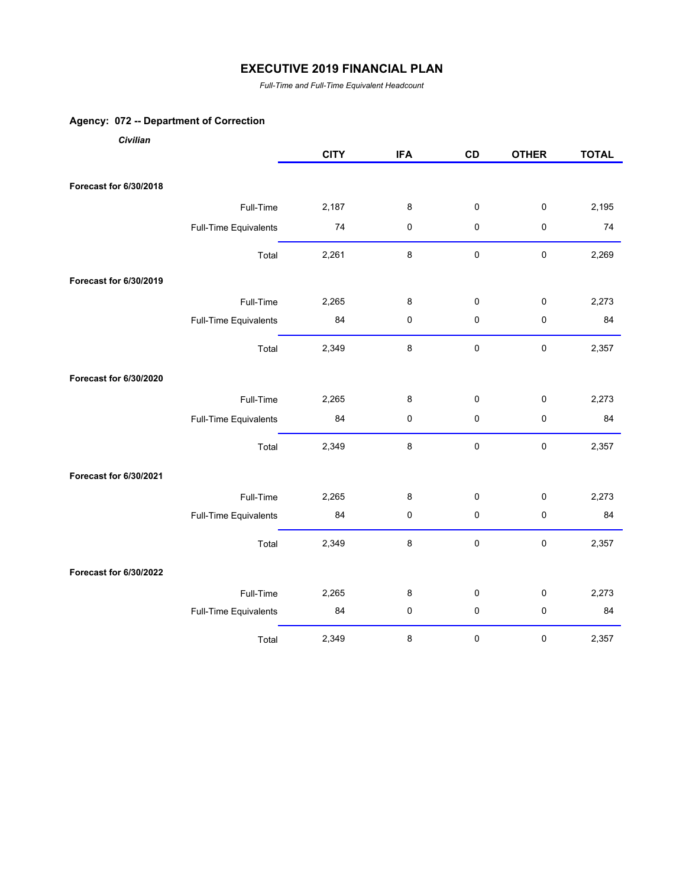# EXECUTIVE 2019 FINANCIAL PLAN

*Full-Time and Full-Time Equivalent Headcount*

### Agency: 072 -- Department of Correction

***Civilian***

| | | CITY | IFA | CD | OTHER | TOTAL |
|---|---|---|---|---|---|---|
| **Forecast for 6/30/2018** | | | | | | |
| | Full-Time | 2,187 | 8 | 0 | 0 | 2,195 |
| | Full-Time Equivalents | 74 | 0 | 0 | 0 | 74 |
| | Total | 2,261 | 8 | 0 | 0 | 2,269 |
| **Forecast for 6/30/2019** | | | | | | |
| | Full-Time | 2,265 | 8 | 0 | 0 | 2,273 |
| | Full-Time Equivalents | 84 | 0 | 0 | 0 | 84 |
| | Total | 2,349 | 8 | 0 | 0 | 2,357 |
| **Forecast for 6/30/2020** | | | | | | |
| | Full-Time | 2,265 | 8 | 0 | 0 | 2,273 |
| | Full-Time Equivalents | 84 | 0 | 0 | 0 | 84 |
| | Total | 2,349 | 8 | 0 | 0 | 2,357 |
| **Forecast for 6/30/2021** | | | | | | |
| | Full-Time | 2,265 | 8 | 0 | 0 | 2,273 |
| | Full-Time Equivalents | 84 | 0 | 0 | 0 | 84 |
| | Total | 2,349 | 8 | 0 | 0 | 2,357 |
| **Forecast for 6/30/2022** | | | | | | |
| | Full-Time | 2,265 | 8 | 0 | 0 | 2,273 |
| | Full-Time Equivalents | 84 | 0 | 0 | 0 | 84 |
| | Total | 2,349 | 8 | 0 | 0 | 2,357 |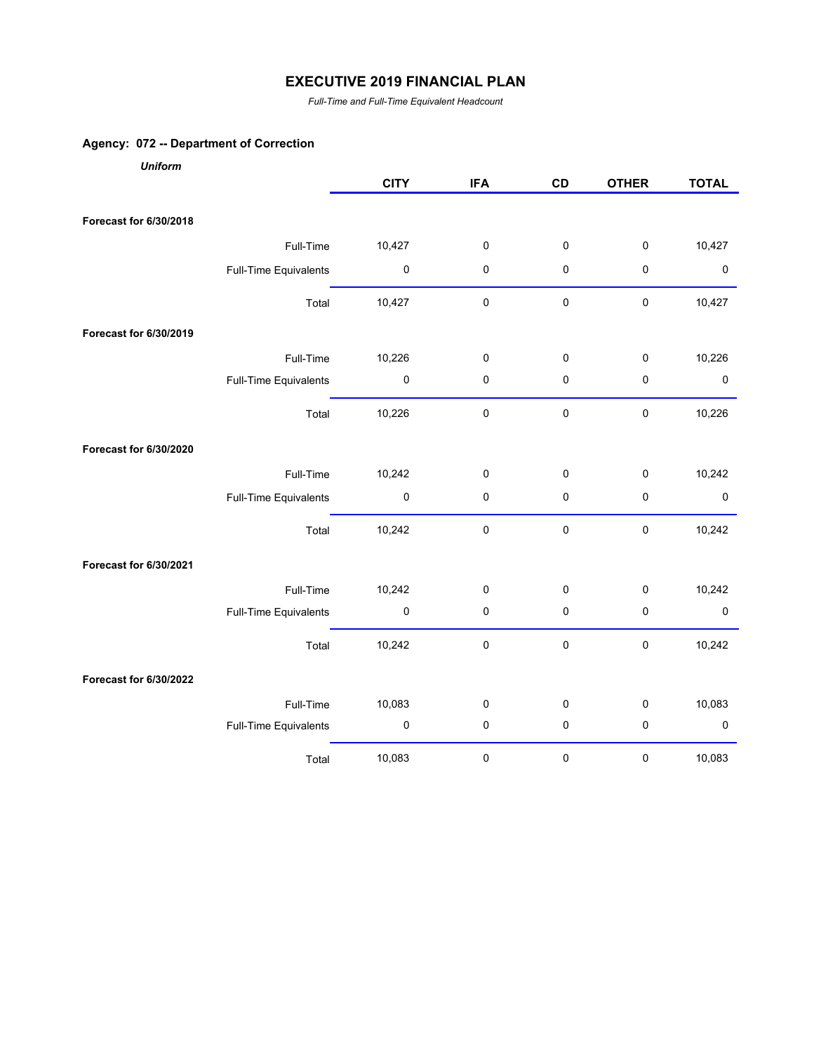# EXECUTIVE 2019 FINANCIAL PLAN

*Full-Time and Full-Time Equivalent Headcount*

## Agency: 072 -- Department of Correction

***Uniform***

| | | CITY | IFA | CD | OTHER | TOTAL |
|---|---|---|---|---|---|---|
| **Forecast for 6/30/2018** | | | | | | |
| | Full-Time | 10,427 | 0 | 0 | 0 | 10,427 |
| | Full-Time Equivalents | 0 | 0 | 0 | 0 | 0 |
| | Total | 10,427 | 0 | 0 | 0 | 10,427 |
| **Forecast for 6/30/2019** | | | | | | |
| | Full-Time | 10,226 | 0 | 0 | 0 | 10,226 |
| | Full-Time Equivalents | 0 | 0 | 0 | 0 | 0 |
| | Total | 10,226 | 0 | 0 | 0 | 10,226 |
| **Forecast for 6/30/2020** | | | | | | |
| | Full-Time | 10,242 | 0 | 0 | 0 | 10,242 |
| | Full-Time Equivalents | 0 | 0 | 0 | 0 | 0 |
| | Total | 10,242 | 0 | 0 | 0 | 10,242 |
| **Forecast for 6/30/2021** | | | | | | |
| | Full-Time | 10,242 | 0 | 0 | 0 | 10,242 |
| | Full-Time Equivalents | 0 | 0 | 0 | 0 | 0 |
| | Total | 10,242 | 0 | 0 | 0 | 10,242 |
| **Forecast for 6/30/2022** | | | | | | |
| | Full-Time | 10,083 | 0 | 0 | 0 | 10,083 |
| | Full-Time Equivalents | 0 | 0 | 0 | 0 | 0 |
| | Total | 10,083 | 0 | 0 | 0 | 10,083 |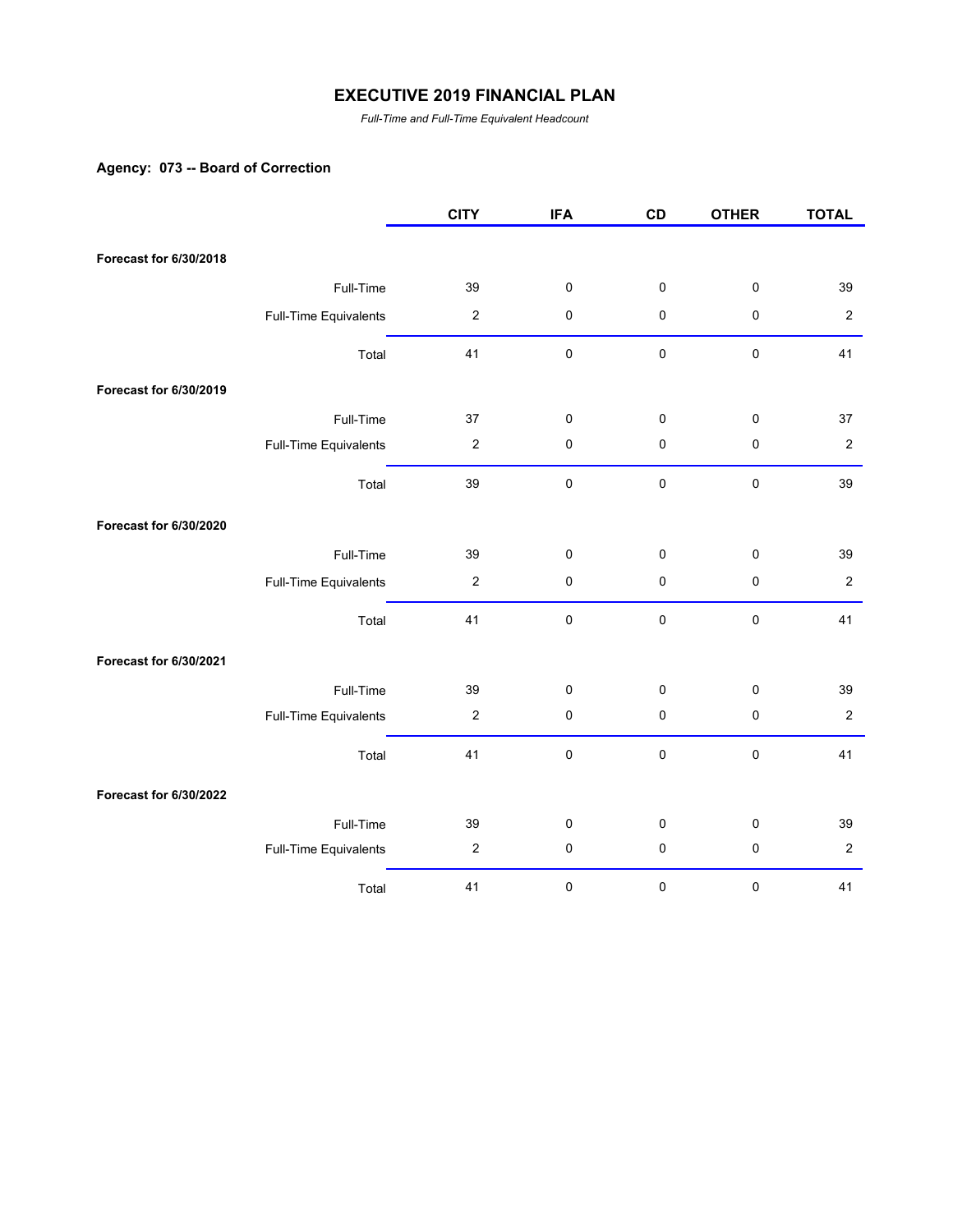# EXECUTIVE 2019 FINANCIAL PLAN

*Full-Time and Full-Time Equivalent Headcount*

### Agency: 073 -- Board of Correction

| | | CITY | IFA | CD | OTHER | TOTAL |
|---|---|---|---|---|---|---|
| **Forecast for 6/30/2018** | | | | | | |
| | Full-Time | 39 | 0 | 0 | 0 | 39 |
| | Full-Time Equivalents | 2 | 0 | 0 | 0 | 2 |
| | Total | 41 | 0 | 0 | 0 | 41 |
| **Forecast for 6/30/2019** | | | | | | |
| | Full-Time | 37 | 0 | 0 | 0 | 37 |
| | Full-Time Equivalents | 2 | 0 | 0 | 0 | 2 |
| | Total | 39 | 0 | 0 | 0 | 39 |
| **Forecast for 6/30/2020** | | | | | | |
| | Full-Time | 39 | 0 | 0 | 0 | 39 |
| | Full-Time Equivalents | 2 | 0 | 0 | 0 | 2 |
| | Total | 41 | 0 | 0 | 0 | 41 |
| **Forecast for 6/30/2021** | | | | | | |
| | Full-Time | 39 | 0 | 0 | 0 | 39 |
| | Full-Time Equivalents | 2 | 0 | 0 | 0 | 2 |
| | Total | 41 | 0 | 0 | 0 | 41 |
| **Forecast for 6/30/2022** | | | | | | |
| | Full-Time | 39 | 0 | 0 | 0 | 39 |
| | Full-Time Equivalents | 2 | 0 | 0 | 0 | 2 |
| | Total | 41 | 0 | 0 | 0 | 41 |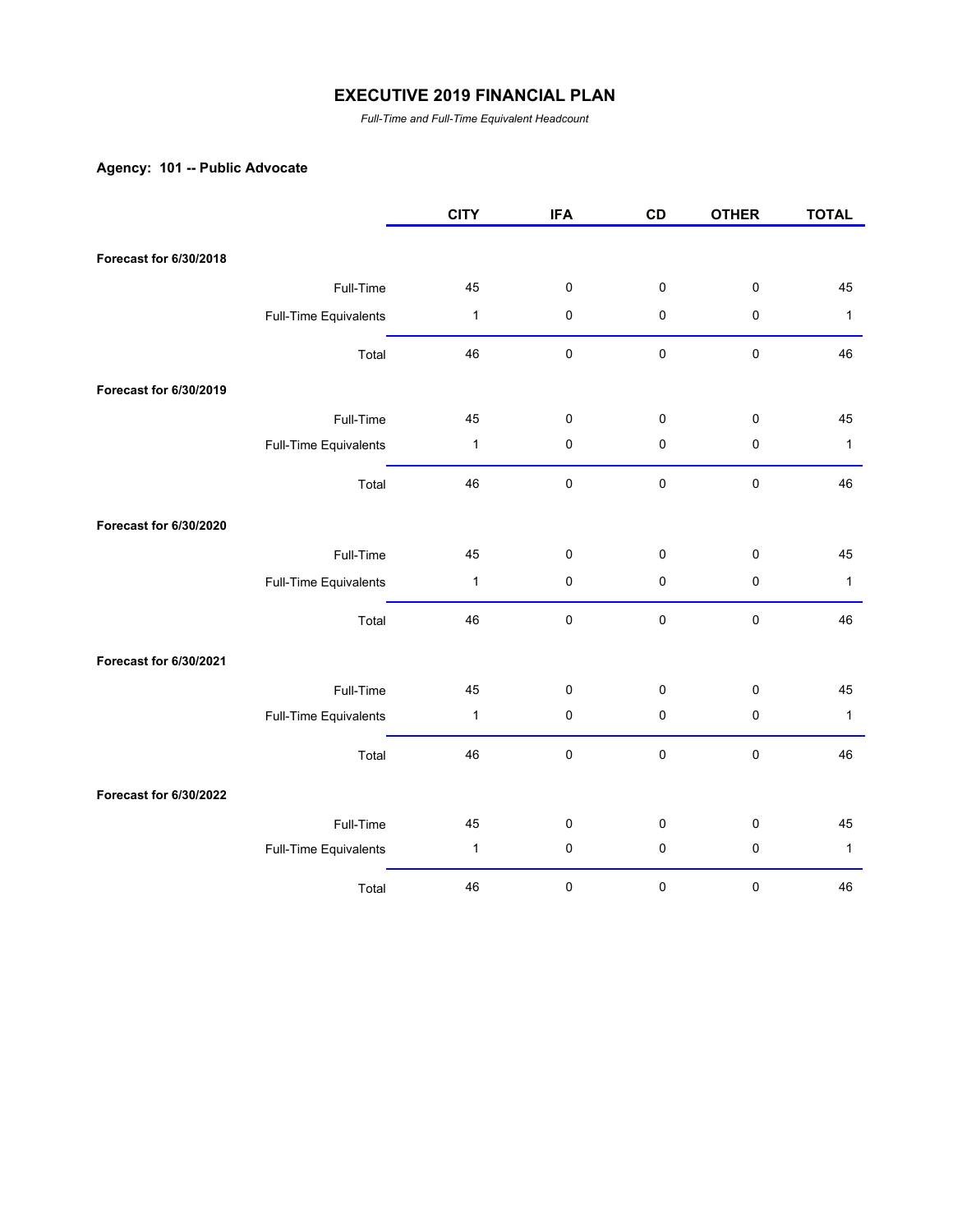# EXECUTIVE 2019 FINANCIAL PLAN

*Full-Time and Full-Time Equivalent Headcount*

**Agency: 101 -- Public Advocate**

| | | CITY | IFA | CD | OTHER | TOTAL |
|---|---|---|---|---|---|---|
| **Forecast for 6/30/2018** | | | | | | |
| | Full-Time | 45 | 0 | 0 | 0 | 45 |
| | Full-Time Equivalents | 1 | 0 | 0 | 0 | 1 |
| | Total | 46 | 0 | 0 | 0 | 46 |
| **Forecast for 6/30/2019** | | | | | | |
| | Full-Time | 45 | 0 | 0 | 0 | 45 |
| | Full-Time Equivalents | 1 | 0 | 0 | 0 | 1 |
| | Total | 46 | 0 | 0 | 0 | 46 |
| **Forecast for 6/30/2020** | | | | | | |
| | Full-Time | 45 | 0 | 0 | 0 | 45 |
| | Full-Time Equivalents | 1 | 0 | 0 | 0 | 1 |
| | Total | 46 | 0 | 0 | 0 | 46 |
| **Forecast for 6/30/2021** | | | | | | |
| | Full-Time | 45 | 0 | 0 | 0 | 45 |
| | Full-Time Equivalents | 1 | 0 | 0 | 0 | 1 |
| | Total | 46 | 0 | 0 | 0 | 46 |
| **Forecast for 6/30/2022** | | | | | | |
| | Full-Time | 45 | 0 | 0 | 0 | 45 |
| | Full-Time Equivalents | 1 | 0 | 0 | 0 | 1 |
| | Total | 46 | 0 | 0 | 0 | 46 |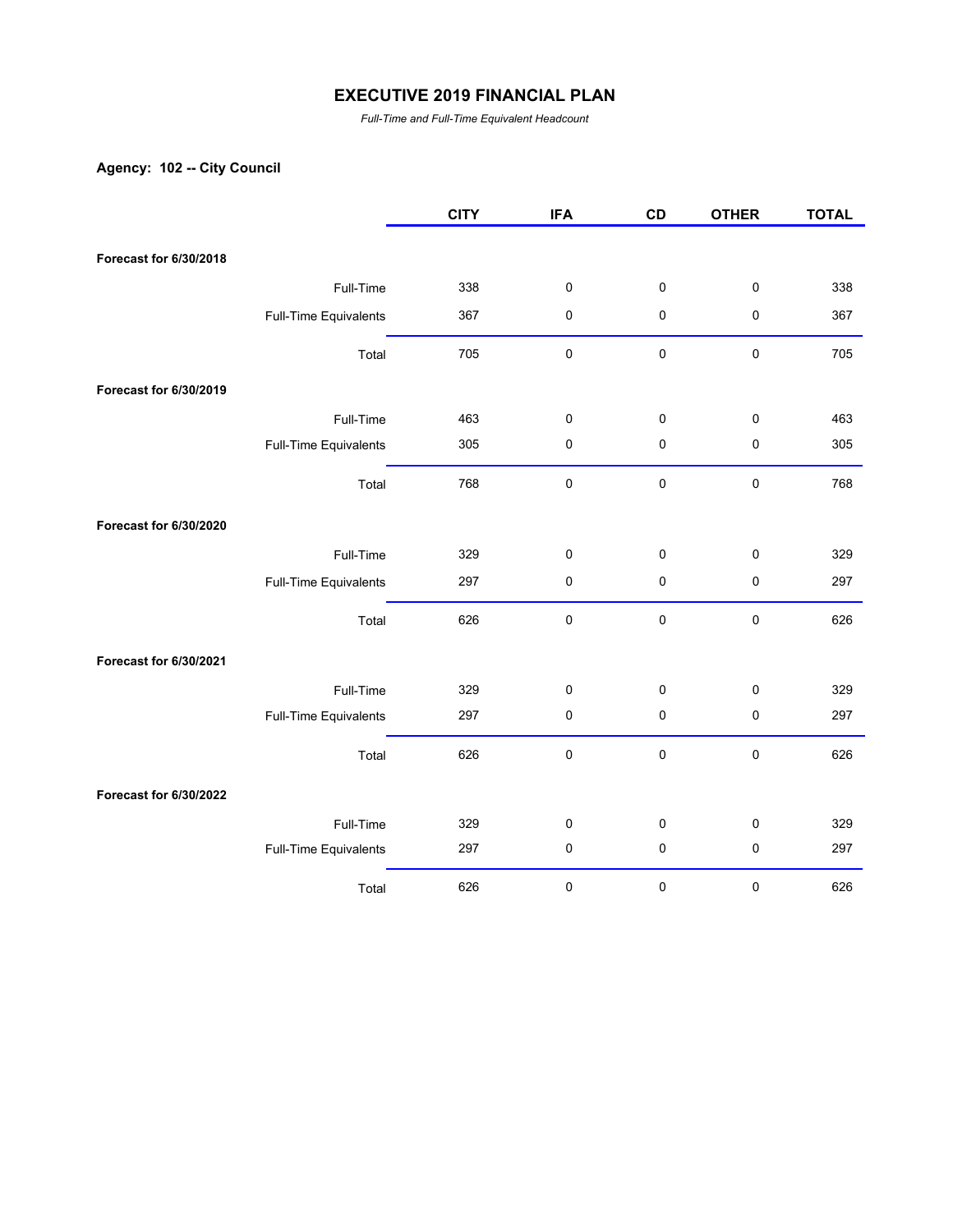# EXECUTIVE 2019 FINANCIAL PLAN

*Full-Time and Full-Time Equivalent Headcount*

**Agency: 102 -- City Council**

| | | CITY | IFA | CD | OTHER | TOTAL |
|---|---|---|---|---|---|---|
| **Forecast for 6/30/2018** | | | | | | |
| | Full-Time | 338 | 0 | 0 | 0 | 338 |
| | Full-Time Equivalents | 367 | 0 | 0 | 0 | 367 |
| | Total | 705 | 0 | 0 | 0 | 705 |
| **Forecast for 6/30/2019** | | | | | | |
| | Full-Time | 463 | 0 | 0 | 0 | 463 |
| | Full-Time Equivalents | 305 | 0 | 0 | 0 | 305 |
| | Total | 768 | 0 | 0 | 0 | 768 |
| **Forecast for 6/30/2020** | | | | | | |
| | Full-Time | 329 | 0 | 0 | 0 | 329 |
| | Full-Time Equivalents | 297 | 0 | 0 | 0 | 297 |
| | Total | 626 | 0 | 0 | 0 | 626 |
| **Forecast for 6/30/2021** | | | | | | |
| | Full-Time | 329 | 0 | 0 | 0 | 329 |
| | Full-Time Equivalents | 297 | 0 | 0 | 0 | 297 |
| | Total | 626 | 0 | 0 | 0 | 626 |
| **Forecast for 6/30/2022** | | | | | | |
| | Full-Time | 329 | 0 | 0 | 0 | 329 |
| | Full-Time Equivalents | 297 | 0 | 0 | 0 | 297 |
| | Total | 626 | 0 | 0 | 0 | 626 |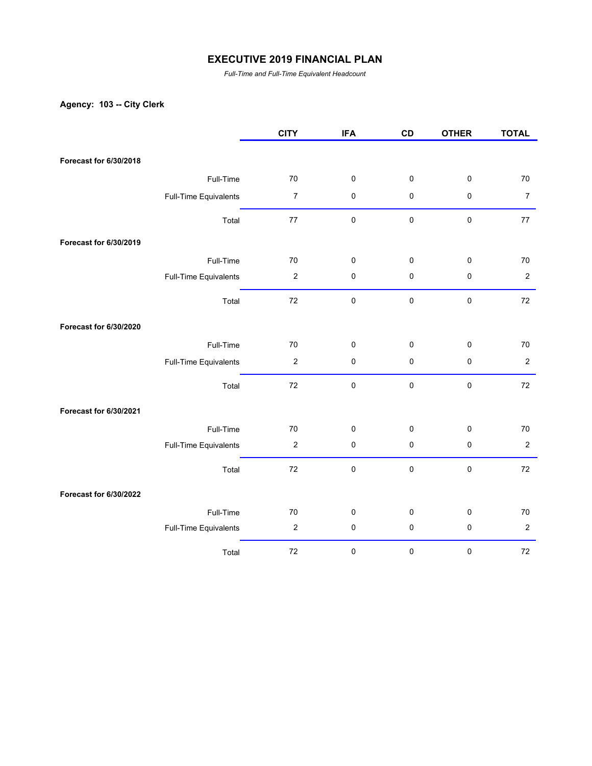# EXECUTIVE 2019 FINANCIAL PLAN

*Full-Time and Full-Time Equivalent Headcount*

**Agency: 103 -- City Clerk**

| | | CITY | IFA | CD | OTHER | TOTAL |
|---|---|---|---|---|---|---|
| **Forecast for 6/30/2018** | | | | | | |
| | Full-Time | 70 | 0 | 0 | 0 | 70 |
| | Full-Time Equivalents | 7 | 0 | 0 | 0 | 7 |
| | Total | 77 | 0 | 0 | 0 | 77 |
| **Forecast for 6/30/2019** | | | | | | |
| | Full-Time | 70 | 0 | 0 | 0 | 70 |
| | Full-Time Equivalents | 2 | 0 | 0 | 0 | 2 |
| | Total | 72 | 0 | 0 | 0 | 72 |
| **Forecast for 6/30/2020** | | | | | | |
| | Full-Time | 70 | 0 | 0 | 0 | 70 |
| | Full-Time Equivalents | 2 | 0 | 0 | 0 | 2 |
| | Total | 72 | 0 | 0 | 0 | 72 |
| **Forecast for 6/30/2021** | | | | | | |
| | Full-Time | 70 | 0 | 0 | 0 | 70 |
| | Full-Time Equivalents | 2 | 0 | 0 | 0 | 2 |
| | Total | 72 | 0 | 0 | 0 | 72 |
| **Forecast for 6/30/2022** | | | | | | |
| | Full-Time | 70 | 0 | 0 | 0 | 70 |
| | Full-Time Equivalents | 2 | 0 | 0 | 0 | 2 |
| | Total | 72 | 0 | 0 | 0 | 72 |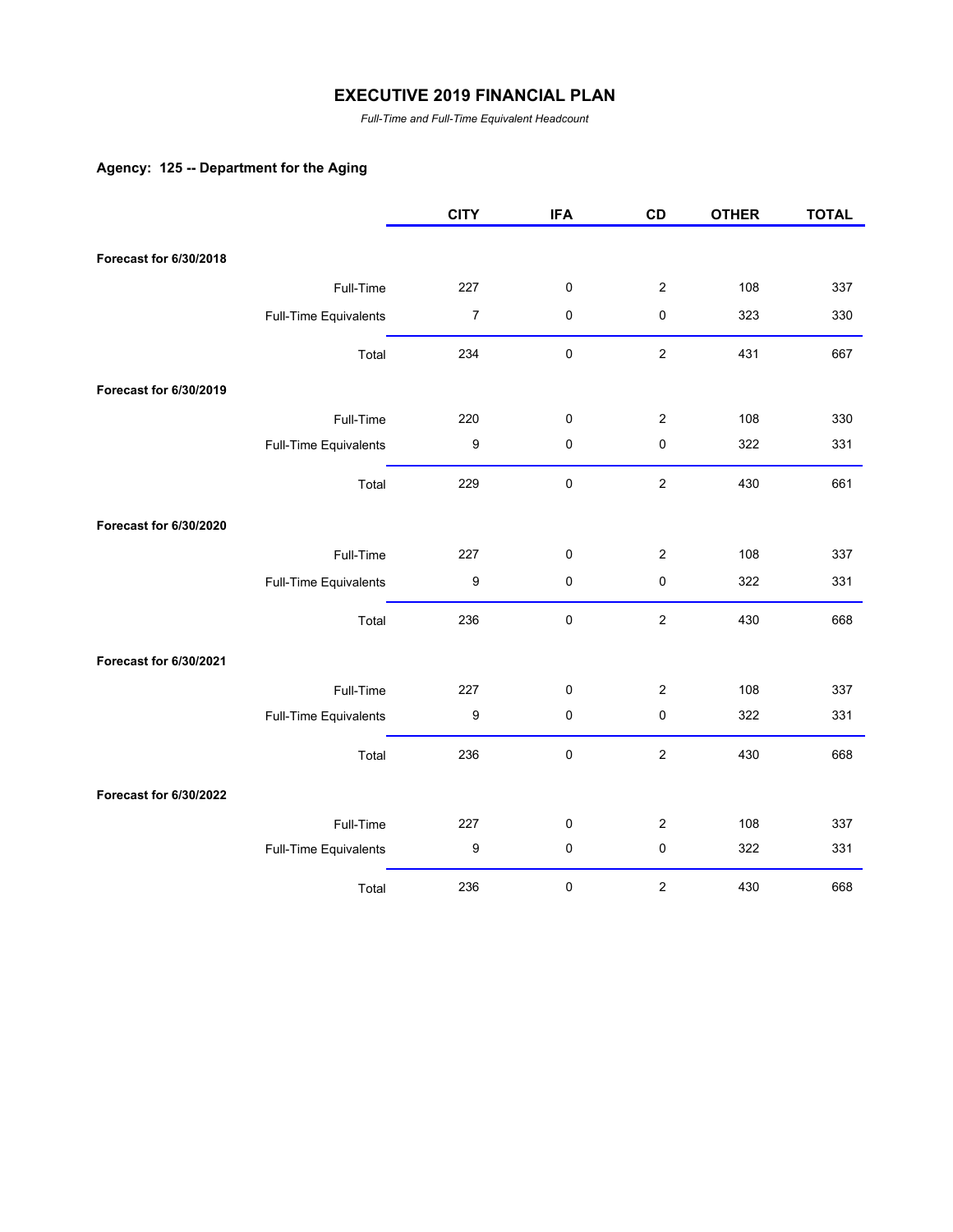# EXECUTIVE 2019 FINANCIAL PLAN

*Full-Time and Full-Time Equivalent Headcount*

### Agency: 125 -- Department for the Aging

| | | CITY | IFA | CD | OTHER | TOTAL |
|---|---|---|---|---|---|---|
| **Forecast for 6/30/2018** | | | | | | |
| | Full-Time | 227 | 0 | 2 | 108 | 337 |
| | Full-Time Equivalents | 7 | 0 | 0 | 323 | 330 |
| | Total | 234 | 0 | 2 | 431 | 667 |
| **Forecast for 6/30/2019** | | | | | | |
| | Full-Time | 220 | 0 | 2 | 108 | 330 |
| | Full-Time Equivalents | 9 | 0 | 0 | 322 | 331 |
| | Total | 229 | 0 | 2 | 430 | 661 |
| **Forecast for 6/30/2020** | | | | | | |
| | Full-Time | 227 | 0 | 2 | 108 | 337 |
| | Full-Time Equivalents | 9 | 0 | 0 | 322 | 331 |
| | Total | 236 | 0 | 2 | 430 | 668 |
| **Forecast for 6/30/2021** | | | | | | |
| | Full-Time | 227 | 0 | 2 | 108 | 337 |
| | Full-Time Equivalents | 9 | 0 | 0 | 322 | 331 |
| | Total | 236 | 0 | 2 | 430 | 668 |
| **Forecast for 6/30/2022** | | | | | | |
| | Full-Time | 227 | 0 | 2 | 108 | 337 |
| | Full-Time Equivalents | 9 | 0 | 0 | 322 | 331 |
| | Total | 236 | 0 | 2 | 430 | 668 |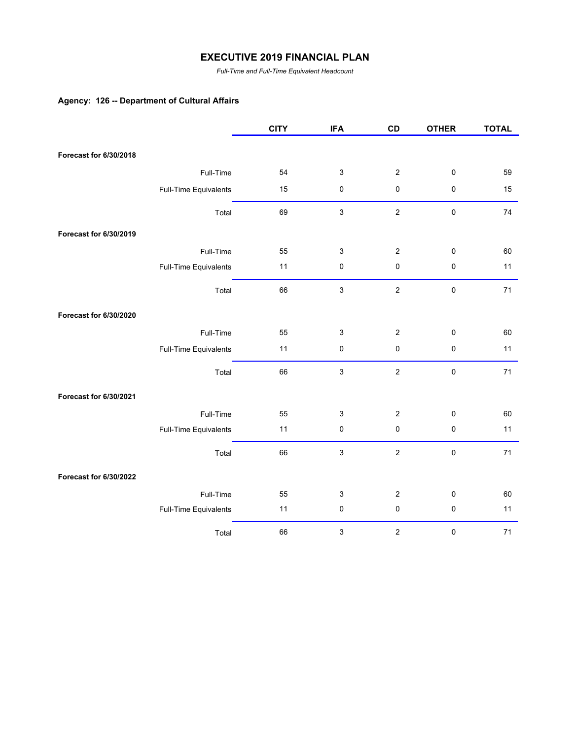# EXECUTIVE 2019 FINANCIAL PLAN

*Full-Time and Full-Time Equivalent Headcount*

**Agency: 126 -- Department of Cultural Affairs**

| | | CITY | IFA | CD | OTHER | TOTAL |
|---|---|---|---|---|---|---|
| **Forecast for 6/30/2018** | | | | | | |
| | Full-Time | 54 | 3 | 2 | 0 | 59 |
| | Full-Time Equivalents | 15 | 0 | 0 | 0 | 15 |
| | Total | 69 | 3 | 2 | 0 | 74 |
| **Forecast for 6/30/2019** | | | | | | |
| | Full-Time | 55 | 3 | 2 | 0 | 60 |
| | Full-Time Equivalents | 11 | 0 | 0 | 0 | 11 |
| | Total | 66 | 3 | 2 | 0 | 71 |
| **Forecast for 6/30/2020** | | | | | | |
| | Full-Time | 55 | 3 | 2 | 0 | 60 |
| | Full-Time Equivalents | 11 | 0 | 0 | 0 | 11 |
| | Total | 66 | 3 | 2 | 0 | 71 |
| **Forecast for 6/30/2021** | | | | | | |
| | Full-Time | 55 | 3 | 2 | 0 | 60 |
| | Full-Time Equivalents | 11 | 0 | 0 | 0 | 11 |
| | Total | 66 | 3 | 2 | 0 | 71 |
| **Forecast for 6/30/2022** | | | | | | |
| | Full-Time | 55 | 3 | 2 | 0 | 60 |
| | Full-Time Equivalents | 11 | 0 | 0 | 0 | 11 |
| | Total | 66 | 3 | 2 | 0 | 71 |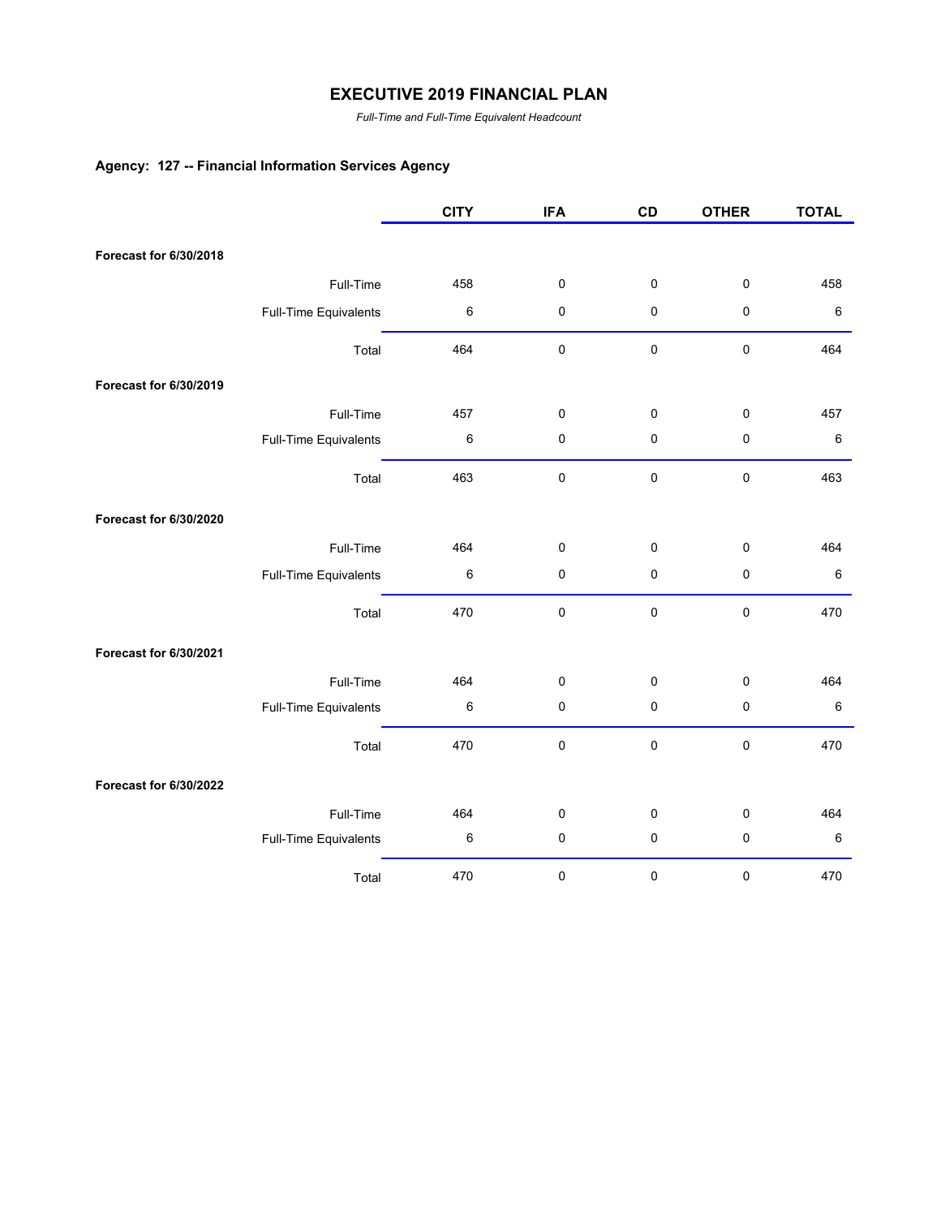# EXECUTIVE 2019 FINANCIAL PLAN

*Full-Time and Full-Time Equivalent Headcount*

**Agency: 127 -- Financial Information Services Agency**

| | | CITY | IFA | CD | OTHER | TOTAL |
|---|---|---|---|---|---|---|
| **Forecast for 6/30/2018** | | | | | | |
| | Full-Time | 458 | 0 | 0 | 0 | 458 |
| | Full-Time Equivalents | 6 | 0 | 0 | 0 | 6 |
| | Total | 464 | 0 | 0 | 0 | 464 |
| **Forecast for 6/30/2019** | | | | | | |
| | Full-Time | 457 | 0 | 0 | 0 | 457 |
| | Full-Time Equivalents | 6 | 0 | 0 | 0 | 6 |
| | Total | 463 | 0 | 0 | 0 | 463 |
| **Forecast for 6/30/2020** | | | | | | |
| | Full-Time | 464 | 0 | 0 | 0 | 464 |
| | Full-Time Equivalents | 6 | 0 | 0 | 0 | 6 |
| | Total | 470 | 0 | 0 | 0 | 470 |
| **Forecast for 6/30/2021** | | | | | | |
| | Full-Time | 464 | 0 | 0 | 0 | 464 |
| | Full-Time Equivalents | 6 | 0 | 0 | 0 | 6 |
| | Total | 470 | 0 | 0 | 0 | 470 |
| **Forecast for 6/30/2022** | | | | | | |
| | Full-Time | 464 | 0 | 0 | 0 | 464 |
| | Full-Time Equivalents | 6 | 0 | 0 | 0 | 6 |
| | Total | 470 | 0 | 0 | 0 | 470 |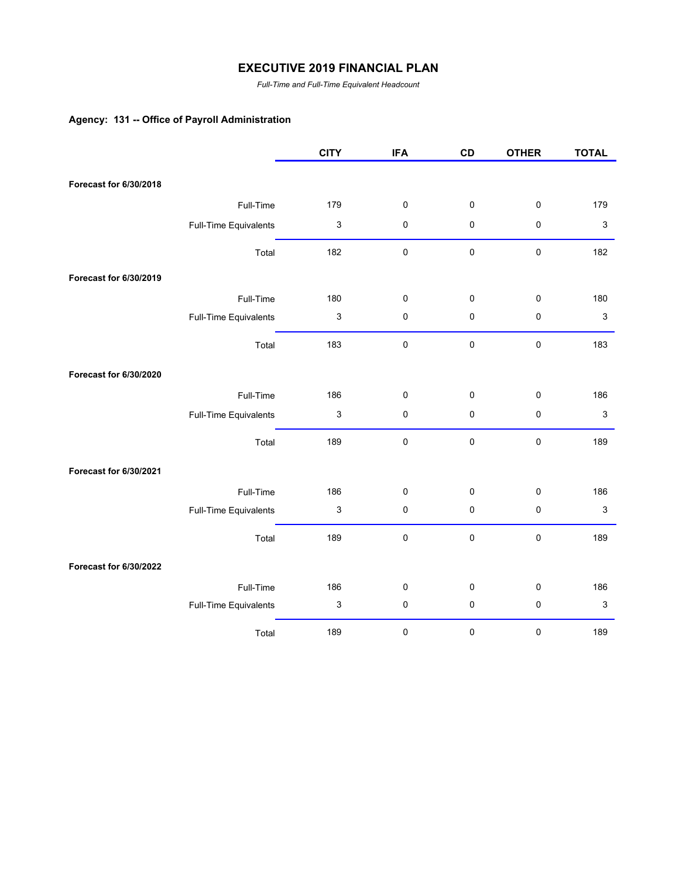# EXECUTIVE 2019 FINANCIAL PLAN

*Full-Time and Full-Time Equivalent Headcount*

### Agency: 131 -- Office of Payroll Administration

| | | CITY | IFA | CD | OTHER | TOTAL |
|---|---|---|---|---|---|---|
| **Forecast for 6/30/2018** | | | | | | |
| | Full-Time | 179 | 0 | 0 | 0 | 179 |
| | Full-Time Equivalents | 3 | 0 | 0 | 0 | 3 |
| | Total | 182 | 0 | 0 | 0 | 182 |
| **Forecast for 6/30/2019** | | | | | | |
| | Full-Time | 180 | 0 | 0 | 0 | 180 |
| | Full-Time Equivalents | 3 | 0 | 0 | 0 | 3 |
| | Total | 183 | 0 | 0 | 0 | 183 |
| **Forecast for 6/30/2020** | | | | | | |
| | Full-Time | 186 | 0 | 0 | 0 | 186 |
| | Full-Time Equivalents | 3 | 0 | 0 | 0 | 3 |
| | Total | 189 | 0 | 0 | 0 | 189 |
| **Forecast for 6/30/2021** | | | | | | |
| | Full-Time | 186 | 0 | 0 | 0 | 186 |
| | Full-Time Equivalents | 3 | 0 | 0 | 0 | 3 |
| | Total | 189 | 0 | 0 | 0 | 189 |
| **Forecast for 6/30/2022** | | | | | | |
| | Full-Time | 186 | 0 | 0 | 0 | 186 |
| | Full-Time Equivalents | 3 | 0 | 0 | 0 | 3 |
| | Total | 189 | 0 | 0 | 0 | 189 |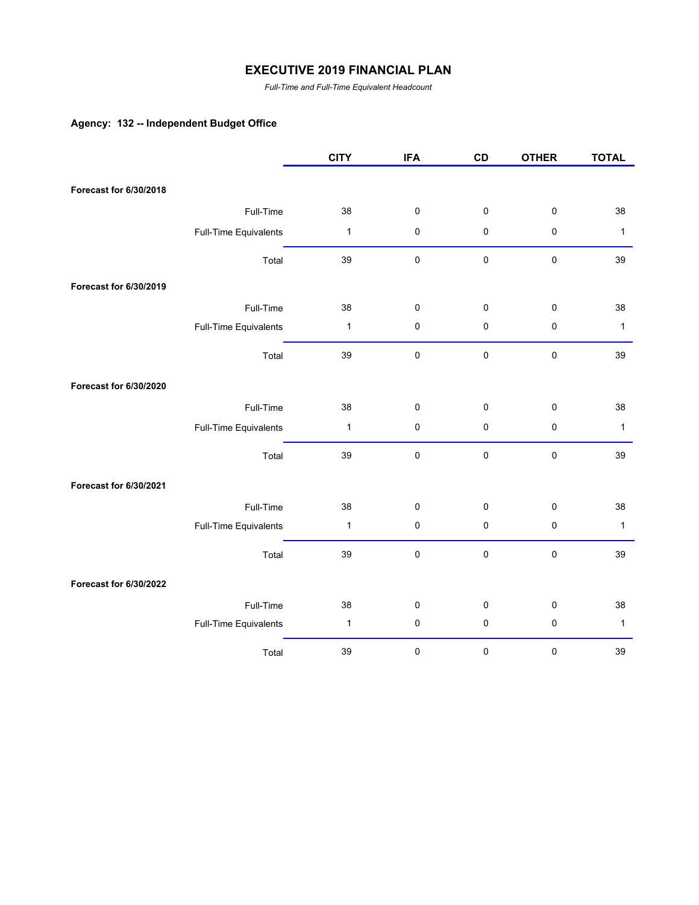# EXECUTIVE 2019 FINANCIAL PLAN

*Full-Time and Full-Time Equivalent Headcount*

## Agency: 132 -- Independent Budget Office

| | | CITY | IFA | CD | OTHER | TOTAL |
|---|---|---|---|---|---|---|
| **Forecast for 6/30/2018** | | | | | | |
| | Full-Time | 38 | 0 | 0 | 0 | 38 |
| | Full-Time Equivalents | 1 | 0 | 0 | 0 | 1 |
| | Total | 39 | 0 | 0 | 0 | 39 |
| **Forecast for 6/30/2019** | | | | | | |
| | Full-Time | 38 | 0 | 0 | 0 | 38 |
| | Full-Time Equivalents | 1 | 0 | 0 | 0 | 1 |
| | Total | 39 | 0 | 0 | 0 | 39 |
| **Forecast for 6/30/2020** | | | | | | |
| | Full-Time | 38 | 0 | 0 | 0 | 38 |
| | Full-Time Equivalents | 1 | 0 | 0 | 0 | 1 |
| | Total | 39 | 0 | 0 | 0 | 39 |
| **Forecast for 6/30/2021** | | | | | | |
| | Full-Time | 38 | 0 | 0 | 0 | 38 |
| | Full-Time Equivalents | 1 | 0 | 0 | 0 | 1 |
| | Total | 39 | 0 | 0 | 0 | 39 |
| **Forecast for 6/30/2022** | | | | | | |
| | Full-Time | 38 | 0 | 0 | 0 | 38 |
| | Full-Time Equivalents | 1 | 0 | 0 | 0 | 1 |
| | Total | 39 | 0 | 0 | 0 | 39 |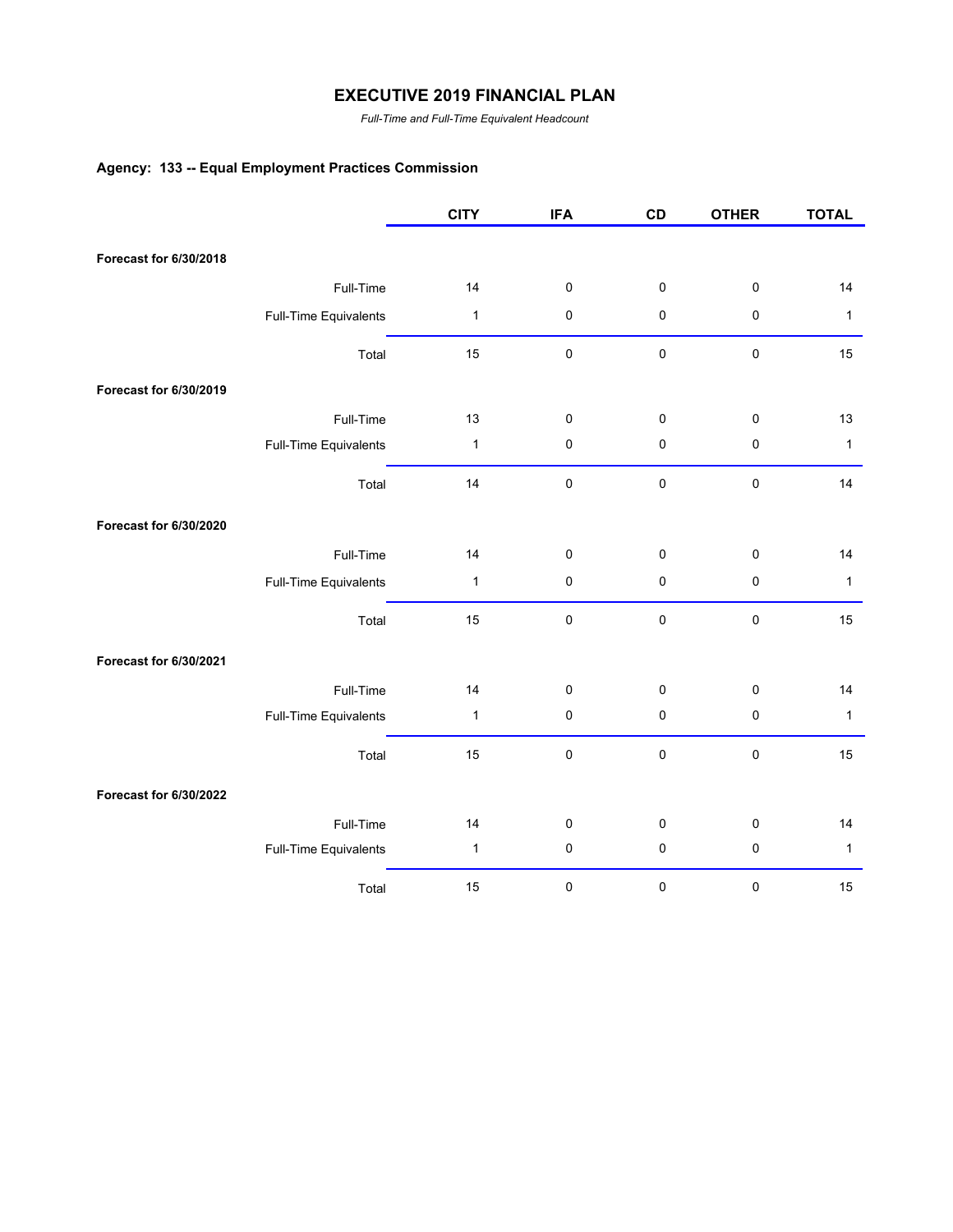# EXECUTIVE 2019 FINANCIAL PLAN

*Full-Time and Full-Time Equivalent Headcount*

### Agency: 133 -- Equal Employment Practices Commission

| | | CITY | IFA | CD | OTHER | TOTAL |
|---|---|---|---|---|---|---|
| **Forecast for 6/30/2018** | | | | | | |
| | Full-Time | 14 | 0 | 0 | 0 | 14 |
| | Full-Time Equivalents | 1 | 0 | 0 | 0 | 1 |
| | Total | 15 | 0 | 0 | 0 | 15 |
| **Forecast for 6/30/2019** | | | | | | |
| | Full-Time | 13 | 0 | 0 | 0 | 13 |
| | Full-Time Equivalents | 1 | 0 | 0 | 0 | 1 |
| | Total | 14 | 0 | 0 | 0 | 14 |
| **Forecast for 6/30/2020** | | | | | | |
| | Full-Time | 14 | 0 | 0 | 0 | 14 |
| | Full-Time Equivalents | 1 | 0 | 0 | 0 | 1 |
| | Total | 15 | 0 | 0 | 0 | 15 |
| **Forecast for 6/30/2021** | | | | | | |
| | Full-Time | 14 | 0 | 0 | 0 | 14 |
| | Full-Time Equivalents | 1 | 0 | 0 | 0 | 1 |
| | Total | 15 | 0 | 0 | 0 | 15 |
| **Forecast for 6/30/2022** | | | | | | |
| | Full-Time | 14 | 0 | 0 | 0 | 14 |
| | Full-Time Equivalents | 1 | 0 | 0 | 0 | 1 |
| | Total | 15 | 0 | 0 | 0 | 15 |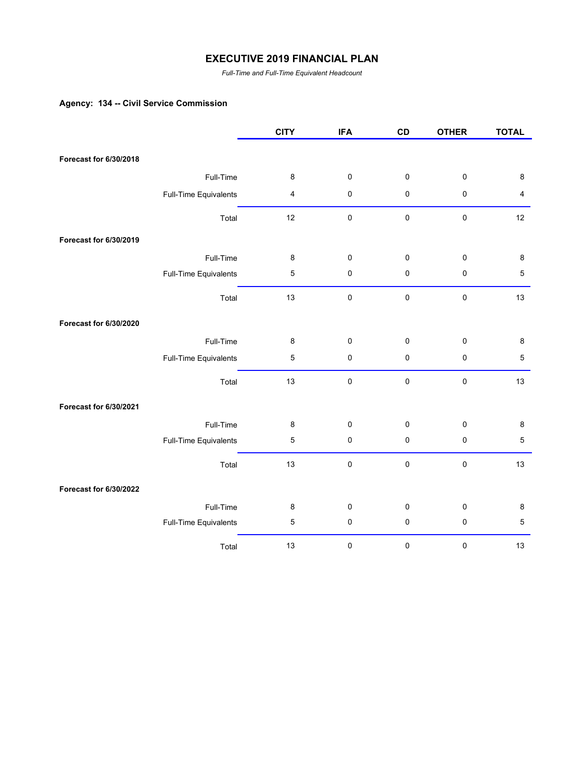# EXECUTIVE 2019 FINANCIAL PLAN

*Full-Time and Full-Time Equivalent Headcount*

**Agency: 134 -- Civil Service Commission**

| | | CITY | IFA | CD | OTHER | TOTAL |
|---|---|---|---|---|---|---|
| **Forecast for 6/30/2018** | | | | | | |
| | Full-Time | 8 | 0 | 0 | 0 | 8 |
| | Full-Time Equivalents | 4 | 0 | 0 | 0 | 4 |
| | Total | 12 | 0 | 0 | 0 | 12 |
| **Forecast for 6/30/2019** | | | | | | |
| | Full-Time | 8 | 0 | 0 | 0 | 8 |
| | Full-Time Equivalents | 5 | 0 | 0 | 0 | 5 |
| | Total | 13 | 0 | 0 | 0 | 13 |
| **Forecast for 6/30/2020** | | | | | | |
| | Full-Time | 8 | 0 | 0 | 0 | 8 |
| | Full-Time Equivalents | 5 | 0 | 0 | 0 | 5 |
| | Total | 13 | 0 | 0 | 0 | 13 |
| **Forecast for 6/30/2021** | | | | | | |
| | Full-Time | 8 | 0 | 0 | 0 | 8 |
| | Full-Time Equivalents | 5 | 0 | 0 | 0 | 5 |
| | Total | 13 | 0 | 0 | 0 | 13 |
| **Forecast for 6/30/2022** | | | | | | |
| | Full-Time | 8 | 0 | 0 | 0 | 8 |
| | Full-Time Equivalents | 5 | 0 | 0 | 0 | 5 |
| | Total | 13 | 0 | 0 | 0 | 13 |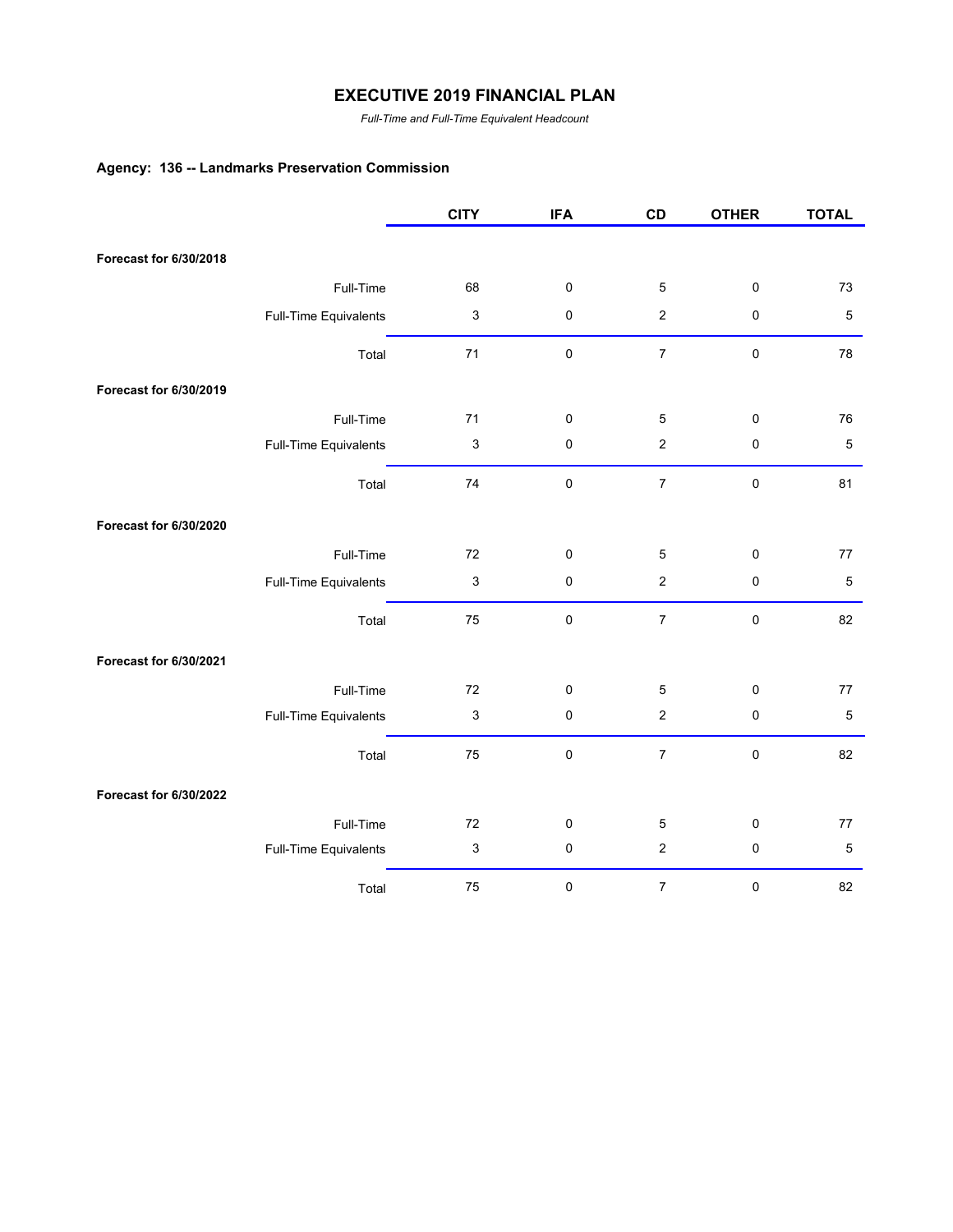# EXECUTIVE 2019 FINANCIAL PLAN

*Full-Time and Full-Time Equivalent Headcount*

**Agency: 136 -- Landmarks Preservation Commission**

| | | CITY | IFA | CD | OTHER | TOTAL |
|---|---|---|---|---|---|---|
| **Forecast for 6/30/2018** | | | | | | |
| | Full-Time | 68 | 0 | 5 | 0 | 73 |
| | Full-Time Equivalents | 3 | 0 | 2 | 0 | 5 |
| | Total | 71 | 0 | 7 | 0 | 78 |
| **Forecast for 6/30/2019** | | | | | | |
| | Full-Time | 71 | 0 | 5 | 0 | 76 |
| | Full-Time Equivalents | 3 | 0 | 2 | 0 | 5 |
| | Total | 74 | 0 | 7 | 0 | 81 |
| **Forecast for 6/30/2020** | | | | | | |
| | Full-Time | 72 | 0 | 5 | 0 | 77 |
| | Full-Time Equivalents | 3 | 0 | 2 | 0 | 5 |
| | Total | 75 | 0 | 7 | 0 | 82 |
| **Forecast for 6/30/2021** | | | | | | |
| | Full-Time | 72 | 0 | 5 | 0 | 77 |
| | Full-Time Equivalents | 3 | 0 | 2 | 0 | 5 |
| | Total | 75 | 0 | 7 | 0 | 82 |
| **Forecast for 6/30/2022** | | | | | | |
| | Full-Time | 72 | 0 | 5 | 0 | 77 |
| | Full-Time Equivalents | 3 | 0 | 2 | 0 | 5 |
| | Total | 75 | 0 | 7 | 0 | 82 |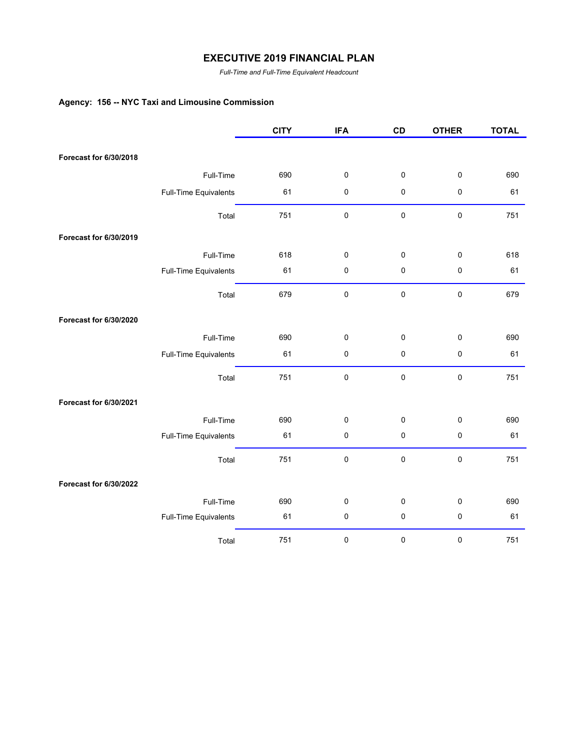# EXECUTIVE 2019 FINANCIAL PLAN

*Full-Time and Full-Time Equivalent Headcount*

**Agency: 156 -- NYC Taxi and Limousine Commission**

| | | CITY | IFA | CD | OTHER | TOTAL |
|---|---|---|---|---|---|---|
| **Forecast for 6/30/2018** | | | | | | |
| | Full-Time | 690 | 0 | 0 | 0 | 690 |
| | Full-Time Equivalents | 61 | 0 | 0 | 0 | 61 |
| | Total | 751 | 0 | 0 | 0 | 751 |
| **Forecast for 6/30/2019** | | | | | | |
| | Full-Time | 618 | 0 | 0 | 0 | 618 |
| | Full-Time Equivalents | 61 | 0 | 0 | 0 | 61 |
| | Total | 679 | 0 | 0 | 0 | 679 |
| **Forecast for 6/30/2020** | | | | | | |
| | Full-Time | 690 | 0 | 0 | 0 | 690 |
| | Full-Time Equivalents | 61 | 0 | 0 | 0 | 61 |
| | Total | 751 | 0 | 0 | 0 | 751 |
| **Forecast for 6/30/2021** | | | | | | |
| | Full-Time | 690 | 0 | 0 | 0 | 690 |
| | Full-Time Equivalents | 61 | 0 | 0 | 0 | 61 |
| | Total | 751 | 0 | 0 | 0 | 751 |
| **Forecast for 6/30/2022** | | | | | | |
| | Full-Time | 690 | 0 | 0 | 0 | 690 |
| | Full-Time Equivalents | 61 | 0 | 0 | 0 | 61 |
| | Total | 751 | 0 | 0 | 0 | 751 |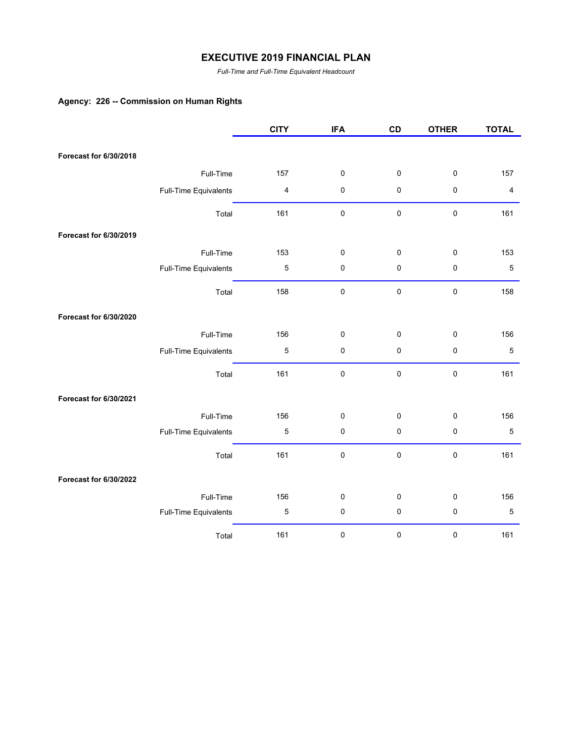# EXECUTIVE 2019 FINANCIAL PLAN

*Full-Time and Full-Time Equivalent Headcount*

## Agency: 226 -- Commission on Human Rights

| | | CITY | IFA | CD | OTHER | TOTAL |
|---|---|---|---|---|---|---|
| **Forecast for 6/30/2018** | | | | | | |
| | Full-Time | 157 | 0 | 0 | 0 | 157 |
| | Full-Time Equivalents | 4 | 0 | 0 | 0 | 4 |
| | Total | 161 | 0 | 0 | 0 | 161 |
| **Forecast for 6/30/2019** | | | | | | |
| | Full-Time | 153 | 0 | 0 | 0 | 153 |
| | Full-Time Equivalents | 5 | 0 | 0 | 0 | 5 |
| | Total | 158 | 0 | 0 | 0 | 158 |
| **Forecast for 6/30/2020** | | | | | | |
| | Full-Time | 156 | 0 | 0 | 0 | 156 |
| | Full-Time Equivalents | 5 | 0 | 0 | 0 | 5 |
| | Total | 161 | 0 | 0 | 0 | 161 |
| **Forecast for 6/30/2021** | | | | | | |
| | Full-Time | 156 | 0 | 0 | 0 | 156 |
| | Full-Time Equivalents | 5 | 0 | 0 | 0 | 5 |
| | Total | 161 | 0 | 0 | 0 | 161 |
| **Forecast for 6/30/2022** | | | | | | |
| | Full-Time | 156 | 0 | 0 | 0 | 156 |
| | Full-Time Equivalents | 5 | 0 | 0 | 0 | 5 |
| | Total | 161 | 0 | 0 | 0 | 161 |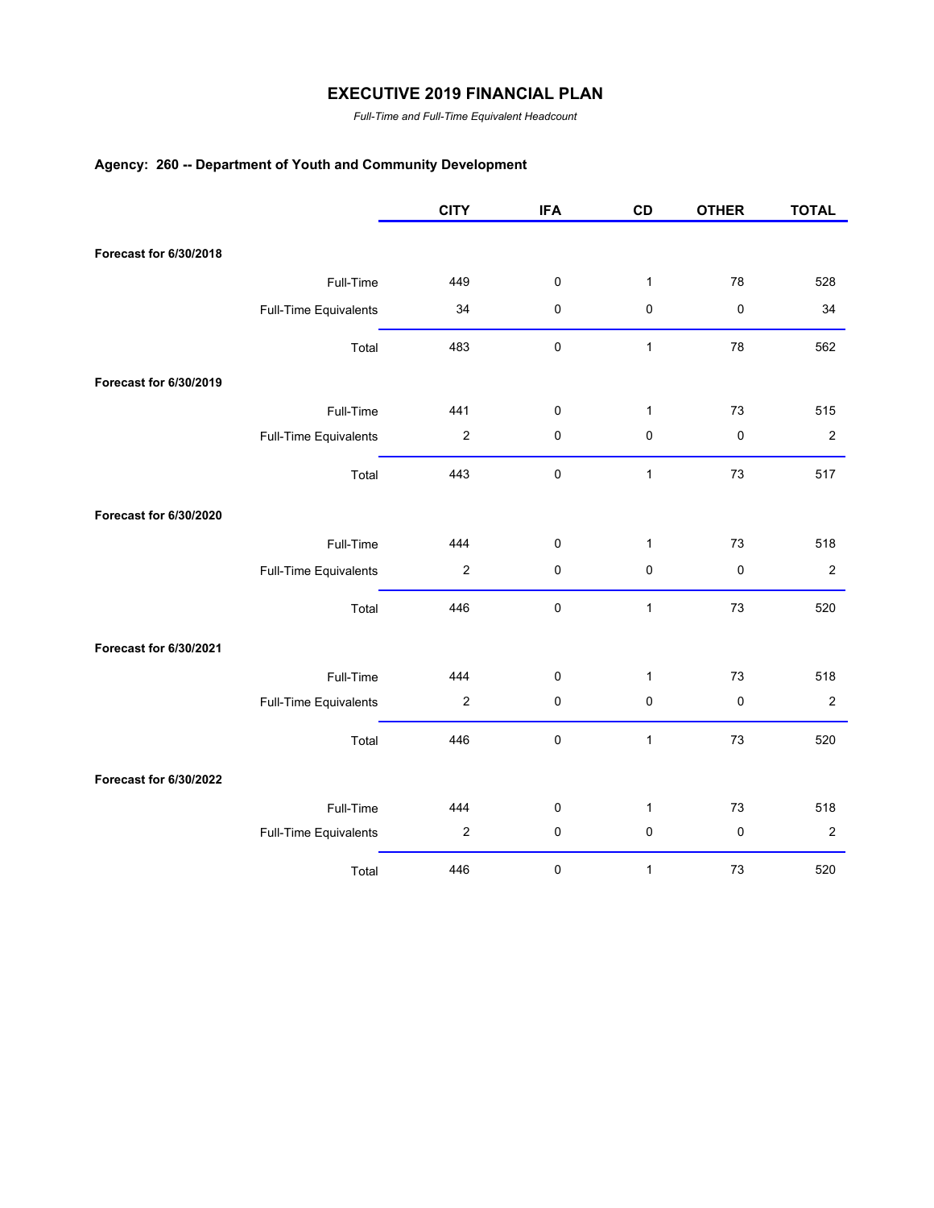# EXECUTIVE 2019 FINANCIAL PLAN

*Full-Time and Full-Time Equivalent Headcount*

### Agency: 260 -- Department of Youth and Community Development

| | | CITY | IFA | CD | OTHER | TOTAL |
|---|---|---|---|---|---|---|
| **Forecast for 6/30/2018** | | | | | | |
| | Full-Time | 449 | 0 | 1 | 78 | 528 |
| | Full-Time Equivalents | 34 | 0 | 0 | 0 | 34 |
| | Total | 483 | 0 | 1 | 78 | 562 |
| **Forecast for 6/30/2019** | | | | | | |
| | Full-Time | 441 | 0 | 1 | 73 | 515 |
| | Full-Time Equivalents | 2 | 0 | 0 | 0 | 2 |
| | Total | 443 | 0 | 1 | 73 | 517 |
| **Forecast for 6/30/2020** | | | | | | |
| | Full-Time | 444 | 0 | 1 | 73 | 518 |
| | Full-Time Equivalents | 2 | 0 | 0 | 0 | 2 |
| | Total | 446 | 0 | 1 | 73 | 520 |
| **Forecast for 6/30/2021** | | | | | | |
| | Full-Time | 444 | 0 | 1 | 73 | 518 |
| | Full-Time Equivalents | 2 | 0 | 0 | 0 | 2 |
| | Total | 446 | 0 | 1 | 73 | 520 |
| **Forecast for 6/30/2022** | | | | | | |
| | Full-Time | 444 | 0 | 1 | 73 | 518 |
| | Full-Time Equivalents | 2 | 0 | 0 | 0 | 2 |
| | Total | 446 | 0 | 1 | 73 | 520 |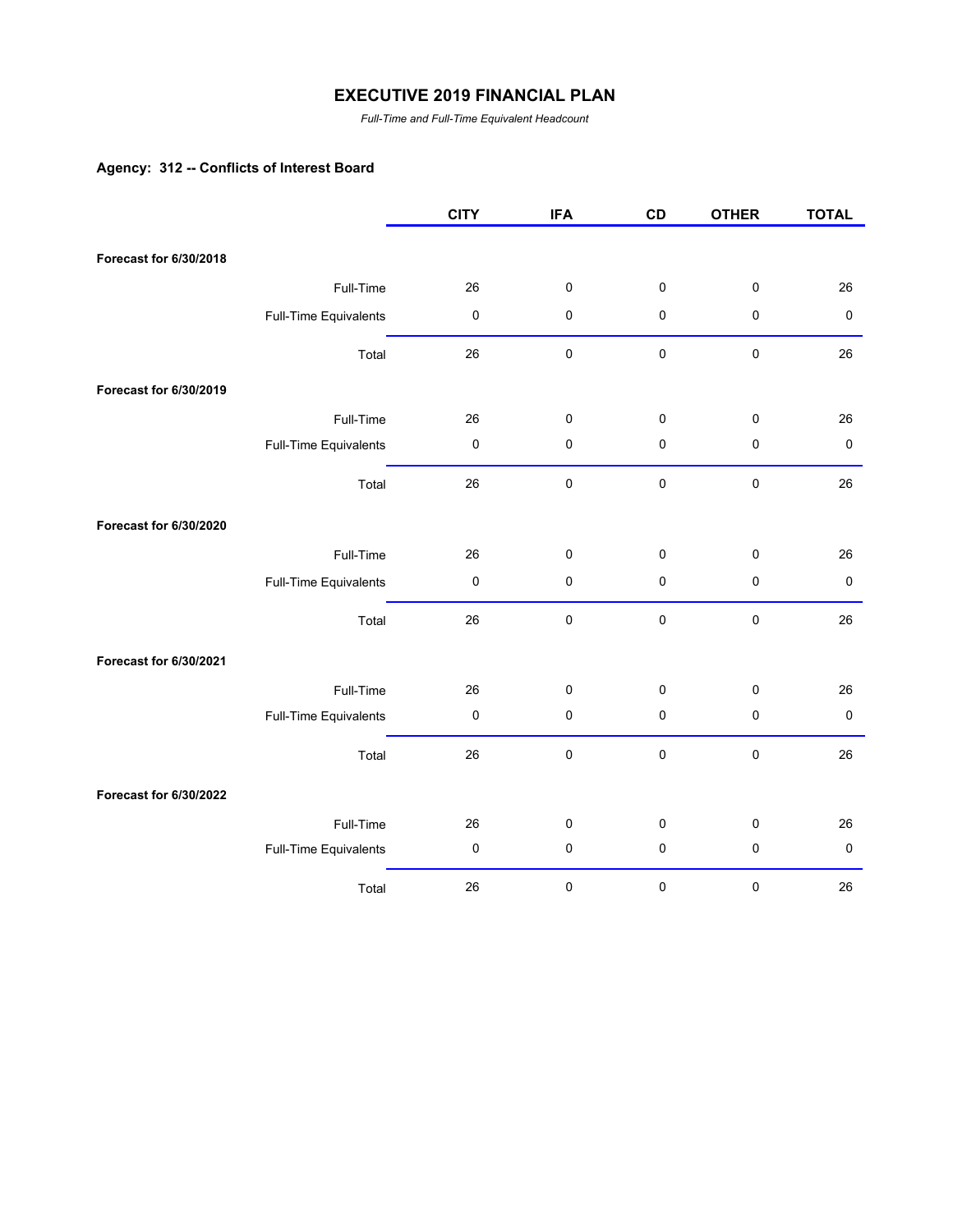# EXECUTIVE 2019 FINANCIAL PLAN

*Full-Time and Full-Time Equivalent Headcount*

**Agency: 312 -- Conflicts of Interest Board**

| | | CITY | IFA | CD | OTHER | TOTAL |
|---|---|---|---|---|---|---|
| **Forecast for 6/30/2018** | | | | | | |
| | Full-Time | 26 | 0 | 0 | 0 | 26 |
| | Full-Time Equivalents | 0 | 0 | 0 | 0 | 0 |
| | Total | 26 | 0 | 0 | 0 | 26 |
| **Forecast for 6/30/2019** | | | | | | |
| | Full-Time | 26 | 0 | 0 | 0 | 26 |
| | Full-Time Equivalents | 0 | 0 | 0 | 0 | 0 |
| | Total | 26 | 0 | 0 | 0 | 26 |
| **Forecast for 6/30/2020** | | | | | | |
| | Full-Time | 26 | 0 | 0 | 0 | 26 |
| | Full-Time Equivalents | 0 | 0 | 0 | 0 | 0 |
| | Total | 26 | 0 | 0 | 0 | 26 |
| **Forecast for 6/30/2021** | | | | | | |
| | Full-Time | 26 | 0 | 0 | 0 | 26 |
| | Full-Time Equivalents | 0 | 0 | 0 | 0 | 0 |
| | Total | 26 | 0 | 0 | 0 | 26 |
| **Forecast for 6/30/2022** | | | | | | |
| | Full-Time | 26 | 0 | 0 | 0 | 26 |
| | Full-Time Equivalents | 0 | 0 | 0 | 0 | 0 |
| | Total | 26 | 0 | 0 | 0 | 26 |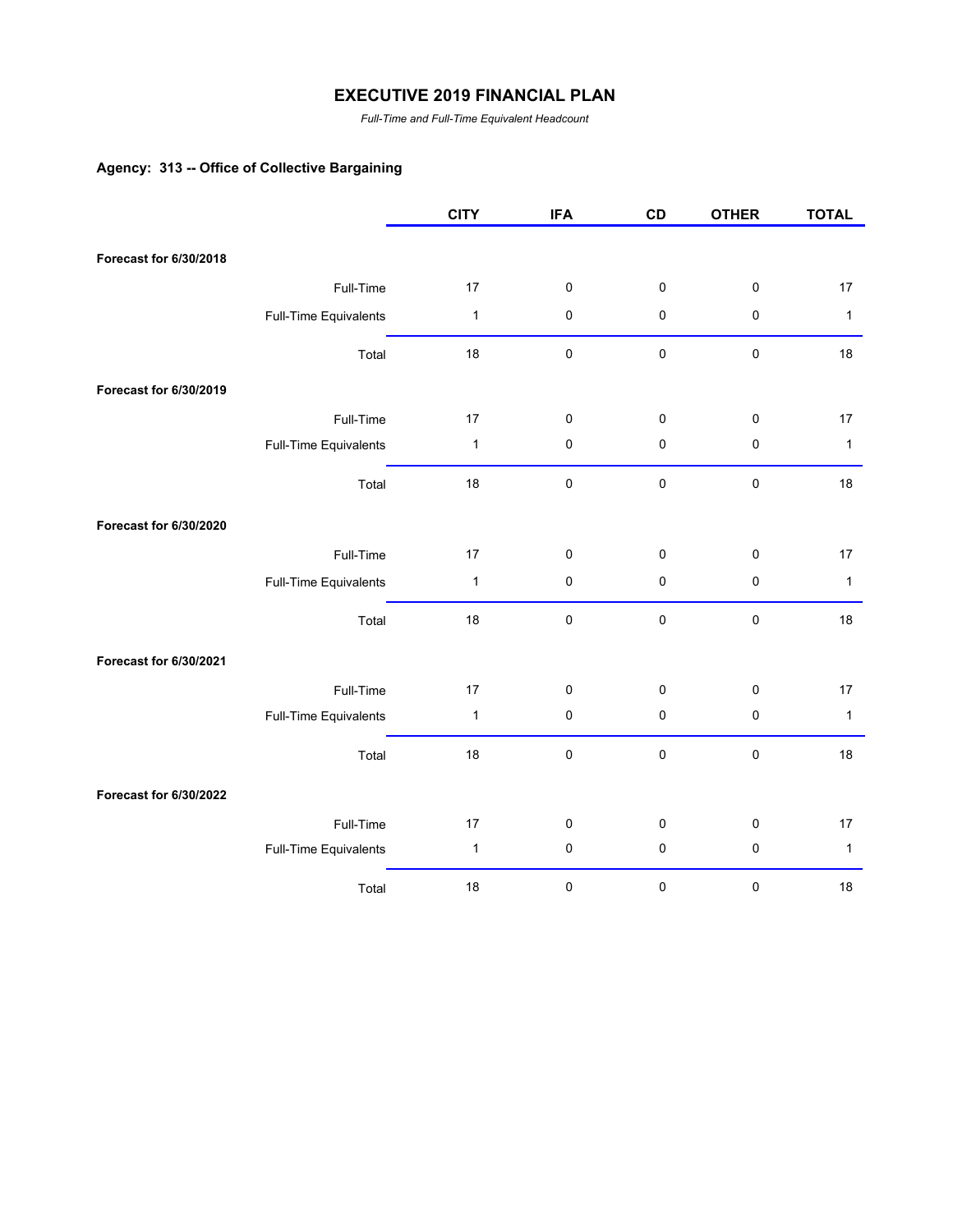# EXECUTIVE 2019 FINANCIAL PLAN

*Full-Time and Full-Time Equivalent Headcount*

**Agency: 313 -- Office of Collective Bargaining**

| | | CITY | IFA | CD | OTHER | TOTAL |
|---|---|---|---|---|---|---|
| **Forecast for 6/30/2018** | | | | | | |
| | Full-Time | 17 | 0 | 0 | 0 | 17 |
| | Full-Time Equivalents | 1 | 0 | 0 | 0 | 1 |
| | Total | 18 | 0 | 0 | 0 | 18 |
| **Forecast for 6/30/2019** | | | | | | |
| | Full-Time | 17 | 0 | 0 | 0 | 17 |
| | Full-Time Equivalents | 1 | 0 | 0 | 0 | 1 |
| | Total | 18 | 0 | 0 | 0 | 18 |
| **Forecast for 6/30/2020** | | | | | | |
| | Full-Time | 17 | 0 | 0 | 0 | 17 |
| | Full-Time Equivalents | 1 | 0 | 0 | 0 | 1 |
| | Total | 18 | 0 | 0 | 0 | 18 |
| **Forecast for 6/30/2021** | | | | | | |
| | Full-Time | 17 | 0 | 0 | 0 | 17 |
| | Full-Time Equivalents | 1 | 0 | 0 | 0 | 1 |
| | Total | 18 | 0 | 0 | 0 | 18 |
| **Forecast for 6/30/2022** | | | | | | |
| | Full-Time | 17 | 0 | 0 | 0 | 17 |
| | Full-Time Equivalents | 1 | 0 | 0 | 0 | 1 |
| | Total | 18 | 0 | 0 | 0 | 18 |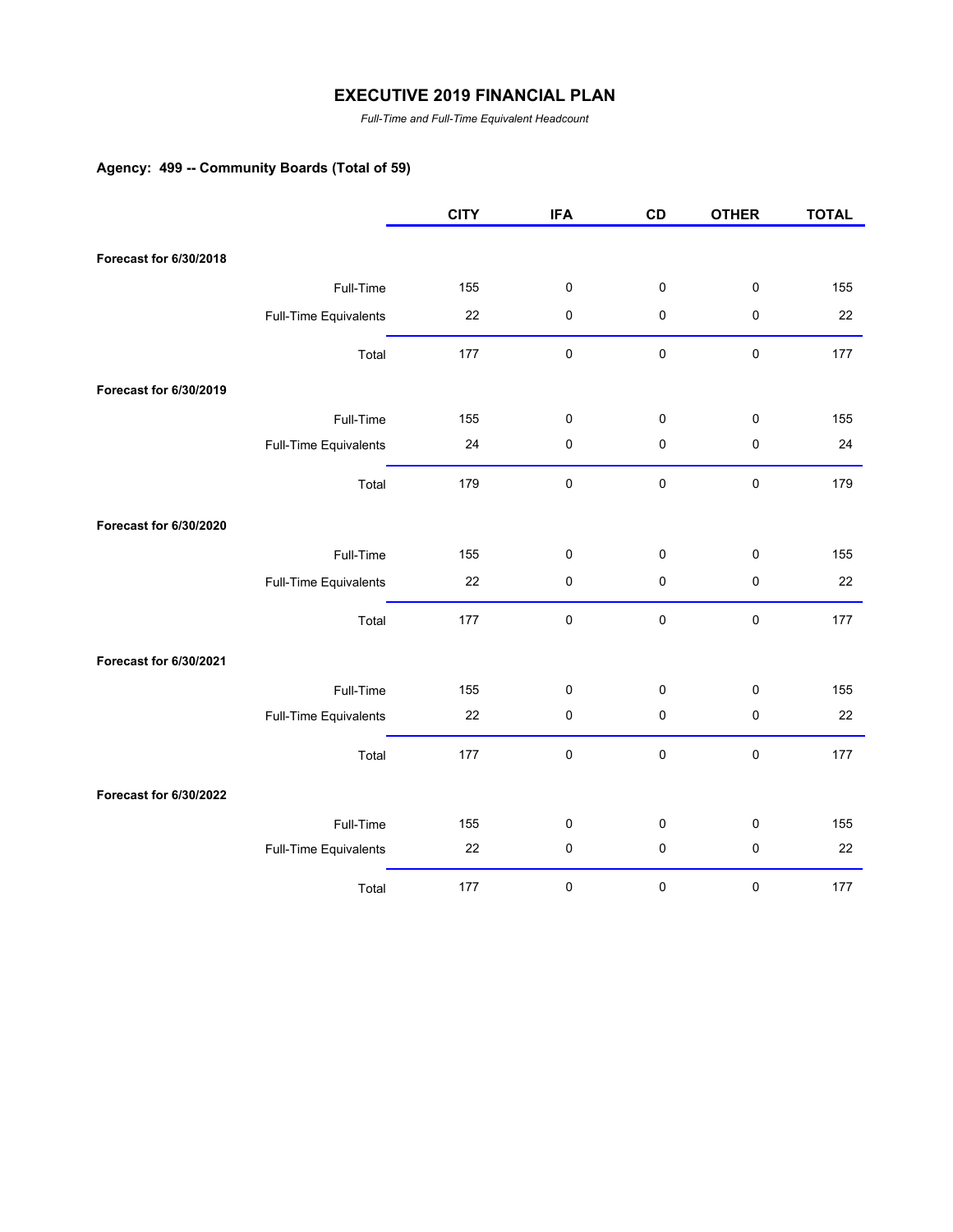## EXECUTIVE 2019 FINANCIAL PLAN

*Full-Time and Full-Time Equivalent Headcount*

### Agency: 499 -- Community Boards (Total of 59)

| | | CITY | IFA | CD | OTHER | TOTAL |
|---|---|---|---|---|---|---|
| **Forecast for 6/30/2018** | | | | | | |
| | Full-Time | 155 | 0 | 0 | 0 | 155 |
| | Full-Time Equivalents | 22 | 0 | 0 | 0 | 22 |
| | Total | 177 | 0 | 0 | 0 | 177 |
| **Forecast for 6/30/2019** | | | | | | |
| | Full-Time | 155 | 0 | 0 | 0 | 155 |
| | Full-Time Equivalents | 24 | 0 | 0 | 0 | 24 |
| | Total | 179 | 0 | 0 | 0 | 179 |
| **Forecast for 6/30/2020** | | | | | | |
| | Full-Time | 155 | 0 | 0 | 0 | 155 |
| | Full-Time Equivalents | 22 | 0 | 0 | 0 | 22 |
| | Total | 177 | 0 | 0 | 0 | 177 |
| **Forecast for 6/30/2021** | | | | | | |
| | Full-Time | 155 | 0 | 0 | 0 | 155 |
| | Full-Time Equivalents | 22 | 0 | 0 | 0 | 22 |
| | Total | 177 | 0 | 0 | 0 | 177 |
| **Forecast for 6/30/2022** | | | | | | |
| | Full-Time | 155 | 0 | 0 | 0 | 155 |
| | Full-Time Equivalents | 22 | 0 | 0 | 0 | 22 |
| | Total | 177 | 0 | 0 | 0 | 177 |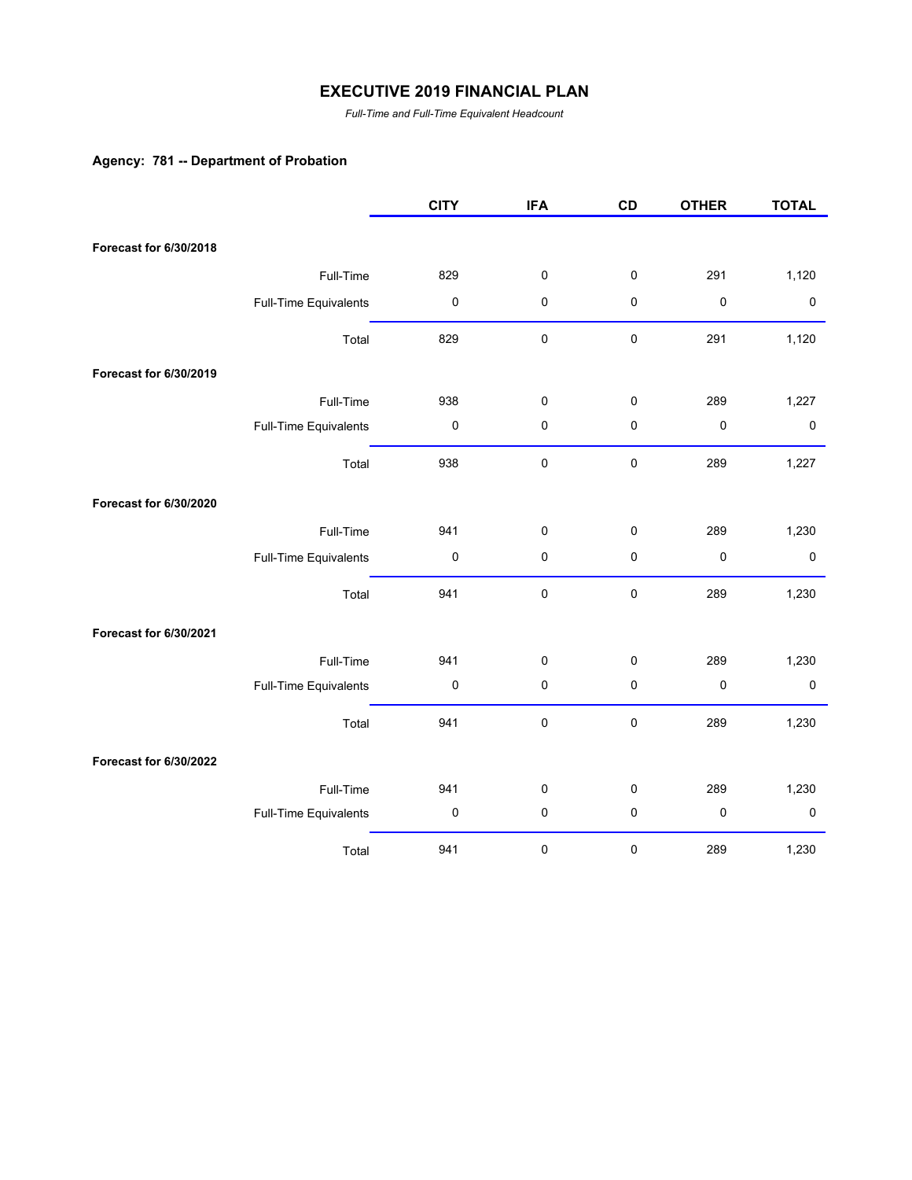# EXECUTIVE 2019 FINANCIAL PLAN

*Full-Time and Full-Time Equivalent Headcount*

**Agency: 781 -- Department of Probation**

| | | CITY | IFA | CD | OTHER | TOTAL |
|---|---|---|---|---|---|---|
| **Forecast for 6/30/2018** | | | | | | |
| | Full-Time | 829 | 0 | 0 | 291 | 1,120 |
| | Full-Time Equivalents | 0 | 0 | 0 | 0 | 0 |
| | Total | 829 | 0 | 0 | 291 | 1,120 |
| **Forecast for 6/30/2019** | | | | | | |
| | Full-Time | 938 | 0 | 0 | 289 | 1,227 |
| | Full-Time Equivalents | 0 | 0 | 0 | 0 | 0 |
| | Total | 938 | 0 | 0 | 289 | 1,227 |
| **Forecast for 6/30/2020** | | | | | | |
| | Full-Time | 941 | 0 | 0 | 289 | 1,230 |
| | Full-Time Equivalents | 0 | 0 | 0 | 0 | 0 |
| | Total | 941 | 0 | 0 | 289 | 1,230 |
| **Forecast for 6/30/2021** | | | | | | |
| | Full-Time | 941 | 0 | 0 | 289 | 1,230 |
| | Full-Time Equivalents | 0 | 0 | 0 | 0 | 0 |
| | Total | 941 | 0 | 0 | 289 | 1,230 |
| **Forecast for 6/30/2022** | | | | | | |
| | Full-Time | 941 | 0 | 0 | 289 | 1,230 |
| | Full-Time Equivalents | 0 | 0 | 0 | 0 | 0 |
| | Total | 941 | 0 | 0 | 289 | 1,230 |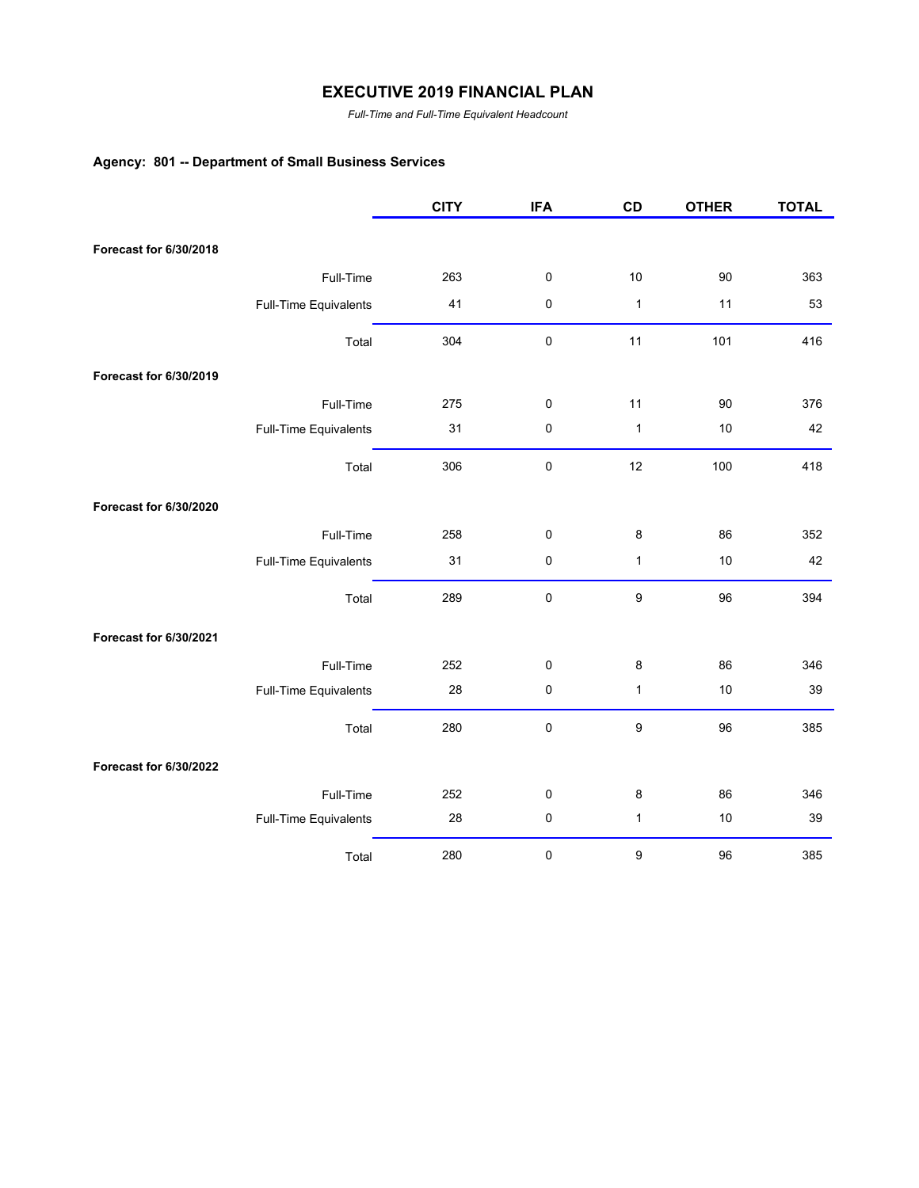# EXECUTIVE 2019 FINANCIAL PLAN

*Full-Time and Full-Time Equivalent Headcount*

## Agency: 801 -- Department of Small Business Services

| | | CITY | IFA | CD | OTHER | TOTAL |
|---|---|---|---|---|---|---|
| **Forecast for 6/30/2018** | | | | | | |
| | Full-Time | 263 | 0 | 10 | 90 | 363 |
| | Full-Time Equivalents | 41 | 0 | 1 | 11 | 53 |
| | Total | 304 | 0 | 11 | 101 | 416 |
| **Forecast for 6/30/2019** | | | | | | |
| | Full-Time | 275 | 0 | 11 | 90 | 376 |
| | Full-Time Equivalents | 31 | 0 | 1 | 10 | 42 |
| | Total | 306 | 0 | 12 | 100 | 418 |
| **Forecast for 6/30/2020** | | | | | | |
| | Full-Time | 258 | 0 | 8 | 86 | 352 |
| | Full-Time Equivalents | 31 | 0 | 1 | 10 | 42 |
| | Total | 289 | 0 | 9 | 96 | 394 |
| **Forecast for 6/30/2021** | | | | | | |
| | Full-Time | 252 | 0 | 8 | 86 | 346 |
| | Full-Time Equivalents | 28 | 0 | 1 | 10 | 39 |
| | Total | 280 | 0 | 9 | 96 | 385 |
| **Forecast for 6/30/2022** | | | | | | |
| | Full-Time | 252 | 0 | 8 | 86 | 346 |
| | Full-Time Equivalents | 28 | 0 | 1 | 10 | 39 |
| | Total | 280 | 0 | 9 | 96 | 385 |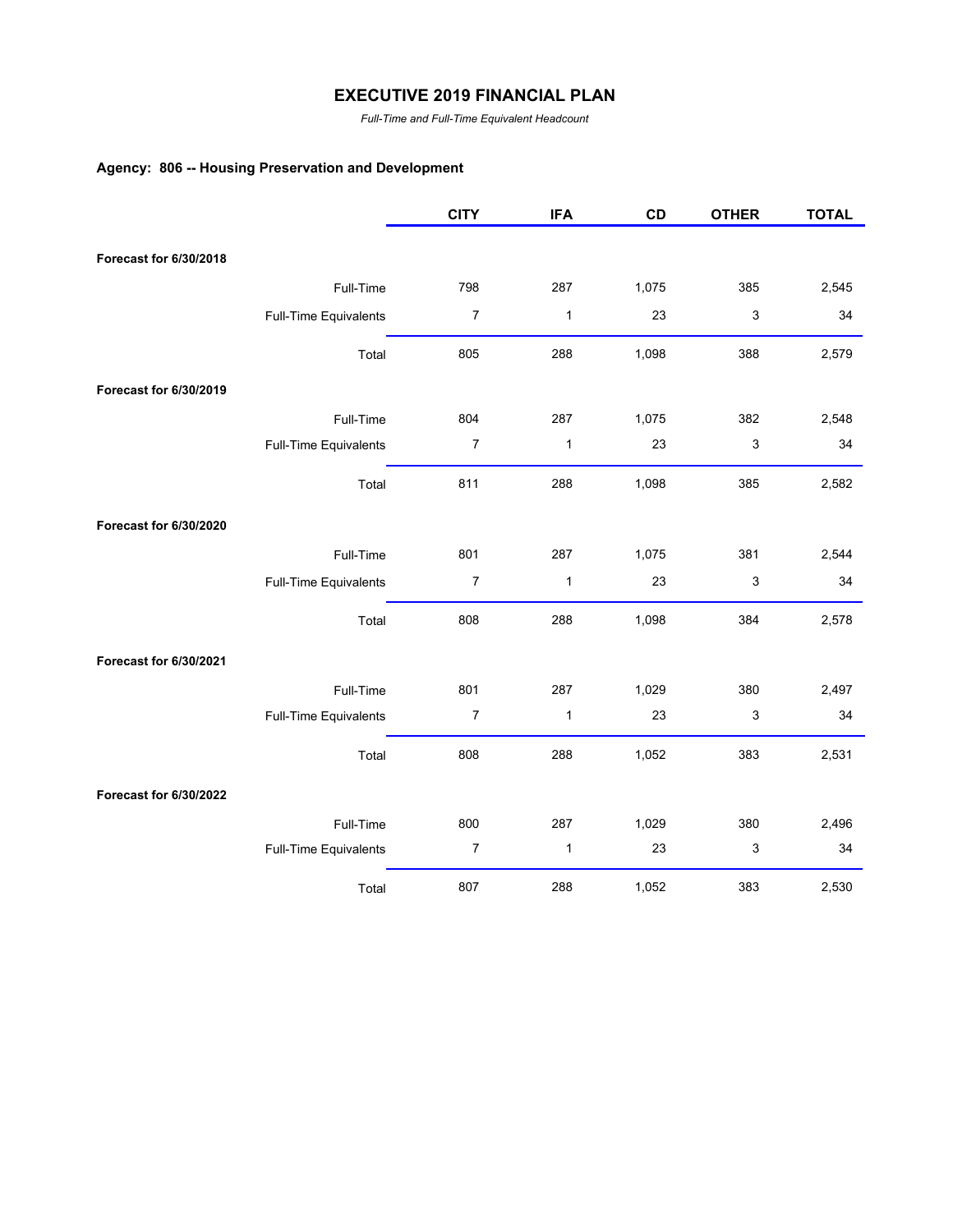# EXECUTIVE 2019 FINANCIAL PLAN

*Full-Time and Full-Time Equivalent Headcount*

### Agency: 806 -- Housing Preservation and Development

| | | CITY | IFA | CD | OTHER | TOTAL |
|---|---|---|---|---|---|---|
| **Forecast for 6/30/2018** | | | | | | |
| | Full-Time | 798 | 287 | 1,075 | 385 | 2,545 |
| | Full-Time Equivalents | 7 | 1 | 23 | 3 | 34 |
| | Total | 805 | 288 | 1,098 | 388 | 2,579 |
| **Forecast for 6/30/2019** | | | | | | |
| | Full-Time | 804 | 287 | 1,075 | 382 | 2,548 |
| | Full-Time Equivalents | 7 | 1 | 23 | 3 | 34 |
| | Total | 811 | 288 | 1,098 | 385 | 2,582 |
| **Forecast for 6/30/2020** | | | | | | |
| | Full-Time | 801 | 287 | 1,075 | 381 | 2,544 |
| | Full-Time Equivalents | 7 | 1 | 23 | 3 | 34 |
| | Total | 808 | 288 | 1,098 | 384 | 2,578 |
| **Forecast for 6/30/2021** | | | | | | |
| | Full-Time | 801 | 287 | 1,029 | 380 | 2,497 |
| | Full-Time Equivalents | 7 | 1 | 23 | 3 | 34 |
| | Total | 808 | 288 | 1,052 | 383 | 2,531 |
| **Forecast for 6/30/2022** | | | | | | |
| | Full-Time | 800 | 287 | 1,029 | 380 | 2,496 |
| | Full-Time Equivalents | 7 | 1 | 23 | 3 | 34 |
| | Total | 807 | 288 | 1,052 | 383 | 2,530 |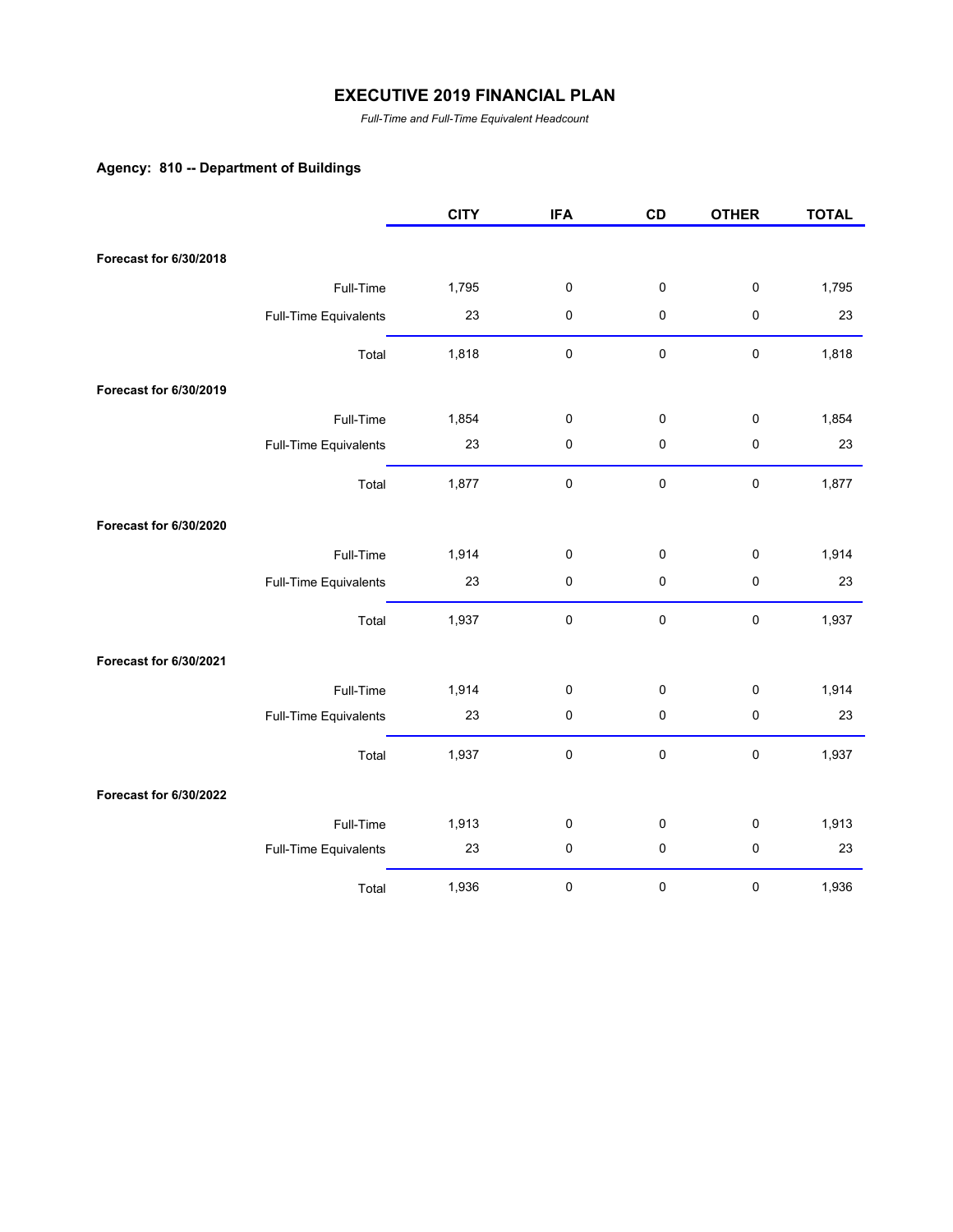# EXECUTIVE 2019 FINANCIAL PLAN

*Full-Time and Full-Time Equivalent Headcount*

### Agency: 810 -- Department of Buildings

| | | CITY | IFA | CD | OTHER | TOTAL |
|---|---|---|---|---|---|---|
| **Forecast for 6/30/2018** | | | | | | |
| | Full-Time | 1,795 | 0 | 0 | 0 | 1,795 |
| | Full-Time Equivalents | 23 | 0 | 0 | 0 | 23 |
| | Total | 1,818 | 0 | 0 | 0 | 1,818 |
| **Forecast for 6/30/2019** | | | | | | |
| | Full-Time | 1,854 | 0 | 0 | 0 | 1,854 |
| | Full-Time Equivalents | 23 | 0 | 0 | 0 | 23 |
| | Total | 1,877 | 0 | 0 | 0 | 1,877 |
| **Forecast for 6/30/2020** | | | | | | |
| | Full-Time | 1,914 | 0 | 0 | 0 | 1,914 |
| | Full-Time Equivalents | 23 | 0 | 0 | 0 | 23 |
| | Total | 1,937 | 0 | 0 | 0 | 1,937 |
| **Forecast for 6/30/2021** | | | | | | |
| | Full-Time | 1,914 | 0 | 0 | 0 | 1,914 |
| | Full-Time Equivalents | 23 | 0 | 0 | 0 | 23 |
| | Total | 1,937 | 0 | 0 | 0 | 1,937 |
| **Forecast for 6/30/2022** | | | | | | |
| | Full-Time | 1,913 | 0 | 0 | 0 | 1,913 |
| | Full-Time Equivalents | 23 | 0 | 0 | 0 | 23 |
| | Total | 1,936 | 0 | 0 | 0 | 1,936 |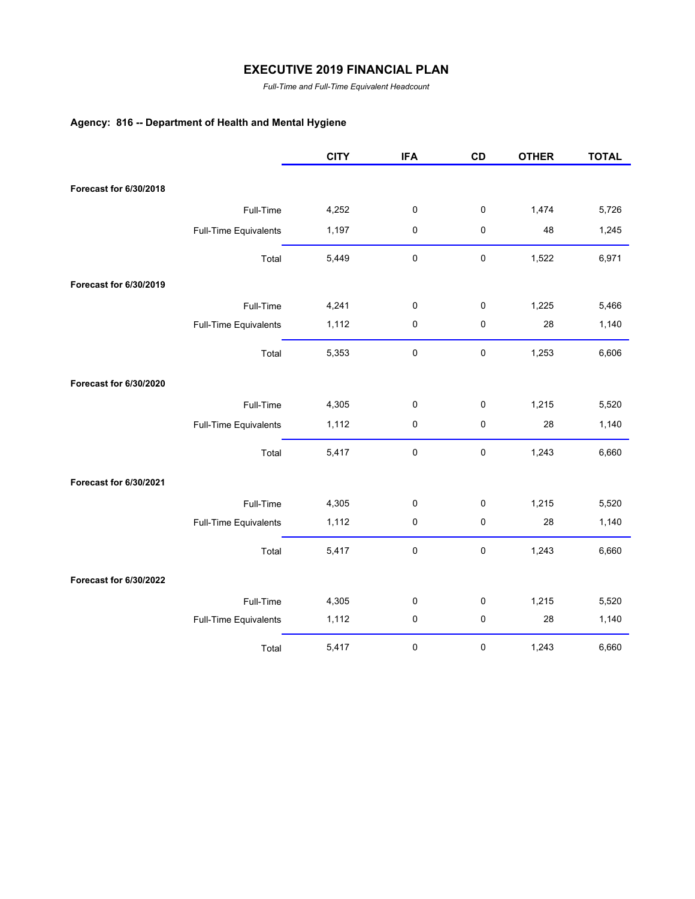# EXECUTIVE 2019 FINANCIAL PLAN

*Full-Time and Full-Time Equivalent Headcount*

### Agency: 816 -- Department of Health and Mental Hygiene

| | | CITY | IFA | CD | OTHER | TOTAL |
|---|---|---|---|---|---|---|
| **Forecast for 6/30/2018** | | | | | | |
| | Full-Time | 4,252 | 0 | 0 | 1,474 | 5,726 |
| | Full-Time Equivalents | 1,197 | 0 | 0 | 48 | 1,245 |
| | Total | 5,449 | 0 | 0 | 1,522 | 6,971 |
| **Forecast for 6/30/2019** | | | | | | |
| | Full-Time | 4,241 | 0 | 0 | 1,225 | 5,466 |
| | Full-Time Equivalents | 1,112 | 0 | 0 | 28 | 1,140 |
| | Total | 5,353 | 0 | 0 | 1,253 | 6,606 |
| **Forecast for 6/30/2020** | | | | | | |
| | Full-Time | 4,305 | 0 | 0 | 1,215 | 5,520 |
| | Full-Time Equivalents | 1,112 | 0 | 0 | 28 | 1,140 |
| | Total | 5,417 | 0 | 0 | 1,243 | 6,660 |
| **Forecast for 6/30/2021** | | | | | | |
| | Full-Time | 4,305 | 0 | 0 | 1,215 | 5,520 |
| | Full-Time Equivalents | 1,112 | 0 | 0 | 28 | 1,140 |
| | Total | 5,417 | 0 | 0 | 1,243 | 6,660 |
| **Forecast for 6/30/2022** | | | | | | |
| | Full-Time | 4,305 | 0 | 0 | 1,215 | 5,520 |
| | Full-Time Equivalents | 1,112 | 0 | 0 | 28 | 1,140 |
| | Total | 5,417 | 0 | 0 | 1,243 | 6,660 |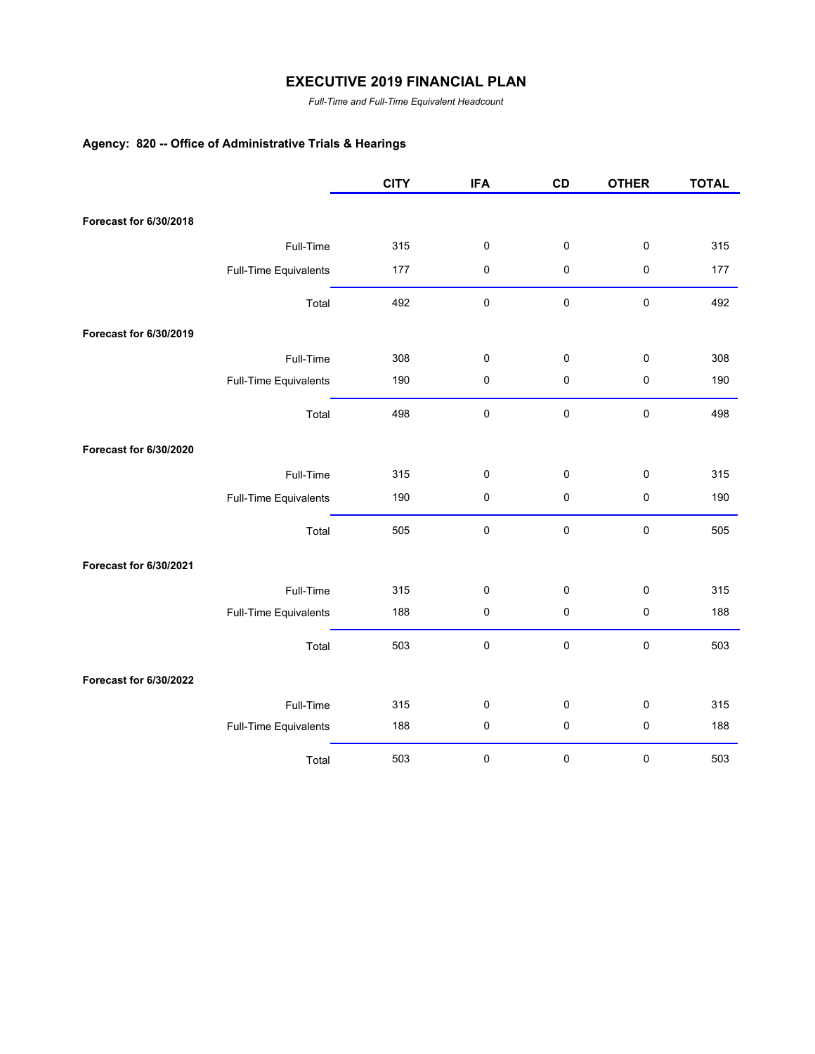# EXECUTIVE 2019 FINANCIAL PLAN

*Full-Time and Full-Time Equivalent Headcount*

### Agency: 820 -- Office of Administrative Trials & Hearings

| | | CITY | IFA | CD | OTHER | TOTAL |
|---|---|---|---|---|---|---|
| **Forecast for 6/30/2018** | | | | | | |
| | Full-Time | 315 | 0 | 0 | 0 | 315 |
| | Full-Time Equivalents | 177 | 0 | 0 | 0 | 177 |
| | Total | 492 | 0 | 0 | 0 | 492 |
| **Forecast for 6/30/2019** | | | | | | |
| | Full-Time | 308 | 0 | 0 | 0 | 308 |
| | Full-Time Equivalents | 190 | 0 | 0 | 0 | 190 |
| | Total | 498 | 0 | 0 | 0 | 498 |
| **Forecast for 6/30/2020** | | | | | | |
| | Full-Time | 315 | 0 | 0 | 0 | 315 |
| | Full-Time Equivalents | 190 | 0 | 0 | 0 | 190 |
| | Total | 505 | 0 | 0 | 0 | 505 |
| **Forecast for 6/30/2021** | | | | | | |
| | Full-Time | 315 | 0 | 0 | 0 | 315 |
| | Full-Time Equivalents | 188 | 0 | 0 | 0 | 188 |
| | Total | 503 | 0 | 0 | 0 | 503 |
| **Forecast for 6/30/2022** | | | | | | |
| | Full-Time | 315 | 0 | 0 | 0 | 315 |
| | Full-Time Equivalents | 188 | 0 | 0 | 0 | 188 |
| | Total | 503 | 0 | 0 | 0 | 503 |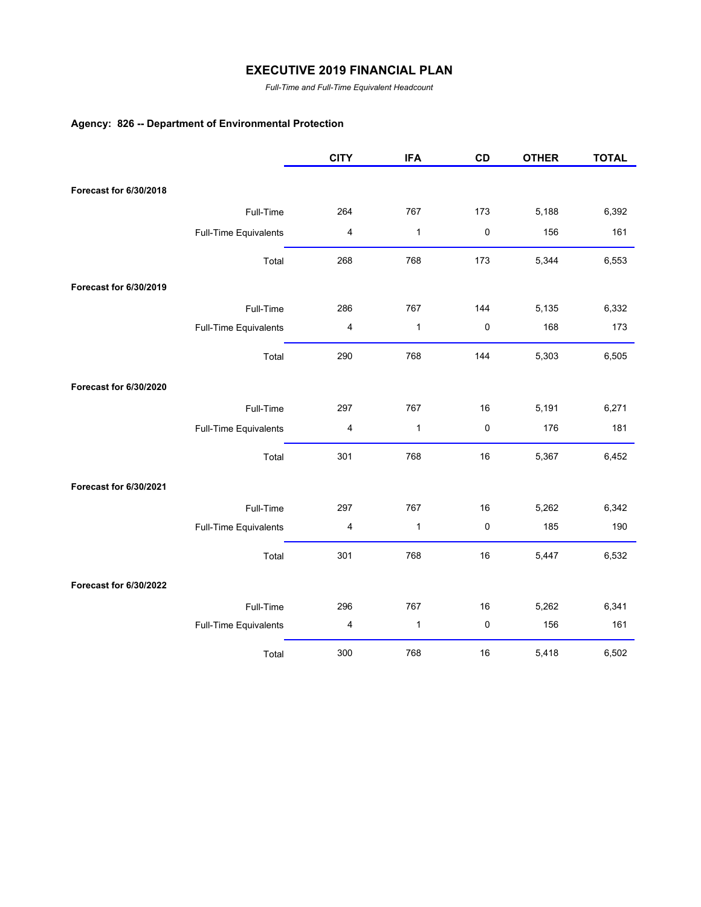# EXECUTIVE 2019 FINANCIAL PLAN

*Full-Time and Full-Time Equivalent Headcount*

**Agency: 826 -- Department of Environmental Protection**

| | | CITY | IFA | CD | OTHER | TOTAL |
|---|---|---|---|---|---|---|
| **Forecast for 6/30/2018** | | | | | | |
| | Full-Time | 264 | 767 | 173 | 5,188 | 6,392 |
| | Full-Time Equivalents | 4 | 1 | 0 | 156 | 161 |
| | Total | 268 | 768 | 173 | 5,344 | 6,553 |
| **Forecast for 6/30/2019** | | | | | | |
| | Full-Time | 286 | 767 | 144 | 5,135 | 6,332 |
| | Full-Time Equivalents | 4 | 1 | 0 | 168 | 173 |
| | Total | 290 | 768 | 144 | 5,303 | 6,505 |
| **Forecast for 6/30/2020** | | | | | | |
| | Full-Time | 297 | 767 | 16 | 5,191 | 6,271 |
| | Full-Time Equivalents | 4 | 1 | 0 | 176 | 181 |
| | Total | 301 | 768 | 16 | 5,367 | 6,452 |
| **Forecast for 6/30/2021** | | | | | | |
| | Full-Time | 297 | 767 | 16 | 5,262 | 6,342 |
| | Full-Time Equivalents | 4 | 1 | 0 | 185 | 190 |
| | Total | 301 | 768 | 16 | 5,447 | 6,532 |
| **Forecast for 6/30/2022** | | | | | | |
| | Full-Time | 296 | 767 | 16 | 5,262 | 6,341 |
| | Full-Time Equivalents | 4 | 1 | 0 | 156 | 161 |
| | Total | 300 | 768 | 16 | 5,418 | 6,502 |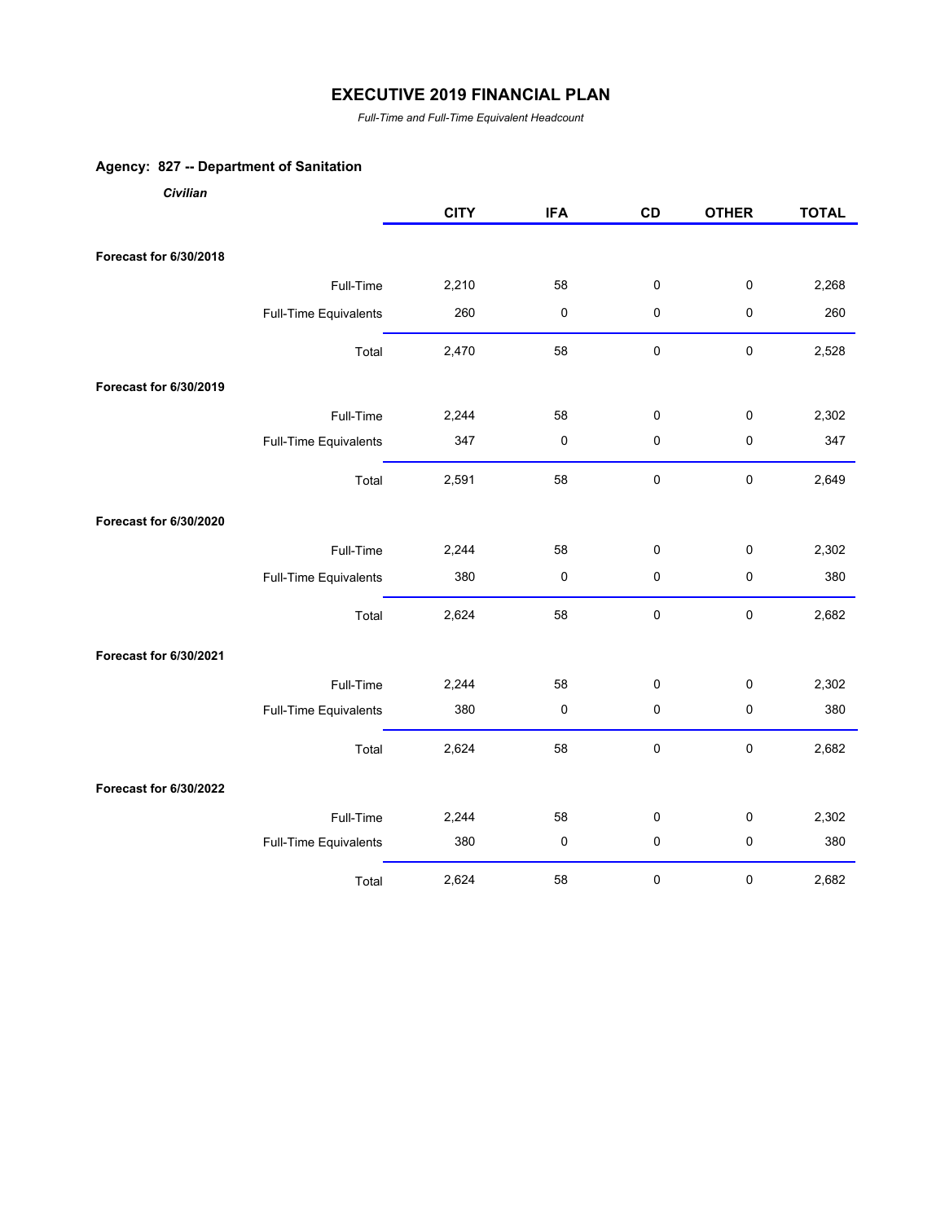# EXECUTIVE 2019 FINANCIAL PLAN

*Full-Time and Full-Time Equivalent Headcount*

## Agency: 827 -- Department of Sanitation

***Civilian***

| | | CITY | IFA | CD | OTHER | TOTAL |
|---|---|---|---|---|---|---|
| **Forecast for 6/30/2018** | | | | | | |
| | Full-Time | 2,210 | 58 | 0 | 0 | 2,268 |
| | Full-Time Equivalents | 260 | 0 | 0 | 0 | 260 |
| | Total | 2,470 | 58 | 0 | 0 | 2,528 |
| **Forecast for 6/30/2019** | | | | | | |
| | Full-Time | 2,244 | 58 | 0 | 0 | 2,302 |
| | Full-Time Equivalents | 347 | 0 | 0 | 0 | 347 |
| | Total | 2,591 | 58 | 0 | 0 | 2,649 |
| **Forecast for 6/30/2020** | | | | | | |
| | Full-Time | 2,244 | 58 | 0 | 0 | 2,302 |
| | Full-Time Equivalents | 380 | 0 | 0 | 0 | 380 |
| | Total | 2,624 | 58 | 0 | 0 | 2,682 |
| **Forecast for 6/30/2021** | | | | | | |
| | Full-Time | 2,244 | 58 | 0 | 0 | 2,302 |
| | Full-Time Equivalents | 380 | 0 | 0 | 0 | 380 |
| | Total | 2,624 | 58 | 0 | 0 | 2,682 |
| **Forecast for 6/30/2022** | | | | | | |
| | Full-Time | 2,244 | 58 | 0 | 0 | 2,302 |
| | Full-Time Equivalents | 380 | 0 | 0 | 0 | 380 |
| | Total | 2,624 | 58 | 0 | 0 | 2,682 |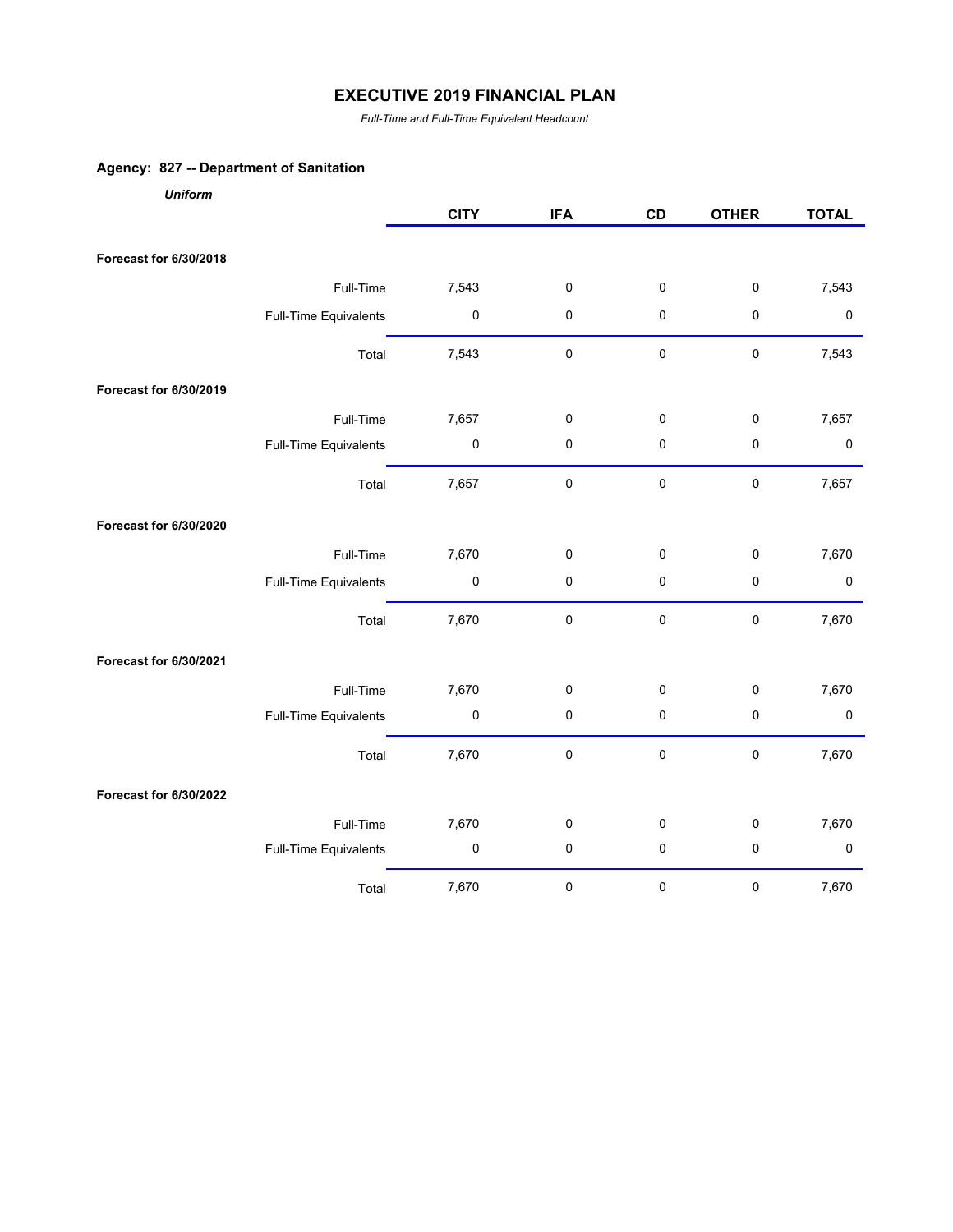# EXECUTIVE 2019 FINANCIAL PLAN

*Full-Time and Full-Time Equivalent Headcount*

## Agency: 827 -- Department of Sanitation

***Uniform***

| | | CITY | IFA | CD | OTHER | TOTAL |
|---|---|---|---|---|---|---|
| **Forecast for 6/30/2018** | | | | | | |
| | Full-Time | 7,543 | 0 | 0 | 0 | 7,543 |
| | Full-Time Equivalents | 0 | 0 | 0 | 0 | 0 |
| | Total | 7,543 | 0 | 0 | 0 | 7,543 |
| **Forecast for 6/30/2019** | | | | | | |
| | Full-Time | 7,657 | 0 | 0 | 0 | 7,657 |
| | Full-Time Equivalents | 0 | 0 | 0 | 0 | 0 |
| | Total | 7,657 | 0 | 0 | 0 | 7,657 |
| **Forecast for 6/30/2020** | | | | | | |
| | Full-Time | 7,670 | 0 | 0 | 0 | 7,670 |
| | Full-Time Equivalents | 0 | 0 | 0 | 0 | 0 |
| | Total | 7,670 | 0 | 0 | 0 | 7,670 |
| **Forecast for 6/30/2021** | | | | | | |
| | Full-Time | 7,670 | 0 | 0 | 0 | 7,670 |
| | Full-Time Equivalents | 0 | 0 | 0 | 0 | 0 |
| | Total | 7,670 | 0 | 0 | 0 | 7,670 |
| **Forecast for 6/30/2022** | | | | | | |
| | Full-Time | 7,670 | 0 | 0 | 0 | 7,670 |
| | Full-Time Equivalents | 0 | 0 | 0 | 0 | 0 |
| | Total | 7,670 | 0 | 0 | 0 | 7,670 |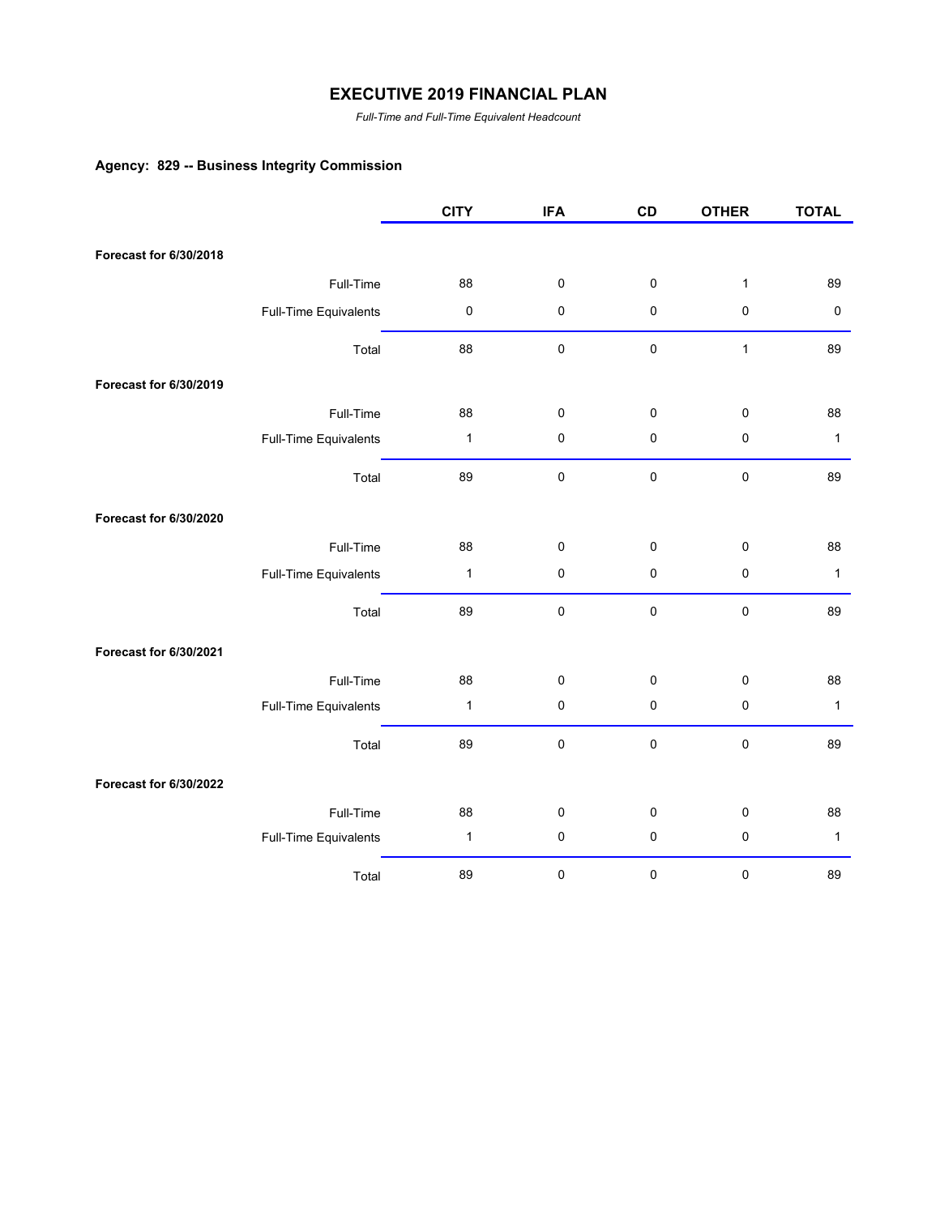# EXECUTIVE 2019 FINANCIAL PLAN

*Full-Time and Full-Time Equivalent Headcount*

### Agency: 829 -- Business Integrity Commission

| | | CITY | IFA | CD | OTHER | TOTAL |
|---|---|---|---|---|---|---|
| **Forecast for 6/30/2018** | | | | | | |
| | Full-Time | 88 | 0 | 0 | 1 | 89 |
| | Full-Time Equivalents | 0 | 0 | 0 | 0 | 0 |
| | Total | 88 | 0 | 0 | 1 | 89 |
| **Forecast for 6/30/2019** | | | | | | |
| | Full-Time | 88 | 0 | 0 | 0 | 88 |
| | Full-Time Equivalents | 1 | 0 | 0 | 0 | 1 |
| | Total | 89 | 0 | 0 | 0 | 89 |
| **Forecast for 6/30/2020** | | | | | | |
| | Full-Time | 88 | 0 | 0 | 0 | 88 |
| | Full-Time Equivalents | 1 | 0 | 0 | 0 | 1 |
| | Total | 89 | 0 | 0 | 0 | 89 |
| **Forecast for 6/30/2021** | | | | | | |
| | Full-Time | 88 | 0 | 0 | 0 | 88 |
| | Full-Time Equivalents | 1 | 0 | 0 | 0 | 1 |
| | Total | 89 | 0 | 0 | 0 | 89 |
| **Forecast for 6/30/2022** | | | | | | |
| | Full-Time | 88 | 0 | 0 | 0 | 88 |
| | Full-Time Equivalents | 1 | 0 | 0 | 0 | 1 |
| | Total | 89 | 0 | 0 | 0 | 89 |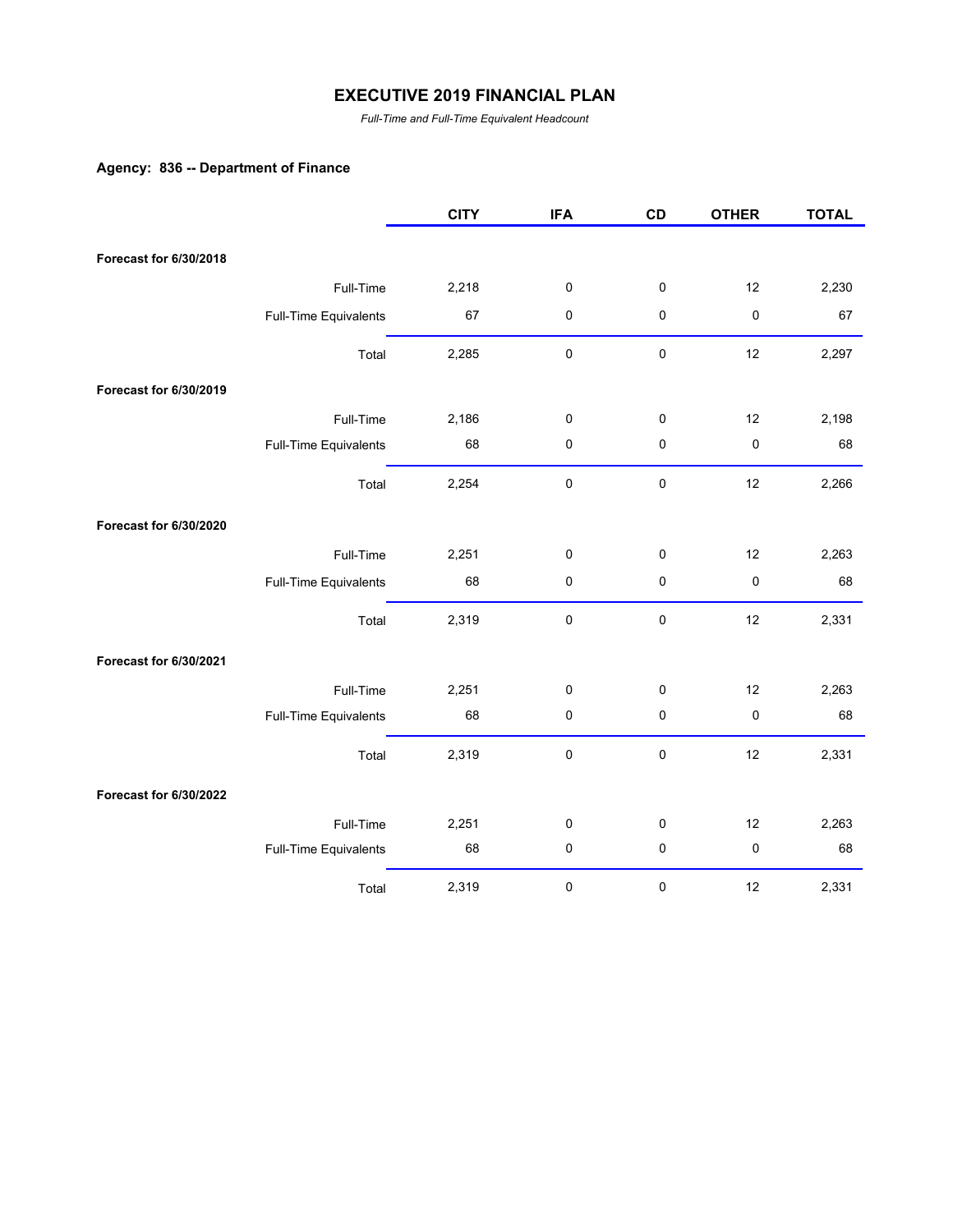# EXECUTIVE 2019 FINANCIAL PLAN

*Full-Time and Full-Time Equivalent Headcount*

**Agency: 836 -- Department of Finance**

| | | CITY | IFA | CD | OTHER | TOTAL |
|---|---|---|---|---|---|---|
| **Forecast for 6/30/2018** | | | | | | |
| | Full-Time | 2,218 | 0 | 0 | 12 | 2,230 |
| | Full-Time Equivalents | 67 | 0 | 0 | 0 | 67 |
| | Total | 2,285 | 0 | 0 | 12 | 2,297 |
| **Forecast for 6/30/2019** | | | | | | |
| | Full-Time | 2,186 | 0 | 0 | 12 | 2,198 |
| | Full-Time Equivalents | 68 | 0 | 0 | 0 | 68 |
| | Total | 2,254 | 0 | 0 | 12 | 2,266 |
| **Forecast for 6/30/2020** | | | | | | |
| | Full-Time | 2,251 | 0 | 0 | 12 | 2,263 |
| | Full-Time Equivalents | 68 | 0 | 0 | 0 | 68 |
| | Total | 2,319 | 0 | 0 | 12 | 2,331 |
| **Forecast for 6/30/2021** | | | | | | |
| | Full-Time | 2,251 | 0 | 0 | 12 | 2,263 |
| | Full-Time Equivalents | 68 | 0 | 0 | 0 | 68 |
| | Total | 2,319 | 0 | 0 | 12 | 2,331 |
| **Forecast for 6/30/2022** | | | | | | |
| | Full-Time | 2,251 | 0 | 0 | 12 | 2,263 |
| | Full-Time Equivalents | 68 | 0 | 0 | 0 | 68 |
| | Total | 2,319 | 0 | 0 | 12 | 2,331 |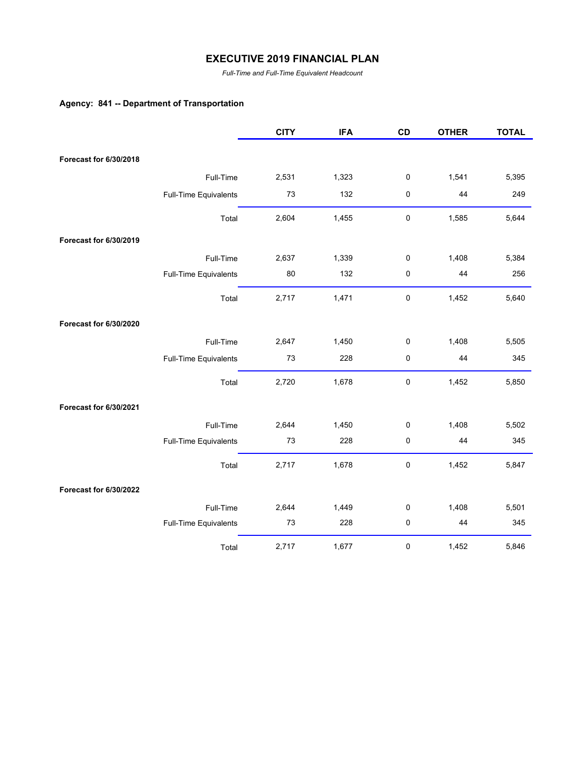# EXECUTIVE 2019 FINANCIAL PLAN

*Full-Time and Full-Time Equivalent Headcount*

**Agency: 841 -- Department of Transportation**

| | | CITY | IFA | CD | OTHER | TOTAL |
|---|---|---|---|---|---|---|
| **Forecast for 6/30/2018** | | | | | | |
| | Full-Time | 2,531 | 1,323 | 0 | 1,541 | 5,395 |
| | Full-Time Equivalents | 73 | 132 | 0 | 44 | 249 |
| | Total | 2,604 | 1,455 | 0 | 1,585 | 5,644 |
| **Forecast for 6/30/2019** | | | | | | |
| | Full-Time | 2,637 | 1,339 | 0 | 1,408 | 5,384 |
| | Full-Time Equivalents | 80 | 132 | 0 | 44 | 256 |
| | Total | 2,717 | 1,471 | 0 | 1,452 | 5,640 |
| **Forecast for 6/30/2020** | | | | | | |
| | Full-Time | 2,647 | 1,450 | 0 | 1,408 | 5,505 |
| | Full-Time Equivalents | 73 | 228 | 0 | 44 | 345 |
| | Total | 2,720 | 1,678 | 0 | 1,452 | 5,850 |
| **Forecast for 6/30/2021** | | | | | | |
| | Full-Time | 2,644 | 1,450 | 0 | 1,408 | 5,502 |
| | Full-Time Equivalents | 73 | 228 | 0 | 44 | 345 |
| | Total | 2,717 | 1,678 | 0 | 1,452 | 5,847 |
| **Forecast for 6/30/2022** | | | | | | |
| | Full-Time | 2,644 | 1,449 | 0 | 1,408 | 5,501 |
| | Full-Time Equivalents | 73 | 228 | 0 | 44 | 345 |
| | Total | 2,717 | 1,677 | 0 | 1,452 | 5,846 |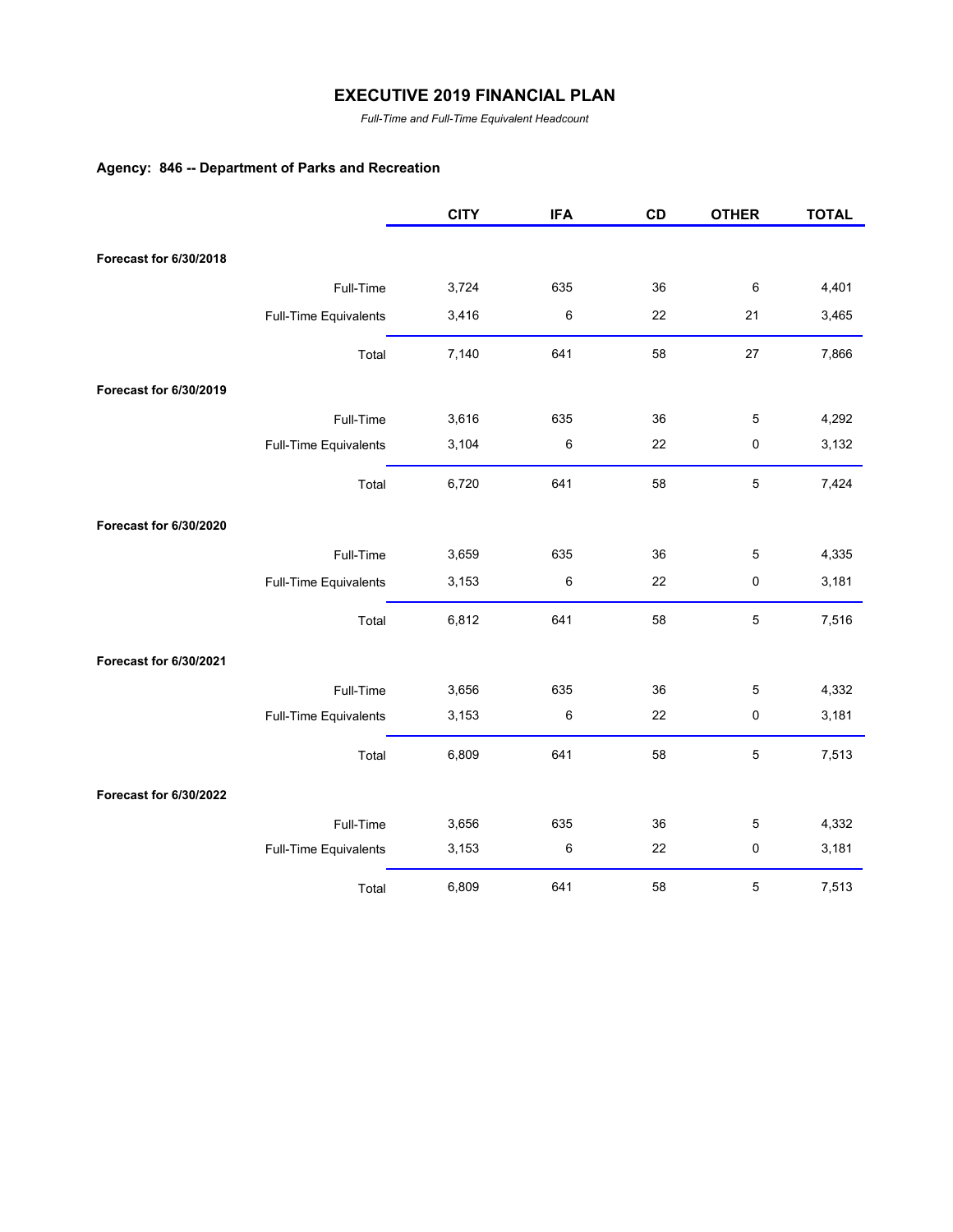# EXECUTIVE 2019 FINANCIAL PLAN

*Full-Time and Full-Time Equivalent Headcount*

**Agency: 846 -- Department of Parks and Recreation**

| | | CITY | IFA | CD | OTHER | TOTAL |
|---|---|---|---|---|---|---|
| **Forecast for 6/30/2018** | | | | | | |
| | Full-Time | 3,724 | 635 | 36 | 6 | 4,401 |
| | Full-Time Equivalents | 3,416 | 6 | 22 | 21 | 3,465 |
| | Total | 7,140 | 641 | 58 | 27 | 7,866 |
| **Forecast for 6/30/2019** | | | | | | |
| | Full-Time | 3,616 | 635 | 36 | 5 | 4,292 |
| | Full-Time Equivalents | 3,104 | 6 | 22 | 0 | 3,132 |
| | Total | 6,720 | 641 | 58 | 5 | 7,424 |
| **Forecast for 6/30/2020** | | | | | | |
| | Full-Time | 3,659 | 635 | 36 | 5 | 4,335 |
| | Full-Time Equivalents | 3,153 | 6 | 22 | 0 | 3,181 |
| | Total | 6,812 | 641 | 58 | 5 | 7,516 |
| **Forecast for 6/30/2021** | | | | | | |
| | Full-Time | 3,656 | 635 | 36 | 5 | 4,332 |
| | Full-Time Equivalents | 3,153 | 6 | 22 | 0 | 3,181 |
| | Total | 6,809 | 641 | 58 | 5 | 7,513 |
| **Forecast for 6/30/2022** | | | | | | |
| | Full-Time | 3,656 | 635 | 36 | 5 | 4,332 |
| | Full-Time Equivalents | 3,153 | 6 | 22 | 0 | 3,181 |
| | Total | 6,809 | 641 | 58 | 5 | 7,513 |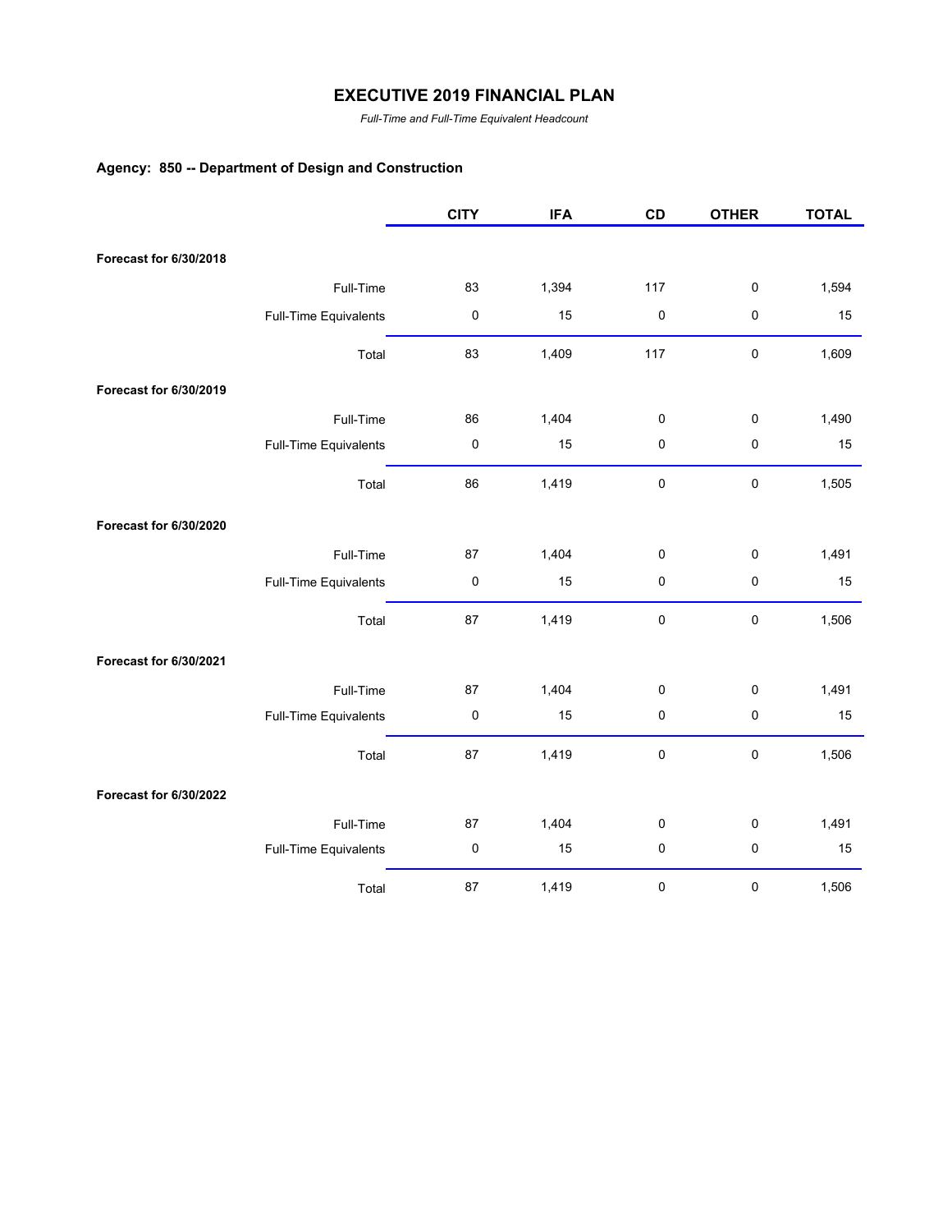# EXECUTIVE 2019 FINANCIAL PLAN

*Full-Time and Full-Time Equivalent Headcount*

### Agency: 850 -- Department of Design and Construction

| | | CITY | IFA | CD | OTHER | TOTAL |
|---|---|---|---|---|---|---|
| **Forecast for 6/30/2018** | | | | | | |
| | Full-Time | 83 | 1,394 | 117 | 0 | 1,594 |
| | Full-Time Equivalents | 0 | 15 | 0 | 0 | 15 |
| | Total | 83 | 1,409 | 117 | 0 | 1,609 |
| **Forecast for 6/30/2019** | | | | | | |
| | Full-Time | 86 | 1,404 | 0 | 0 | 1,490 |
| | Full-Time Equivalents | 0 | 15 | 0 | 0 | 15 |
| | Total | 86 | 1,419 | 0 | 0 | 1,505 |
| **Forecast for 6/30/2020** | | | | | | |
| | Full-Time | 87 | 1,404 | 0 | 0 | 1,491 |
| | Full-Time Equivalents | 0 | 15 | 0 | 0 | 15 |
| | Total | 87 | 1,419 | 0 | 0 | 1,506 |
| **Forecast for 6/30/2021** | | | | | | |
| | Full-Time | 87 | 1,404 | 0 | 0 | 1,491 |
| | Full-Time Equivalents | 0 | 15 | 0 | 0 | 15 |
| | Total | 87 | 1,419 | 0 | 0 | 1,506 |
| **Forecast for 6/30/2022** | | | | | | |
| | Full-Time | 87 | 1,404 | 0 | 0 | 1,491 |
| | Full-Time Equivalents | 0 | 15 | 0 | 0 | 15 |
| | Total | 87 | 1,419 | 0 | 0 | 1,506 |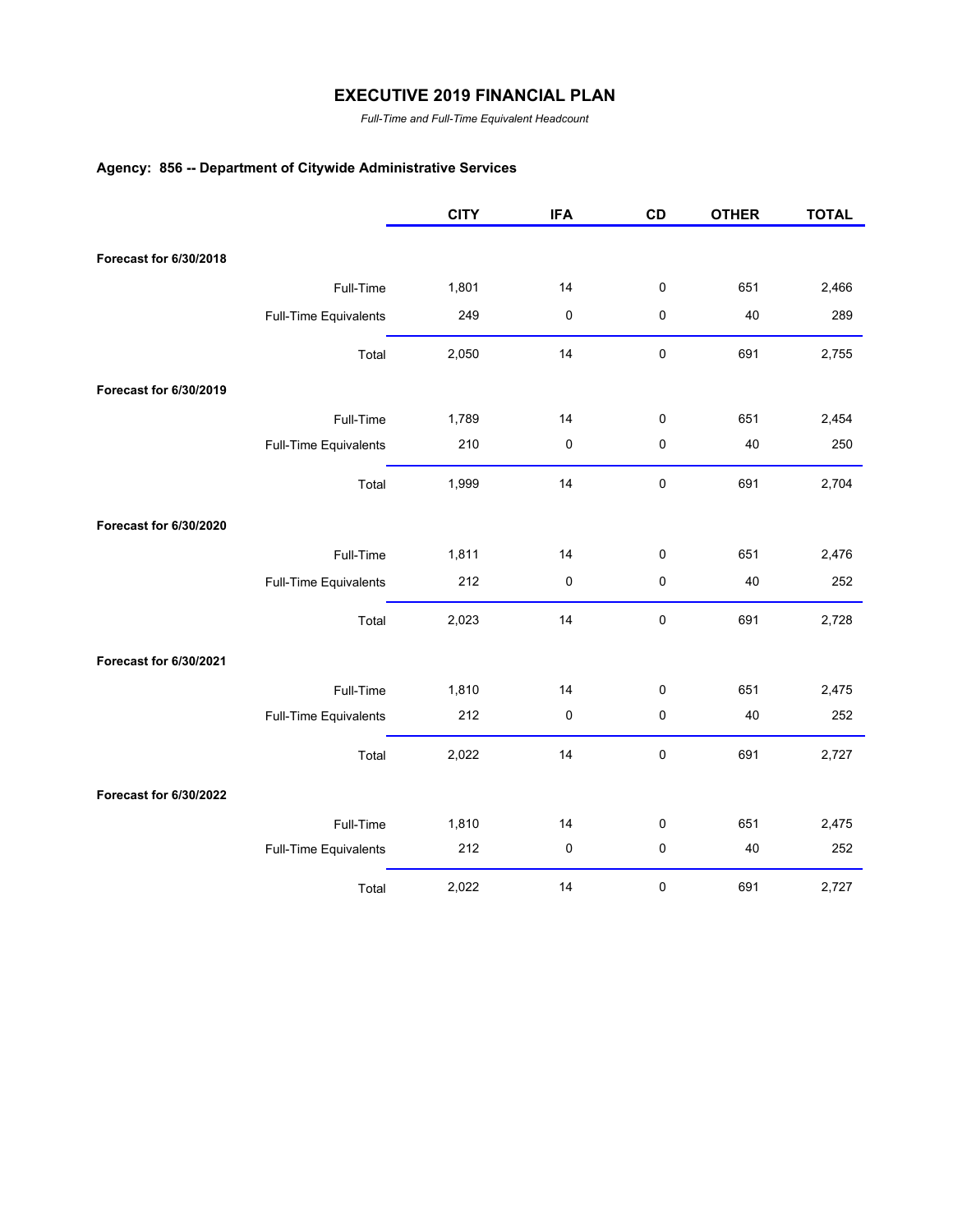# EXECUTIVE 2019 FINANCIAL PLAN

*Full-Time and Full-Time Equivalent Headcount*

### Agency: 856 -- Department of Citywide Administrative Services

| | | CITY | IFA | CD | OTHER | TOTAL |
|---|---|---|---|---|---|---|
| **Forecast for 6/30/2018** | | | | | | |
| | Full-Time | 1,801 | 14 | 0 | 651 | 2,466 |
| | Full-Time Equivalents | 249 | 0 | 0 | 40 | 289 |
| | Total | 2,050 | 14 | 0 | 691 | 2,755 |
| **Forecast for 6/30/2019** | | | | | | |
| | Full-Time | 1,789 | 14 | 0 | 651 | 2,454 |
| | Full-Time Equivalents | 210 | 0 | 0 | 40 | 250 |
| | Total | 1,999 | 14 | 0 | 691 | 2,704 |
| **Forecast for 6/30/2020** | | | | | | |
| | Full-Time | 1,811 | 14 | 0 | 651 | 2,476 |
| | Full-Time Equivalents | 212 | 0 | 0 | 40 | 252 |
| | Total | 2,023 | 14 | 0 | 691 | 2,728 |
| **Forecast for 6/30/2021** | | | | | | |
| | Full-Time | 1,810 | 14 | 0 | 651 | 2,475 |
| | Full-Time Equivalents | 212 | 0 | 0 | 40 | 252 |
| | Total | 2,022 | 14 | 0 | 691 | 2,727 |
| **Forecast for 6/30/2022** | | | | | | |
| | Full-Time | 1,810 | 14 | 0 | 651 | 2,475 |
| | Full-Time Equivalents | 212 | 0 | 0 | 40 | 252 |
| | Total | 2,022 | 14 | 0 | 691 | 2,727 |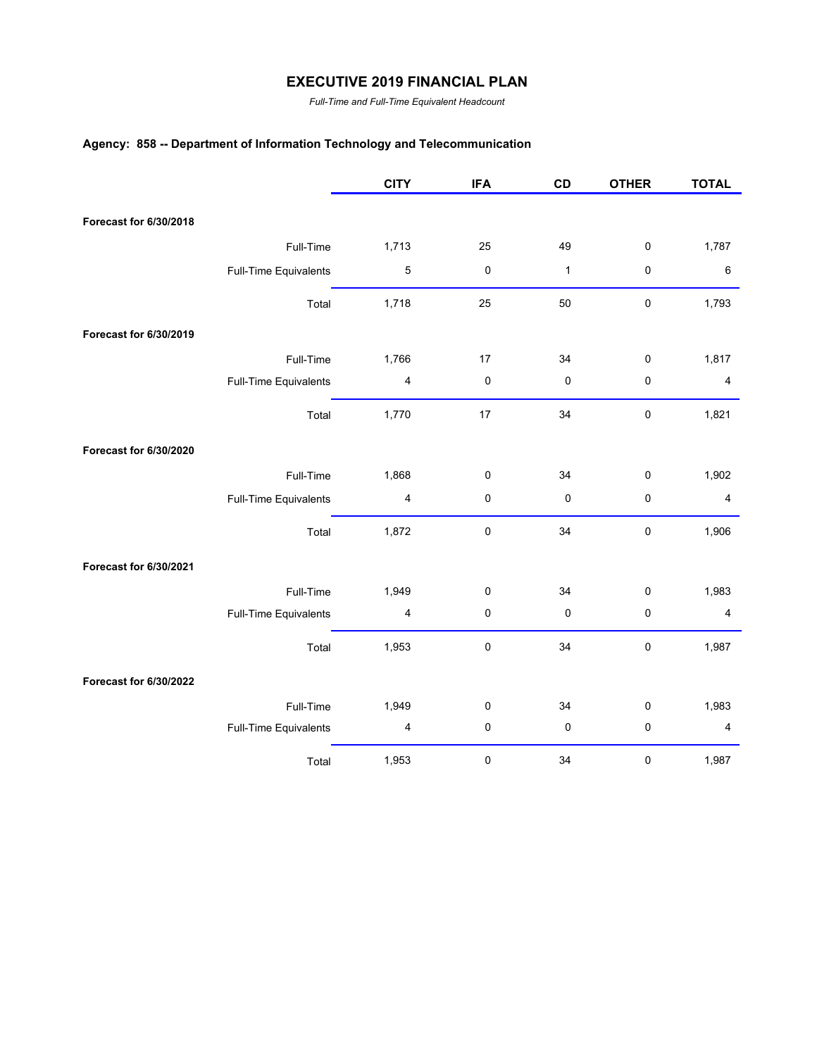# EXECUTIVE 2019 FINANCIAL PLAN

*Full-Time and Full-Time Equivalent Headcount*

### Agency: 858 -- Department of Information Technology and Telecommunication

| | | CITY | IFA | CD | OTHER | TOTAL |
|---|---|---|---|---|---|---|
| **Forecast for 6/30/2018** | | | | | | |
| | Full-Time | 1,713 | 25 | 49 | 0 | 1,787 |
| | Full-Time Equivalents | 5 | 0 | 1 | 0 | 6 |
| | Total | 1,718 | 25 | 50 | 0 | 1,793 |
| **Forecast for 6/30/2019** | | | | | | |
| | Full-Time | 1,766 | 17 | 34 | 0 | 1,817 |
| | Full-Time Equivalents | 4 | 0 | 0 | 0 | 4 |
| | Total | 1,770 | 17 | 34 | 0 | 1,821 |
| **Forecast for 6/30/2020** | | | | | | |
| | Full-Time | 1,868 | 0 | 34 | 0 | 1,902 |
| | Full-Time Equivalents | 4 | 0 | 0 | 0 | 4 |
| | Total | 1,872 | 0 | 34 | 0 | 1,906 |
| **Forecast for 6/30/2021** | | | | | | |
| | Full-Time | 1,949 | 0 | 34 | 0 | 1,983 |
| | Full-Time Equivalents | 4 | 0 | 0 | 0 | 4 |
| | Total | 1,953 | 0 | 34 | 0 | 1,987 |
| **Forecast for 6/30/2022** | | | | | | |
| | Full-Time | 1,949 | 0 | 34 | 0 | 1,983 |
| | Full-Time Equivalents | 4 | 0 | 0 | 0 | 4 |
| | Total | 1,953 | 0 | 34 | 0 | 1,987 |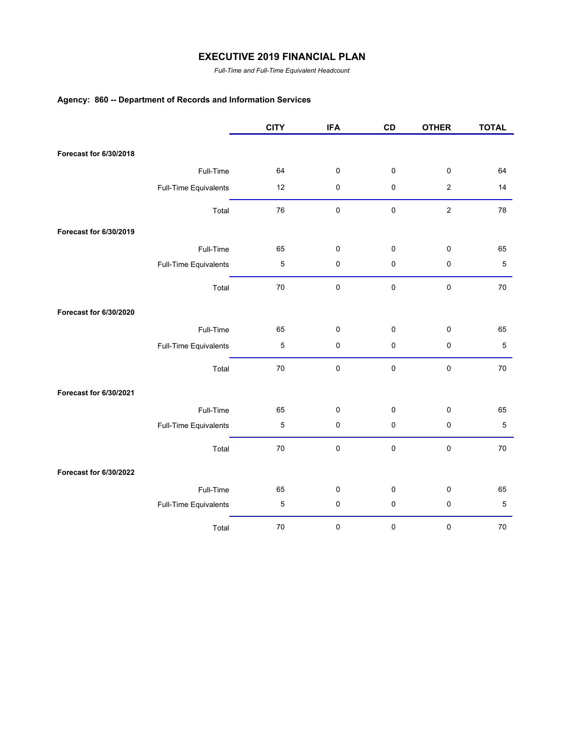# EXECUTIVE 2019 FINANCIAL PLAN

*Full-Time and Full-Time Equivalent Headcount*

## Agency: 860 -- Department of Records and Information Services

| | | CITY | IFA | CD | OTHER | TOTAL |
|---|---|---|---|---|---|---|
| **Forecast for 6/30/2018** | | | | | | |
| | Full-Time | 64 | 0 | 0 | 0 | 64 |
| | Full-Time Equivalents | 12 | 0 | 0 | 2 | 14 |
| | Total | 76 | 0 | 0 | 2 | 78 |
| **Forecast for 6/30/2019** | | | | | | |
| | Full-Time | 65 | 0 | 0 | 0 | 65 |
| | Full-Time Equivalents | 5 | 0 | 0 | 0 | 5 |
| | Total | 70 | 0 | 0 | 0 | 70 |
| **Forecast for 6/30/2020** | | | | | | |
| | Full-Time | 65 | 0 | 0 | 0 | 65 |
| | Full-Time Equivalents | 5 | 0 | 0 | 0 | 5 |
| | Total | 70 | 0 | 0 | 0 | 70 |
| **Forecast for 6/30/2021** | | | | | | |
| | Full-Time | 65 | 0 | 0 | 0 | 65 |
| | Full-Time Equivalents | 5 | 0 | 0 | 0 | 5 |
| | Total | 70 | 0 | 0 | 0 | 70 |
| **Forecast for 6/30/2022** | | | | | | |
| | Full-Time | 65 | 0 | 0 | 0 | 65 |
| | Full-Time Equivalents | 5 | 0 | 0 | 0 | 5 |
| | Total | 70 | 0 | 0 | 0 | 70 |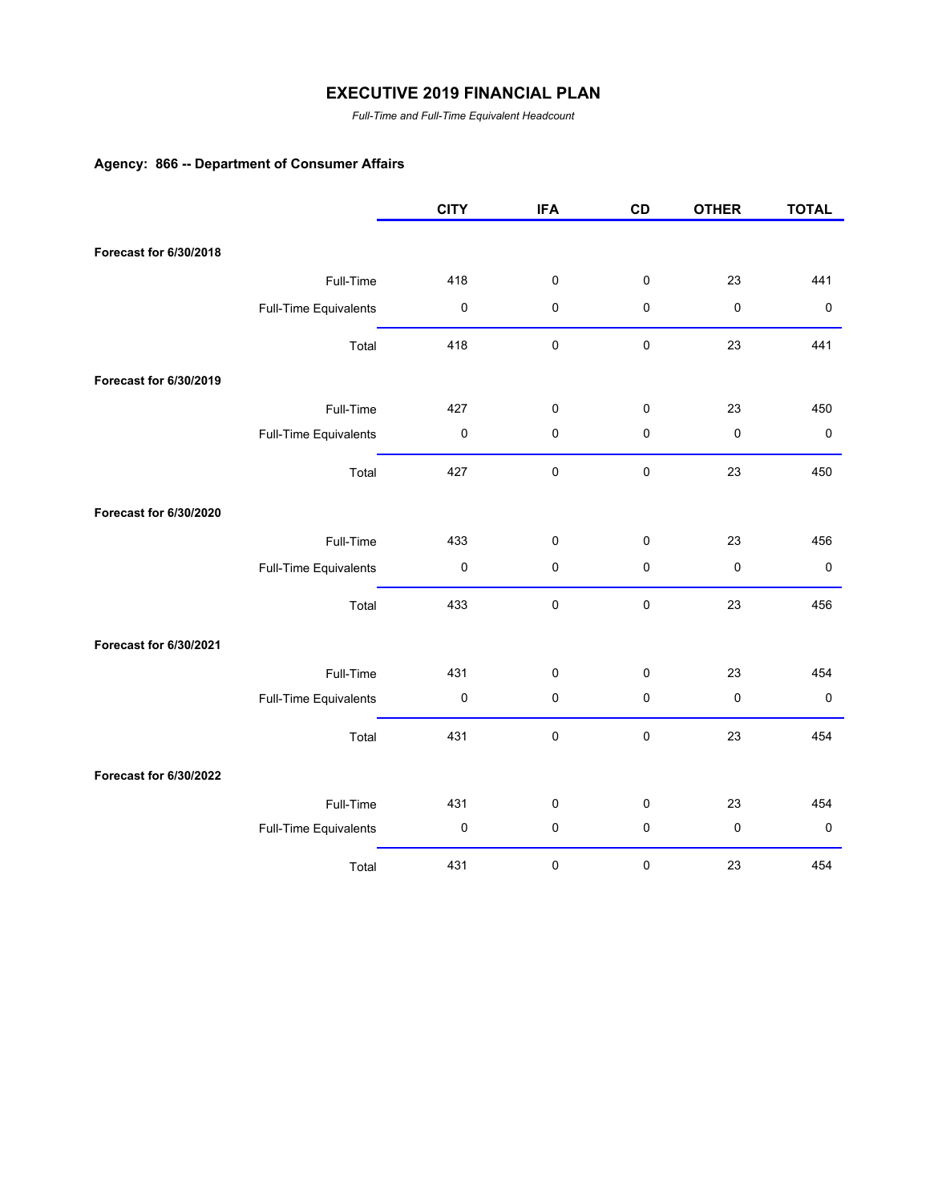# EXECUTIVE 2019 FINANCIAL PLAN

*Full-Time and Full-Time Equivalent Headcount*

### Agency: 866 -- Department of Consumer Affairs

| | | CITY | IFA | CD | OTHER | TOTAL |
|---|---|---|---|---|---|---|
| **Forecast for 6/30/2018** | | | | | | |
| | Full-Time | 418 | 0 | 0 | 23 | 441 |
| | Full-Time Equivalents | 0 | 0 | 0 | 0 | 0 |
| | Total | 418 | 0 | 0 | 23 | 441 |
| **Forecast for 6/30/2019** | | | | | | |
| | Full-Time | 427 | 0 | 0 | 23 | 450 |
| | Full-Time Equivalents | 0 | 0 | 0 | 0 | 0 |
| | Total | 427 | 0 | 0 | 23 | 450 |
| **Forecast for 6/30/2020** | | | | | | |
| | Full-Time | 433 | 0 | 0 | 23 | 456 |
| | Full-Time Equivalents | 0 | 0 | 0 | 0 | 0 |
| | Total | 433 | 0 | 0 | 23 | 456 |
| **Forecast for 6/30/2021** | | | | | | |
| | Full-Time | 431 | 0 | 0 | 23 | 454 |
| | Full-Time Equivalents | 0 | 0 | 0 | 0 | 0 |
| | Total | 431 | 0 | 0 | 23 | 454 |
| **Forecast for 6/30/2022** | | | | | | |
| | Full-Time | 431 | 0 | 0 | 23 | 454 |
| | Full-Time Equivalents | 0 | 0 | 0 | 0 | 0 |
| | Total | 431 | 0 | 0 | 23 | 454 |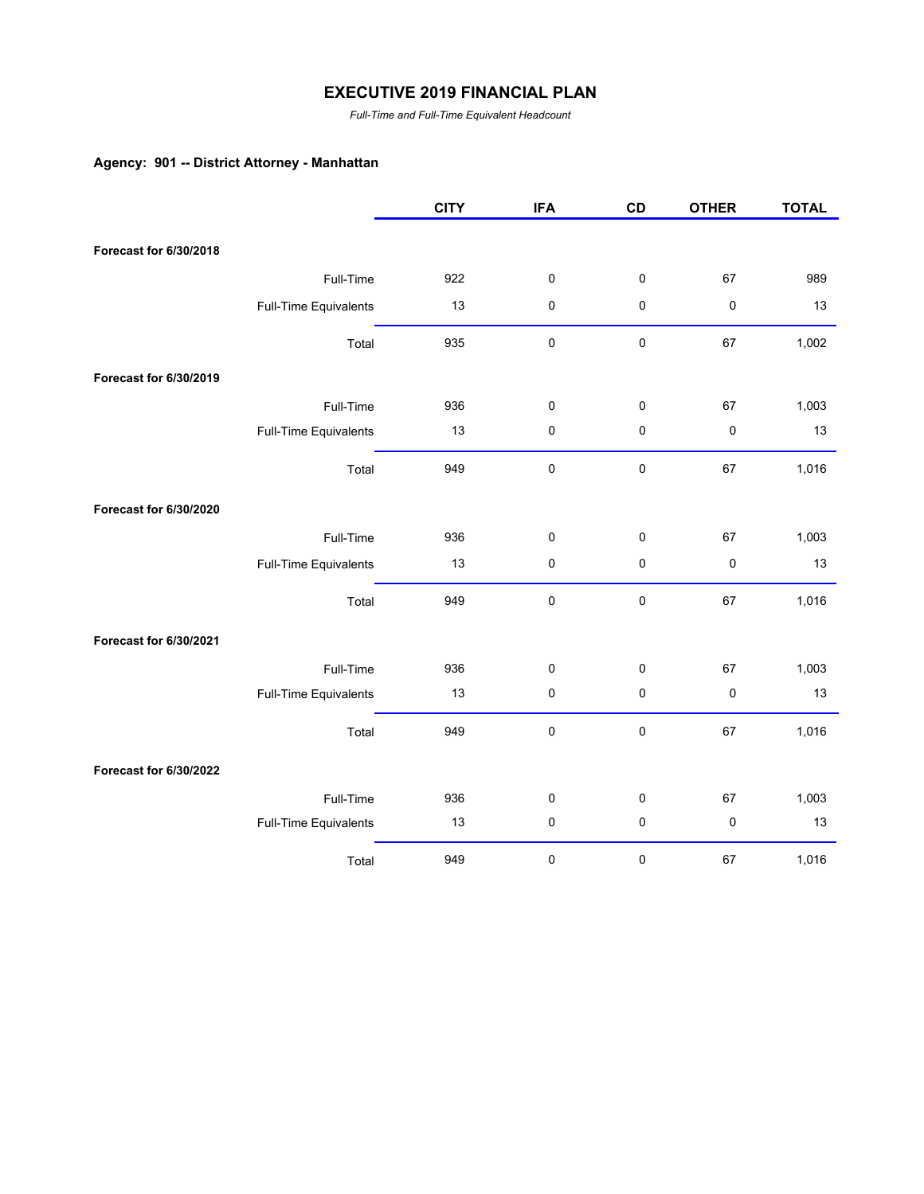# EXECUTIVE 2019 FINANCIAL PLAN

*Full-Time and Full-Time Equivalent Headcount*

### Agency: 901 -- District Attorney - Manhattan

| | | CITY | IFA | CD | OTHER | TOTAL |
|---|---|---|---|---|---|---|
| **Forecast for 6/30/2018** | | | | | | |
| | Full-Time | 922 | 0 | 0 | 67 | 989 |
| | Full-Time Equivalents | 13 | 0 | 0 | 0 | 13 |
| | Total | 935 | 0 | 0 | 67 | 1,002 |
| **Forecast for 6/30/2019** | | | | | | |
| | Full-Time | 936 | 0 | 0 | 67 | 1,003 |
| | Full-Time Equivalents | 13 | 0 | 0 | 0 | 13 |
| | Total | 949 | 0 | 0 | 67 | 1,016 |
| **Forecast for 6/30/2020** | | | | | | |
| | Full-Time | 936 | 0 | 0 | 67 | 1,003 |
| | Full-Time Equivalents | 13 | 0 | 0 | 0 | 13 |
| | Total | 949 | 0 | 0 | 67 | 1,016 |
| **Forecast for 6/30/2021** | | | | | | |
| | Full-Time | 936 | 0 | 0 | 67 | 1,003 |
| | Full-Time Equivalents | 13 | 0 | 0 | 0 | 13 |
| | Total | 949 | 0 | 0 | 67 | 1,016 |
| **Forecast for 6/30/2022** | | | | | | |
| | Full-Time | 936 | 0 | 0 | 67 | 1,003 |
| | Full-Time Equivalents | 13 | 0 | 0 | 0 | 13 |
| | Total | 949 | 0 | 0 | 67 | 1,016 |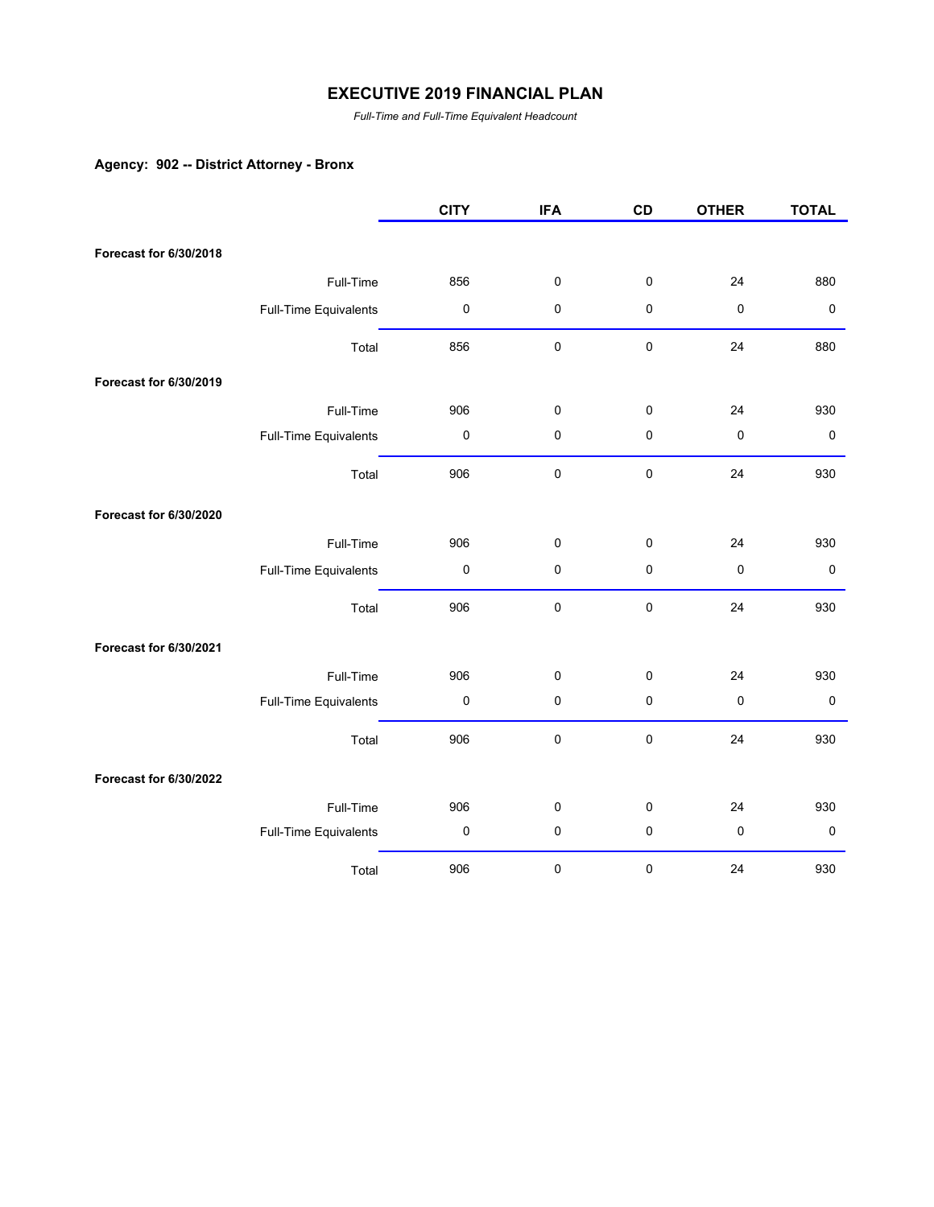# EXECUTIVE 2019 FINANCIAL PLAN

*Full-Time and Full-Time Equivalent Headcount*

**Agency: 902 -- District Attorney - Bronx**

| | | CITY | IFA | CD | OTHER | TOTAL |
|---|---|---|---|---|---|---|
| **Forecast for 6/30/2018** | | | | | | |
| | Full-Time | 856 | 0 | 0 | 24 | 880 |
| | Full-Time Equivalents | 0 | 0 | 0 | 0 | 0 |
| | Total | 856 | 0 | 0 | 24 | 880 |
| **Forecast for 6/30/2019** | | | | | | |
| | Full-Time | 906 | 0 | 0 | 24 | 930 |
| | Full-Time Equivalents | 0 | 0 | 0 | 0 | 0 |
| | Total | 906 | 0 | 0 | 24 | 930 |
| **Forecast for 6/30/2020** | | | | | | |
| | Full-Time | 906 | 0 | 0 | 24 | 930 |
| | Full-Time Equivalents | 0 | 0 | 0 | 0 | 0 |
| | Total | 906 | 0 | 0 | 24 | 930 |
| **Forecast for 6/30/2021** | | | | | | |
| | Full-Time | 906 | 0 | 0 | 24 | 930 |
| | Full-Time Equivalents | 0 | 0 | 0 | 0 | 0 |
| | Total | 906 | 0 | 0 | 24 | 930 |
| **Forecast for 6/30/2022** | | | | | | |
| | Full-Time | 906 | 0 | 0 | 24 | 930 |
| | Full-Time Equivalents | 0 | 0 | 0 | 0 | 0 |
| | Total | 906 | 0 | 0 | 24 | 930 |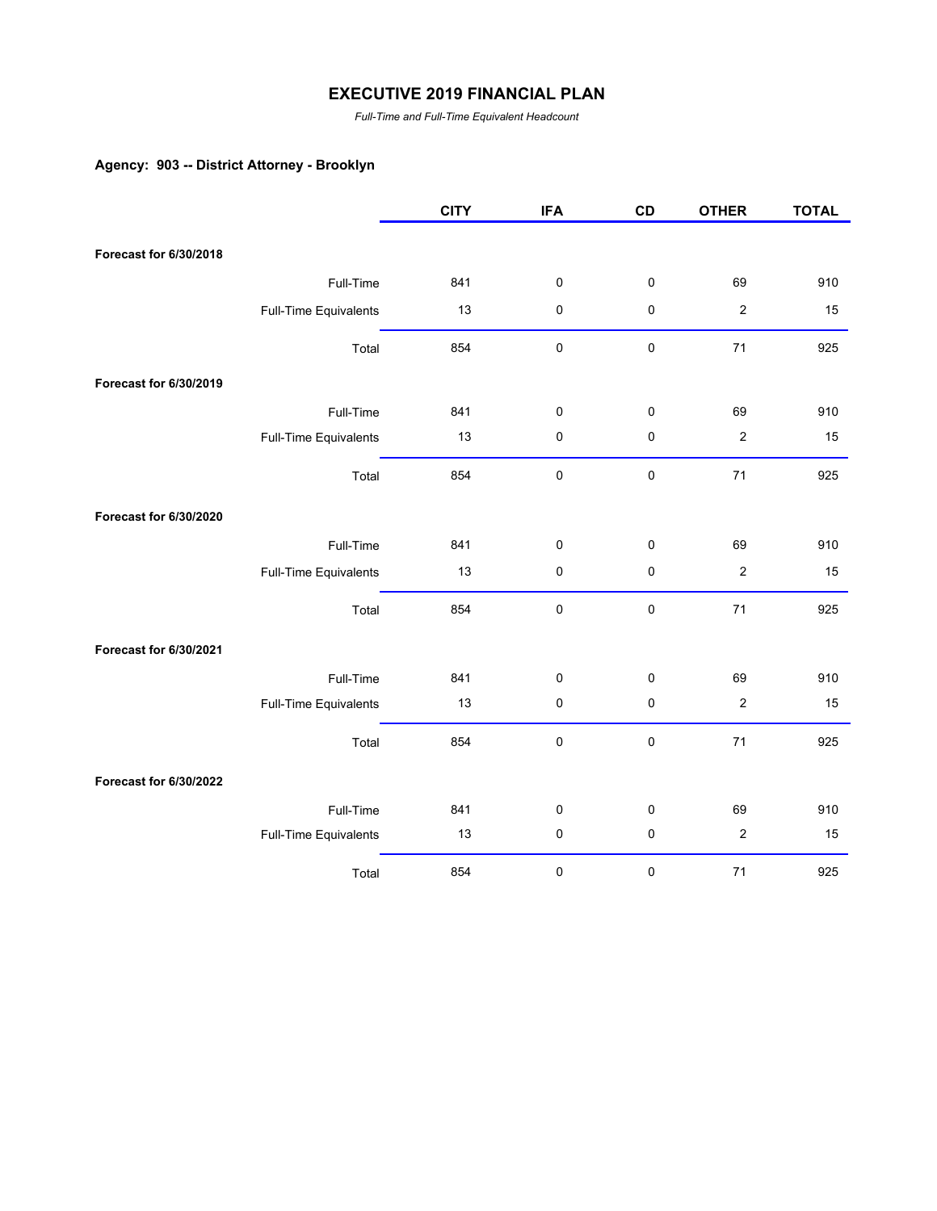# EXECUTIVE 2019 FINANCIAL PLAN

*Full-Time and Full-Time Equivalent Headcount*

## Agency: 903 -- District Attorney - Brooklyn

| | | CITY | IFA | CD | OTHER | TOTAL |
|---|---|---|---|---|---|---|
| **Forecast for 6/30/2018** | | | | | | |
| | Full-Time | 841 | 0 | 0 | 69 | 910 |
| | Full-Time Equivalents | 13 | 0 | 0 | 2 | 15 |
| | Total | 854 | 0 | 0 | 71 | 925 |
| **Forecast for 6/30/2019** | | | | | | |
| | Full-Time | 841 | 0 | 0 | 69 | 910 |
| | Full-Time Equivalents | 13 | 0 | 0 | 2 | 15 |
| | Total | 854 | 0 | 0 | 71 | 925 |
| **Forecast for 6/30/2020** | | | | | | |
| | Full-Time | 841 | 0 | 0 | 69 | 910 |
| | Full-Time Equivalents | 13 | 0 | 0 | 2 | 15 |
| | Total | 854 | 0 | 0 | 71 | 925 |
| **Forecast for 6/30/2021** | | | | | | |
| | Full-Time | 841 | 0 | 0 | 69 | 910 |
| | Full-Time Equivalents | 13 | 0 | 0 | 2 | 15 |
| | Total | 854 | 0 | 0 | 71 | 925 |
| **Forecast for 6/30/2022** | | | | | | |
| | Full-Time | 841 | 0 | 0 | 69 | 910 |
| | Full-Time Equivalents | 13 | 0 | 0 | 2 | 15 |
| | Total | 854 | 0 | 0 | 71 | 925 |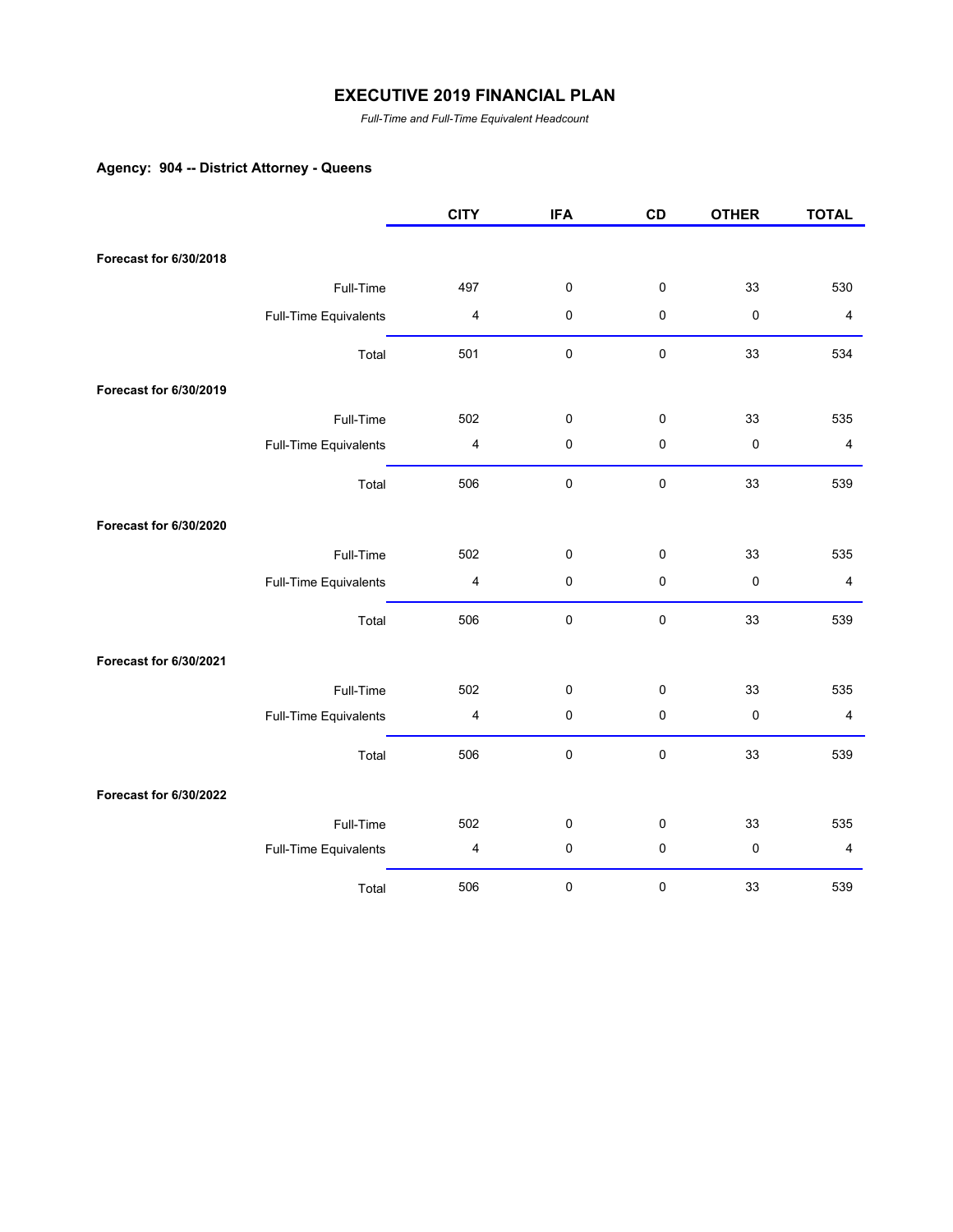# EXECUTIVE 2019 FINANCIAL PLAN

*Full-Time and Full-Time Equivalent Headcount*

### Agency: 904 -- District Attorney - Queens

| | | CITY | IFA | CD | OTHER | TOTAL |
|---|---|---|---|---|---|---|
| **Forecast for 6/30/2018** | | | | | | |
| | Full-Time | 497 | 0 | 0 | 33 | 530 |
| | Full-Time Equivalents | 4 | 0 | 0 | 0 | 4 |
| | Total | 501 | 0 | 0 | 33 | 534 |
| **Forecast for 6/30/2019** | | | | | | |
| | Full-Time | 502 | 0 | 0 | 33 | 535 |
| | Full-Time Equivalents | 4 | 0 | 0 | 0 | 4 |
| | Total | 506 | 0 | 0 | 33 | 539 |
| **Forecast for 6/30/2020** | | | | | | |
| | Full-Time | 502 | 0 | 0 | 33 | 535 |
| | Full-Time Equivalents | 4 | 0 | 0 | 0 | 4 |
| | Total | 506 | 0 | 0 | 33 | 539 |
| **Forecast for 6/30/2021** | | | | | | |
| | Full-Time | 502 | 0 | 0 | 33 | 535 |
| | Full-Time Equivalents | 4 | 0 | 0 | 0 | 4 |
| | Total | 506 | 0 | 0 | 33 | 539 |
| **Forecast for 6/30/2022** | | | | | | |
| | Full-Time | 502 | 0 | 0 | 33 | 535 |
| | Full-Time Equivalents | 4 | 0 | 0 | 0 | 4 |
| | Total | 506 | 0 | 0 | 33 | 539 |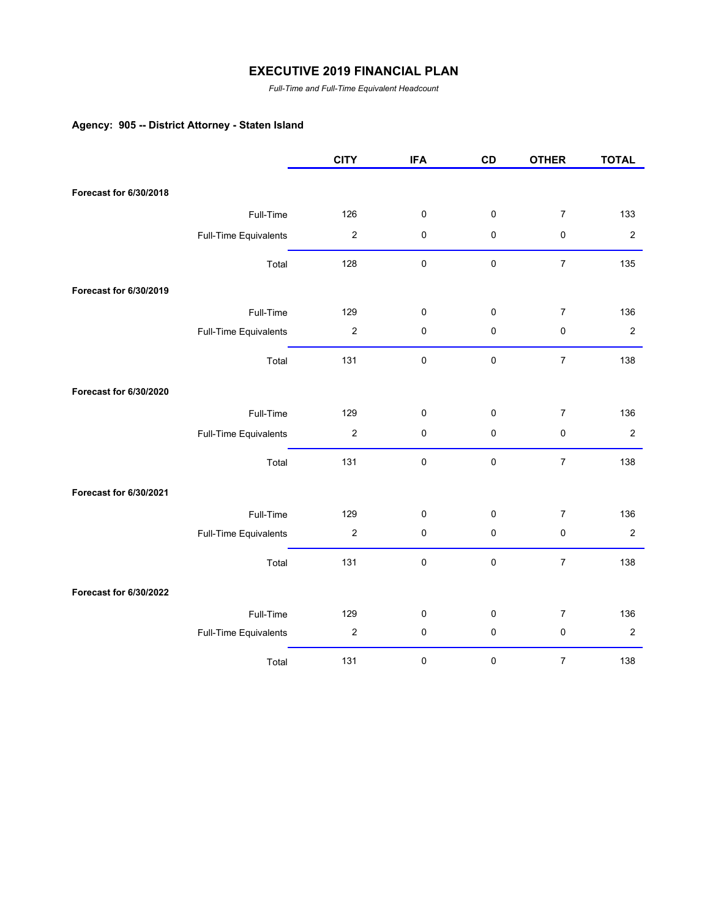# EXECUTIVE 2019 FINANCIAL PLAN

*Full-Time and Full-Time Equivalent Headcount*

**Agency: 905 -- District Attorney - Staten Island**

| | | CITY | IFA | CD | OTHER | TOTAL |
|---|---|---|---|---|---|---|
| **Forecast for 6/30/2018** | | | | | | |
| | Full-Time | 126 | 0 | 0 | 7 | 133 |
| | Full-Time Equivalents | 2 | 0 | 0 | 0 | 2 |
| | Total | 128 | 0 | 0 | 7 | 135 |
| **Forecast for 6/30/2019** | | | | | | |
| | Full-Time | 129 | 0 | 0 | 7 | 136 |
| | Full-Time Equivalents | 2 | 0 | 0 | 0 | 2 |
| | Total | 131 | 0 | 0 | 7 | 138 |
| **Forecast for 6/30/2020** | | | | | | |
| | Full-Time | 129 | 0 | 0 | 7 | 136 |
| | Full-Time Equivalents | 2 | 0 | 0 | 0 | 2 |
| | Total | 131 | 0 | 0 | 7 | 138 |
| **Forecast for 6/30/2021** | | | | | | |
| | Full-Time | 129 | 0 | 0 | 7 | 136 |
| | Full-Time Equivalents | 2 | 0 | 0 | 0 | 2 |
| | Total | 131 | 0 | 0 | 7 | 138 |
| **Forecast for 6/30/2022** | | | | | | |
| | Full-Time | 129 | 0 | 0 | 7 | 136 |
| | Full-Time Equivalents | 2 | 0 | 0 | 0 | 2 |
| | Total | 131 | 0 | 0 | 7 | 138 |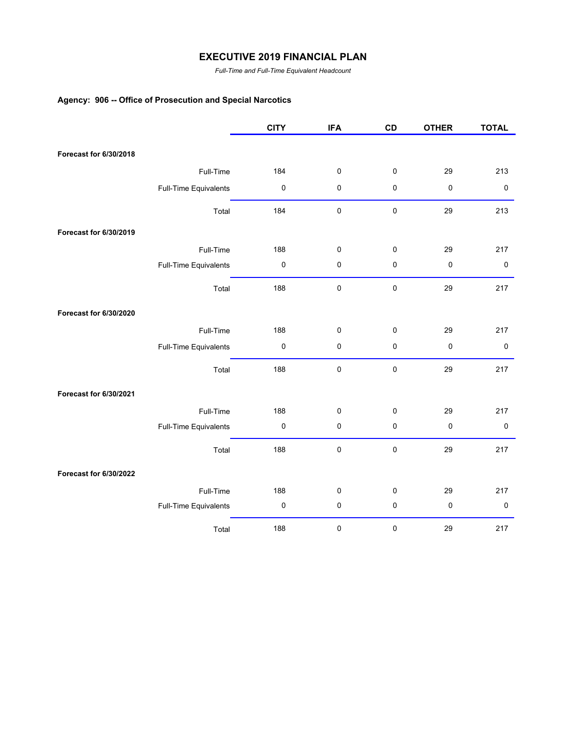# EXECUTIVE 2019 FINANCIAL PLAN

*Full-Time and Full-Time Equivalent Headcount*

### Agency: 906 -- Office of Prosecution and Special Narcotics

| | | CITY | IFA | CD | OTHER | TOTAL |
|---|---|---|---|---|---|---|
| **Forecast for 6/30/2018** | | | | | | |
| | Full-Time | 184 | 0 | 0 | 29 | 213 |
| | Full-Time Equivalents | 0 | 0 | 0 | 0 | 0 |
| | Total | 184 | 0 | 0 | 29 | 213 |
| **Forecast for 6/30/2019** | | | | | | |
| | Full-Time | 188 | 0 | 0 | 29 | 217 |
| | Full-Time Equivalents | 0 | 0 | 0 | 0 | 0 |
| | Total | 188 | 0 | 0 | 29 | 217 |
| **Forecast for 6/30/2020** | | | | | | |
| | Full-Time | 188 | 0 | 0 | 29 | 217 |
| | Full-Time Equivalents | 0 | 0 | 0 | 0 | 0 |
| | Total | 188 | 0 | 0 | 29 | 217 |
| **Forecast for 6/30/2021** | | | | | | |
| | Full-Time | 188 | 0 | 0 | 29 | 217 |
| | Full-Time Equivalents | 0 | 0 | 0 | 0 | 0 |
| | Total | 188 | 0 | 0 | 29 | 217 |
| **Forecast for 6/30/2022** | | | | | | |
| | Full-Time | 188 | 0 | 0 | 29 | 217 |
| | Full-Time Equivalents | 0 | 0 | 0 | 0 | 0 |
| | Total | 188 | 0 | 0 | 29 | 217 |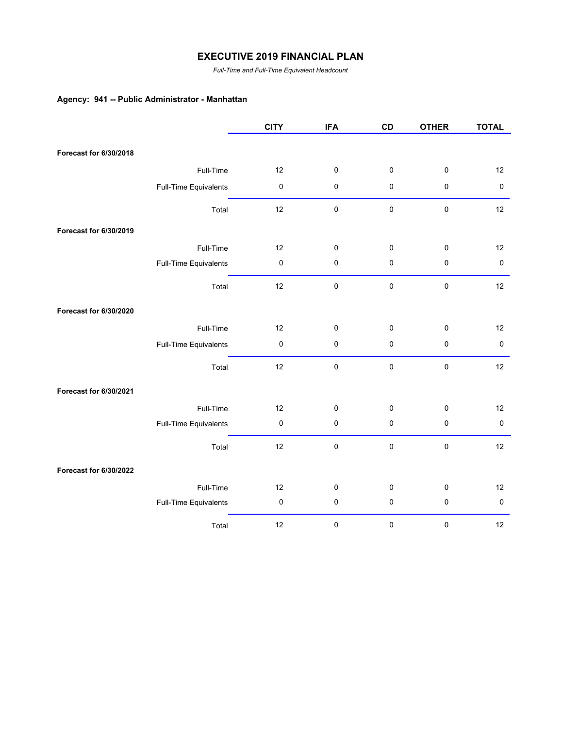# EXECUTIVE 2019 FINANCIAL PLAN

*Full-Time and Full-Time Equivalent Headcount*

**Agency: 941 -- Public Administrator - Manhattan**

| | | CITY | IFA | CD | OTHER | TOTAL |
|---|---|---|---|---|---|---|
| **Forecast for 6/30/2018** | | | | | | |
| | Full-Time | 12 | 0 | 0 | 0 | 12 |
| | Full-Time Equivalents | 0 | 0 | 0 | 0 | 0 |
| | Total | 12 | 0 | 0 | 0 | 12 |
| **Forecast for 6/30/2019** | | | | | | |
| | Full-Time | 12 | 0 | 0 | 0 | 12 |
| | Full-Time Equivalents | 0 | 0 | 0 | 0 | 0 |
| | Total | 12 | 0 | 0 | 0 | 12 |
| **Forecast for 6/30/2020** | | | | | | |
| | Full-Time | 12 | 0 | 0 | 0 | 12 |
| | Full-Time Equivalents | 0 | 0 | 0 | 0 | 0 |
| | Total | 12 | 0 | 0 | 0 | 12 |
| **Forecast for 6/30/2021** | | | | | | |
| | Full-Time | 12 | 0 | 0 | 0 | 12 |
| | Full-Time Equivalents | 0 | 0 | 0 | 0 | 0 |
| | Total | 12 | 0 | 0 | 0 | 12 |
| **Forecast for 6/30/2022** | | | | | | |
| | Full-Time | 12 | 0 | 0 | 0 | 12 |
| | Full-Time Equivalents | 0 | 0 | 0 | 0 | 0 |
| | Total | 12 | 0 | 0 | 0 | 12 |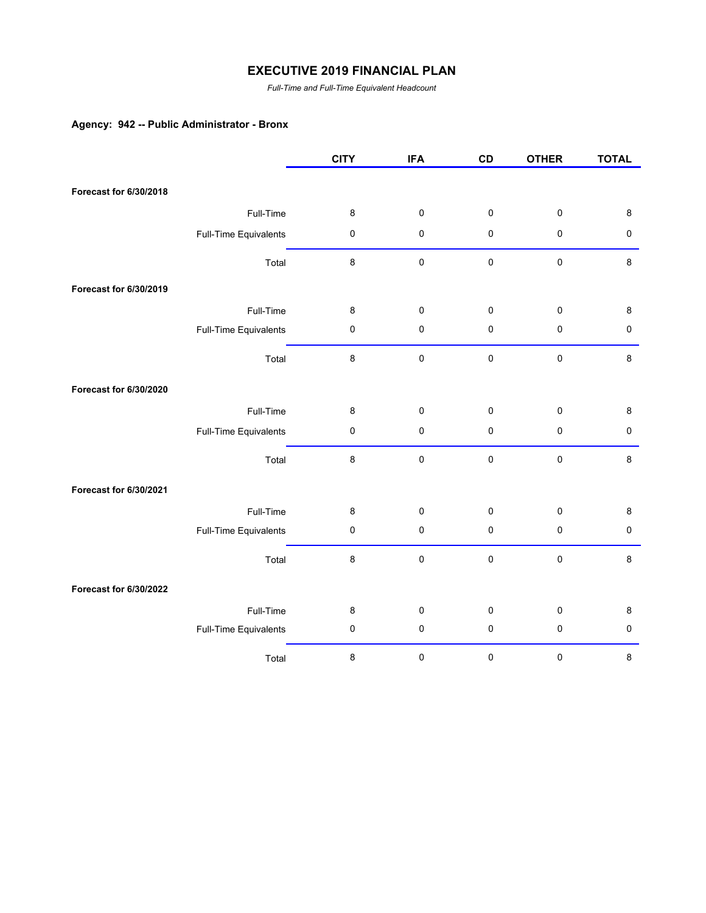# EXECUTIVE 2019 FINANCIAL PLAN

*Full-Time and Full-Time Equivalent Headcount*

**Agency: 942 -- Public Administrator - Bronx**

| | | CITY | IFA | CD | OTHER | TOTAL |
|---|---|---|---|---|---|---|
| **Forecast for 6/30/2018** | | | | | | |
| | Full-Time | 8 | 0 | 0 | 0 | 8 |
| | Full-Time Equivalents | 0 | 0 | 0 | 0 | 0 |
| | Total | 8 | 0 | 0 | 0 | 8 |
| **Forecast for 6/30/2019** | | | | | | |
| | Full-Time | 8 | 0 | 0 | 0 | 8 |
| | Full-Time Equivalents | 0 | 0 | 0 | 0 | 0 |
| | Total | 8 | 0 | 0 | 0 | 8 |
| **Forecast for 6/30/2020** | | | | | | |
| | Full-Time | 8 | 0 | 0 | 0 | 8 |
| | Full-Time Equivalents | 0 | 0 | 0 | 0 | 0 |
| | Total | 8 | 0 | 0 | 0 | 8 |
| **Forecast for 6/30/2021** | | | | | | |
| | Full-Time | 8 | 0 | 0 | 0 | 8 |
| | Full-Time Equivalents | 0 | 0 | 0 | 0 | 0 |
| | Total | 8 | 0 | 0 | 0 | 8 |
| **Forecast for 6/30/2022** | | | | | | |
| | Full-Time | 8 | 0 | 0 | 0 | 8 |
| | Full-Time Equivalents | 0 | 0 | 0 | 0 | 0 |
| | Total | 8 | 0 | 0 | 0 | 8 |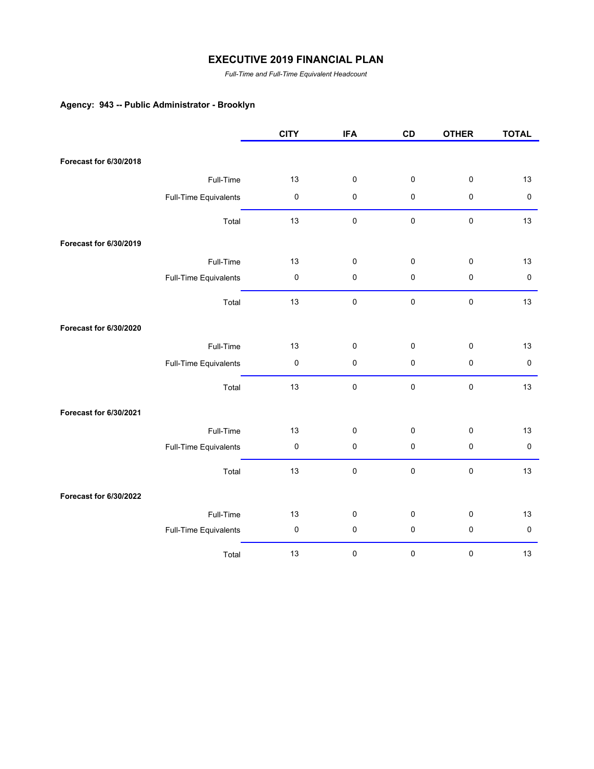# EXECUTIVE 2019 FINANCIAL PLAN

*Full-Time and Full-Time Equivalent Headcount*

### Agency: 943 -- Public Administrator - Brooklyn

| | | CITY | IFA | CD | OTHER | TOTAL |
|---|---|---|---|---|---|---|
| **Forecast for 6/30/2018** | | | | | | |
| | Full-Time | 13 | 0 | 0 | 0 | 13 |
| | Full-Time Equivalents | 0 | 0 | 0 | 0 | 0 |
| | Total | 13 | 0 | 0 | 0 | 13 |
| **Forecast for 6/30/2019** | | | | | | |
| | Full-Time | 13 | 0 | 0 | 0 | 13 |
| | Full-Time Equivalents | 0 | 0 | 0 | 0 | 0 |
| | Total | 13 | 0 | 0 | 0 | 13 |
| **Forecast for 6/30/2020** | | | | | | |
| | Full-Time | 13 | 0 | 0 | 0 | 13 |
| | Full-Time Equivalents | 0 | 0 | 0 | 0 | 0 |
| | Total | 13 | 0 | 0 | 0 | 13 |
| **Forecast for 6/30/2021** | | | | | | |
| | Full-Time | 13 | 0 | 0 | 0 | 13 |
| | Full-Time Equivalents | 0 | 0 | 0 | 0 | 0 |
| | Total | 13 | 0 | 0 | 0 | 13 |
| **Forecast for 6/30/2022** | | | | | | |
| | Full-Time | 13 | 0 | 0 | 0 | 13 |
| | Full-Time Equivalents | 0 | 0 | 0 | 0 | 0 |
| | Total | 13 | 0 | 0 | 0 | 13 |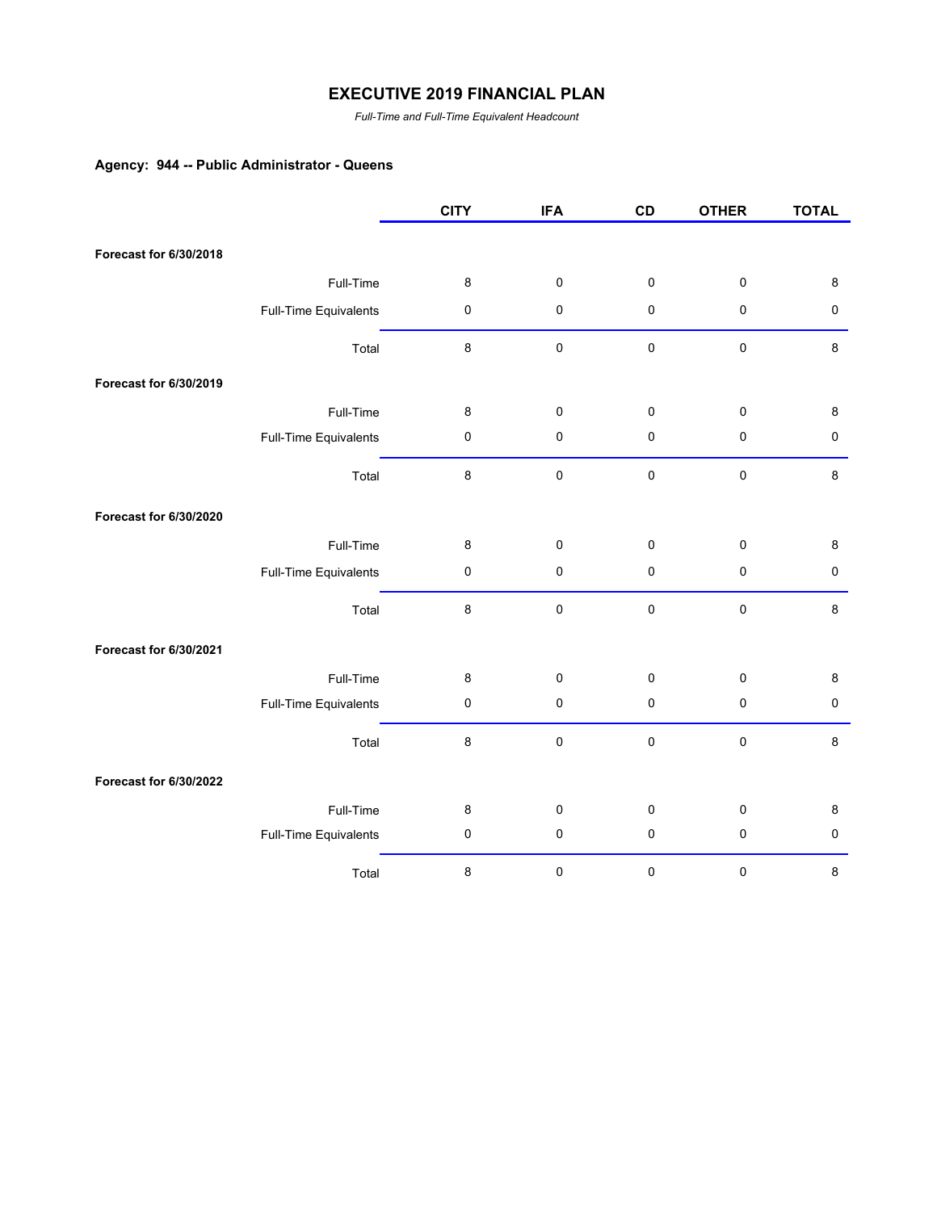# EXECUTIVE 2019 FINANCIAL PLAN

*Full-Time and Full-Time Equivalent Headcount*

### Agency: 944 -- Public Administrator - Queens

| | | CITY | IFA | CD | OTHER | TOTAL |
|---|---|---|---|---|---|---|
| **Forecast for 6/30/2018** | | | | | | |
| | Full-Time | 8 | 0 | 0 | 0 | 8 |
| | Full-Time Equivalents | 0 | 0 | 0 | 0 | 0 |
| | Total | 8 | 0 | 0 | 0 | 8 |
| **Forecast for 6/30/2019** | | | | | | |
| | Full-Time | 8 | 0 | 0 | 0 | 8 |
| | Full-Time Equivalents | 0 | 0 | 0 | 0 | 0 |
| | Total | 8 | 0 | 0 | 0 | 8 |
| **Forecast for 6/30/2020** | | | | | | |
| | Full-Time | 8 | 0 | 0 | 0 | 8 |
| | Full-Time Equivalents | 0 | 0 | 0 | 0 | 0 |
| | Total | 8 | 0 | 0 | 0 | 8 |
| **Forecast for 6/30/2021** | | | | | | |
| | Full-Time | 8 | 0 | 0 | 0 | 8 |
| | Full-Time Equivalents | 0 | 0 | 0 | 0 | 0 |
| | Total | 8 | 0 | 0 | 0 | 8 |
| **Forecast for 6/30/2022** | | | | | | |
| | Full-Time | 8 | 0 | 0 | 0 | 8 |
| | Full-Time Equivalents | 0 | 0 | 0 | 0 | 0 |
| | Total | 8 | 0 | 0 | 0 | 8 |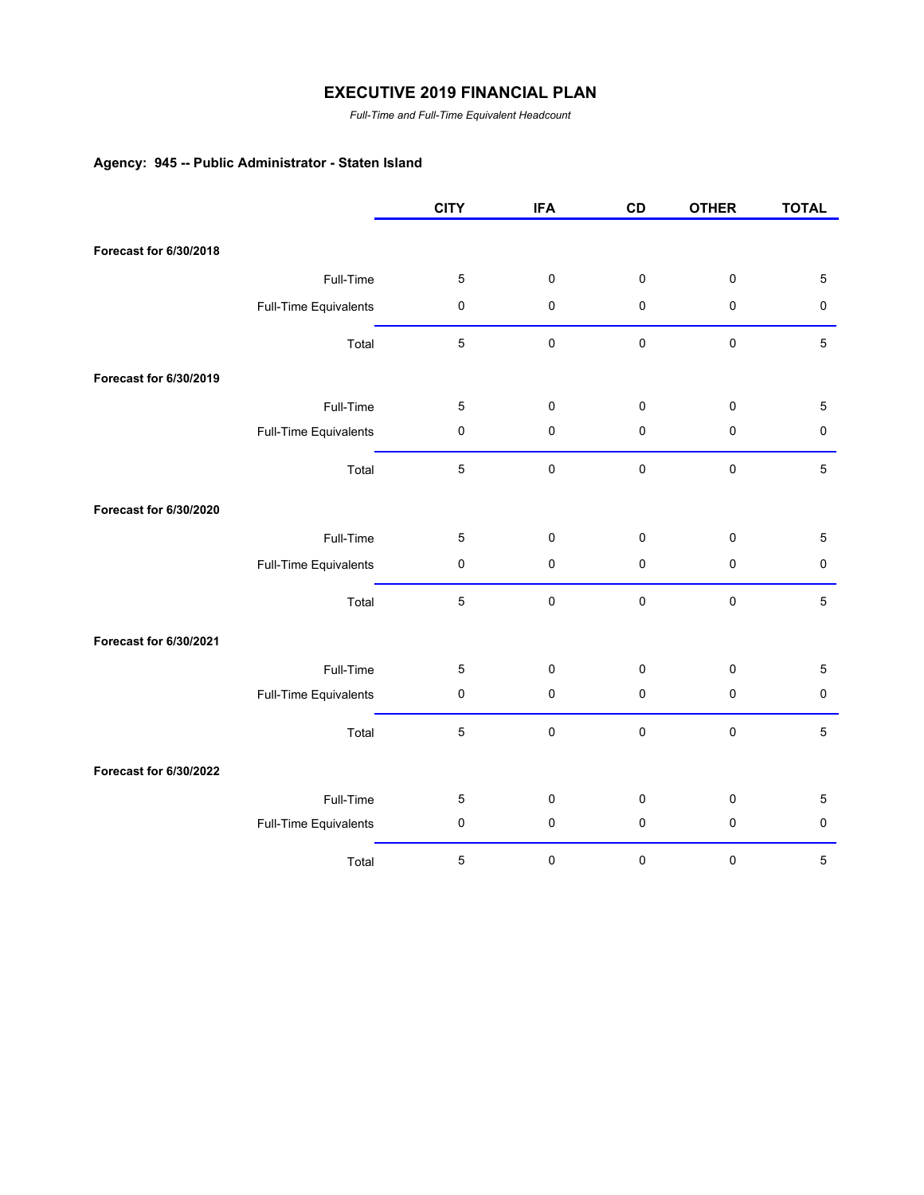# EXECUTIVE 2019 FINANCIAL PLAN

*Full-Time and Full-Time Equivalent Headcount*

### Agency: 945 -- Public Administrator - Staten Island

| | | CITY | IFA | CD | OTHER | TOTAL |
|---|---|---|---|---|---|---|
| **Forecast for 6/30/2018** | | | | | | |
| | Full-Time | 5 | 0 | 0 | 0 | 5 |
| | Full-Time Equivalents | 0 | 0 | 0 | 0 | 0 |
| | Total | 5 | 0 | 0 | 0 | 5 |
| **Forecast for 6/30/2019** | | | | | | |
| | Full-Time | 5 | 0 | 0 | 0 | 5 |
| | Full-Time Equivalents | 0 | 0 | 0 | 0 | 0 |
| | Total | 5 | 0 | 0 | 0 | 5 |
| **Forecast for 6/30/2020** | | | | | | |
| | Full-Time | 5 | 0 | 0 | 0 | 5 |
| | Full-Time Equivalents | 0 | 0 | 0 | 0 | 0 |
| | Total | 5 | 0 | 0 | 0 | 5 |
| **Forecast for 6/30/2021** | | | | | | |
| | Full-Time | 5 | 0 | 0 | 0 | 5 |
| | Full-Time Equivalents | 0 | 0 | 0 | 0 | 0 |
| | Total | 5 | 0 | 0 | 0 | 5 |
| **Forecast for 6/30/2022** | | | | | | |
| | Full-Time | 5 | 0 | 0 | 0 | 5 |
| | Full-Time Equivalents | 0 | 0 | 0 | 0 | 0 |
| | Total | 5 | 0 | 0 | 0 | 5 |